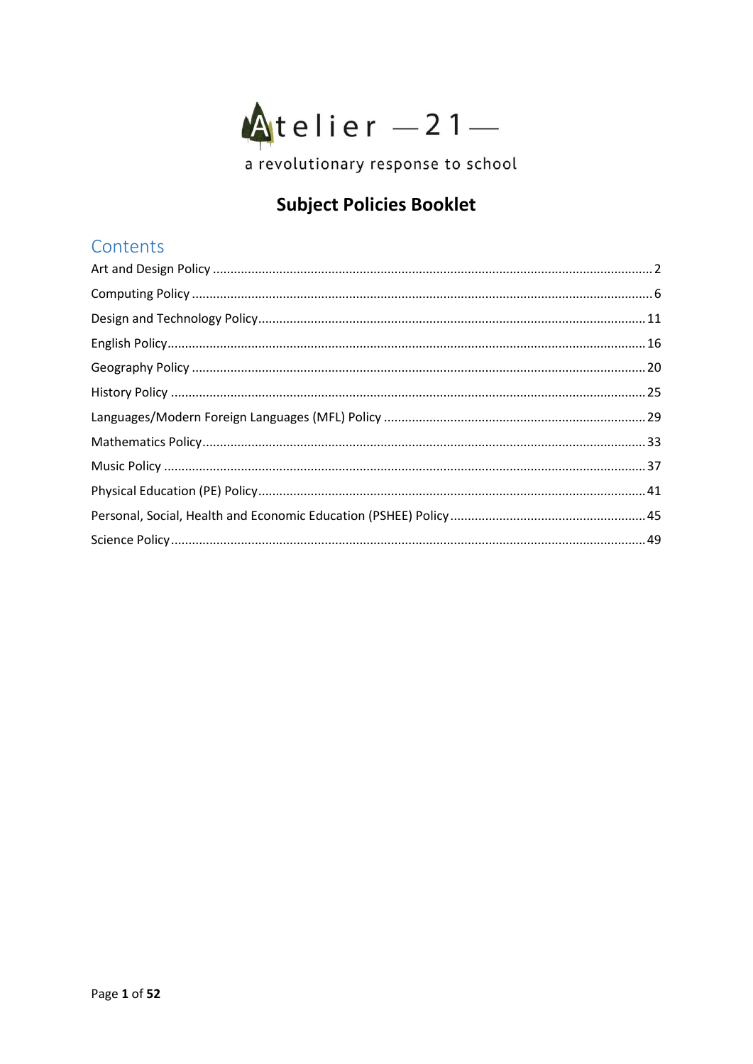Atelier —21—

a revolutionary response to school

# Subject Policies Booklet

## Contents

Art and Design Policy ........................................................ 2

Computing Policy ........................................................ 6

Design and Technology Policy ........................................................ 11

English Policy ........................................................ 16

Geography Policy ........................................................ 20

History Policy ........................................................ 25

Languages/Modern Foreign Languages (MFL) Policy ........................................................ 29

Mathematics Policy ........................................................ 33

Music Policy ........................................................ 37

Physical Education (PE) Policy ........................................................ 41

Personal, Social, Health and Economic Education (PSHEE) Policy ........................................................ 45

Science Policy ........................................................ 49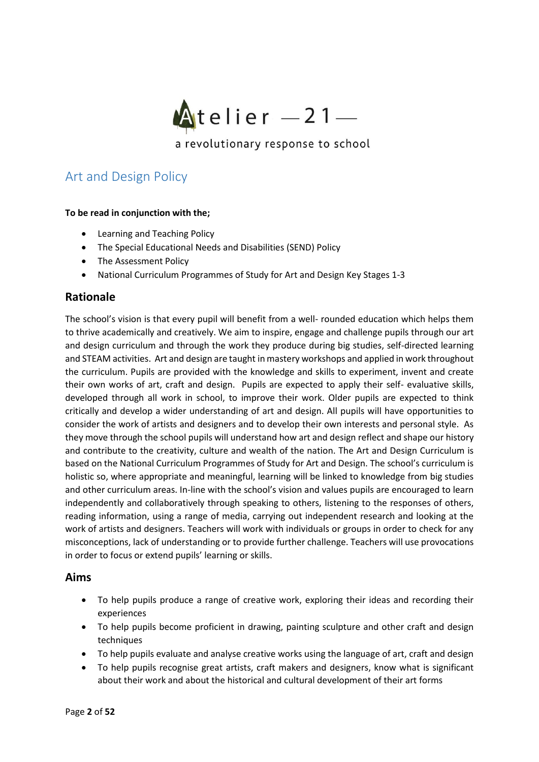Atelier —21—

a revolutionary response to school

# Art and Design Policy

**To be read in conjunction with the;**

- Learning and Teaching Policy
- The Special Educational Needs and Disabilities (SEND) Policy
- The Assessment Policy
- National Curriculum Programmes of Study for Art and Design Key Stages 1-3

## Rationale

The school's vision is that every pupil will benefit from a well- rounded education which helps them to thrive academically and creatively. We aim to inspire, engage and challenge pupils through our art and design curriculum and through the work they produce during big studies, self-directed learning and STEAM activities. Art and design are taught in mastery workshops and applied in work throughout the curriculum. Pupils are provided with the knowledge and skills to experiment, invent and create their own works of art, craft and design. Pupils are expected to apply their self- evaluative skills, developed through all work in school, to improve their work. Older pupils are expected to think critically and develop a wider understanding of art and design. All pupils will have opportunities to consider the work of artists and designers and to develop their own interests and personal style. As they move through the school pupils will understand how art and design reflect and shape our history and contribute to the creativity, culture and wealth of the nation. The Art and Design Curriculum is based on the National Curriculum Programmes of Study for Art and Design. The school's curriculum is holistic so, where appropriate and meaningful, learning will be linked to knowledge from big studies and other curriculum areas. In-line with the school's vision and values pupils are encouraged to learn independently and collaboratively through speaking to others, listening to the responses of others, reading information, using a range of media, carrying out independent research and looking at the work of artists and designers. Teachers will work with individuals or groups in order to check for any misconceptions, lack of understanding or to provide further challenge. Teachers will use provocations in order to focus or extend pupils' learning or skills.

## Aims

- To help pupils produce a range of creative work, exploring their ideas and recording their experiences
- To help pupils become proficient in drawing, painting sculpture and other craft and design techniques
- To help pupils evaluate and analyse creative works using the language of art, craft and design
- To help pupils recognise great artists, craft makers and designers, know what is significant about their work and about the historical and cultural development of their art forms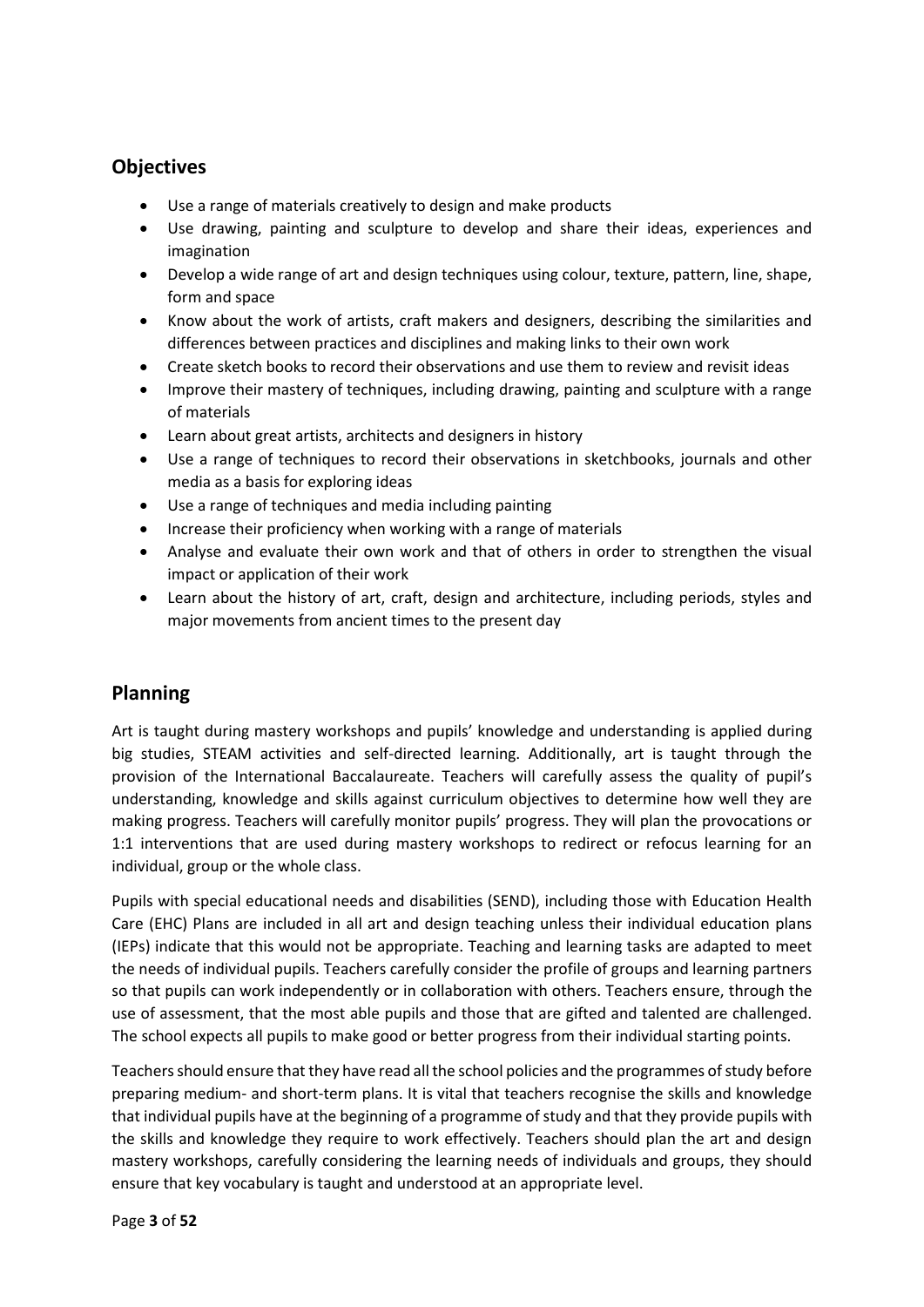## Objectives

- Use a range of materials creatively to design and make products
- Use drawing, painting and sculpture to develop and share their ideas, experiences and imagination
- Develop a wide range of art and design techniques using colour, texture, pattern, line, shape, form and space
- Know about the work of artists, craft makers and designers, describing the similarities and differences between practices and disciplines and making links to their own work
- Create sketch books to record their observations and use them to review and revisit ideas
- Improve their mastery of techniques, including drawing, painting and sculpture with a range of materials
- Learn about great artists, architects and designers in history
- Use a range of techniques to record their observations in sketchbooks, journals and other media as a basis for exploring ideas
- Use a range of techniques and media including painting
- Increase their proficiency when working with a range of materials
- Analyse and evaluate their own work and that of others in order to strengthen the visual impact or application of their work
- Learn about the history of art, craft, design and architecture, including periods, styles and major movements from ancient times to the present day

## Planning

Art is taught during mastery workshops and pupils' knowledge and understanding is applied during big studies, STEAM activities and self-directed learning. Additionally, art is taught through the provision of the International Baccalaureate. Teachers will carefully assess the quality of pupil's understanding, knowledge and skills against curriculum objectives to determine how well they are making progress. Teachers will carefully monitor pupils' progress. They will plan the provocations or 1:1 interventions that are used during mastery workshops to redirect or refocus learning for an individual, group or the whole class.

Pupils with special educational needs and disabilities (SEND), including those with Education Health Care (EHC) Plans are included in all art and design teaching unless their individual education plans (IEPs) indicate that this would not be appropriate. Teaching and learning tasks are adapted to meet the needs of individual pupils. Teachers carefully consider the profile of groups and learning partners so that pupils can work independently or in collaboration with others. Teachers ensure, through the use of assessment, that the most able pupils and those that are gifted and talented are challenged. The school expects all pupils to make good or better progress from their individual starting points.

Teachers should ensure that they have read all the school policies and the programmes of study before preparing medium- and short-term plans. It is vital that teachers recognise the skills and knowledge that individual pupils have at the beginning of a programme of study and that they provide pupils with the skills and knowledge they require to work effectively. Teachers should plan the art and design mastery workshops, carefully considering the learning needs of individuals and groups, they should ensure that key vocabulary is taught and understood at an appropriate level.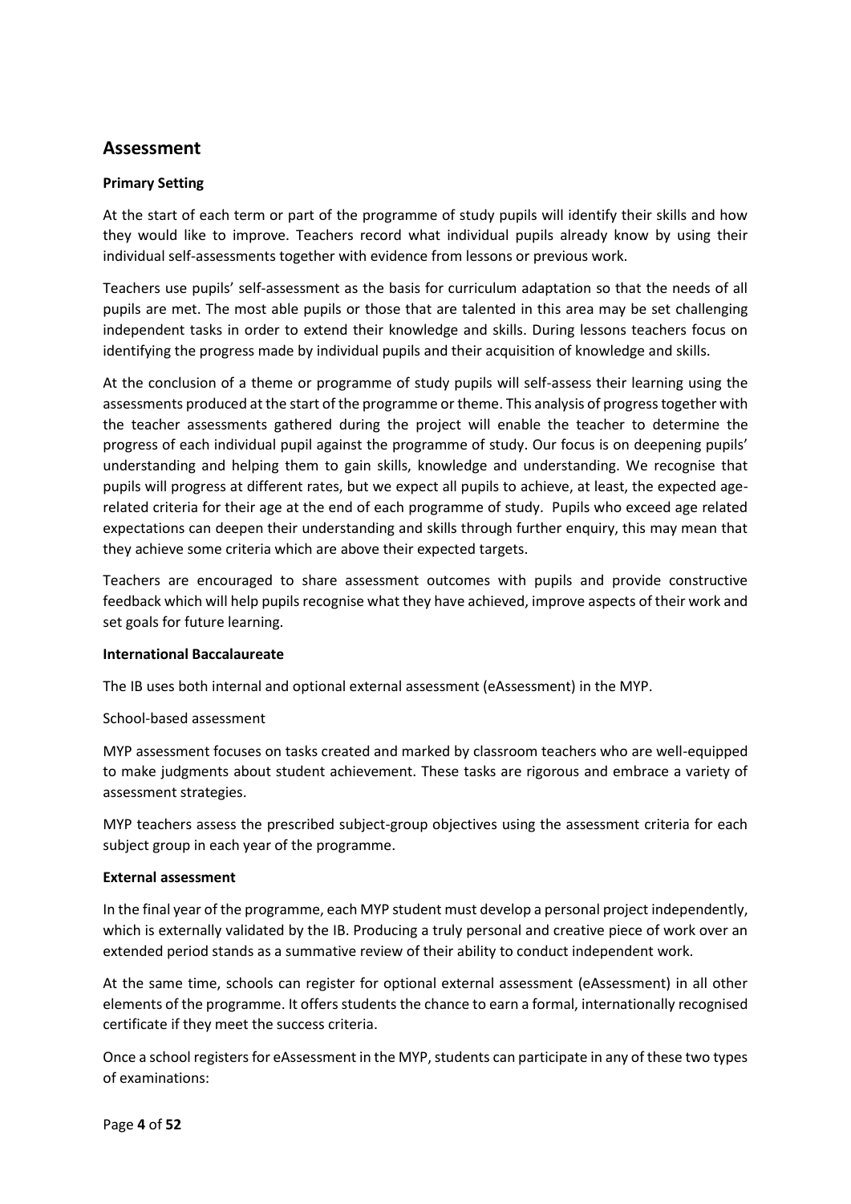## Assessment

**Primary Setting**

At the start of each term or part of the programme of study pupils will identify their skills and how they would like to improve. Teachers record what individual pupils already know by using their individual self-assessments together with evidence from lessons or previous work.

Teachers use pupils' self-assessment as the basis for curriculum adaptation so that the needs of all pupils are met. The most able pupils or those that are talented in this area may be set challenging independent tasks in order to extend their knowledge and skills. During lessons teachers focus on identifying the progress made by individual pupils and their acquisition of knowledge and skills.

At the conclusion of a theme or programme of study pupils will self-assess their learning using the assessments produced at the start of the programme or theme. This analysis of progress together with the teacher assessments gathered during the project will enable the teacher to determine the progress of each individual pupil against the programme of study. Our focus is on deepening pupils' understanding and helping them to gain skills, knowledge and understanding. We recognise that pupils will progress at different rates, but we expect all pupils to achieve, at least, the expected age-related criteria for their age at the end of each programme of study. Pupils who exceed age related expectations can deepen their understanding and skills through further enquiry, this may mean that they achieve some criteria which are above their expected targets.

Teachers are encouraged to share assessment outcomes with pupils and provide constructive feedback which will help pupils recognise what they have achieved, improve aspects of their work and set goals for future learning.

**International Baccalaureate**

The IB uses both internal and optional external assessment (eAssessment) in the MYP.

School-based assessment

MYP assessment focuses on tasks created and marked by classroom teachers who are well-equipped to make judgments about student achievement. These tasks are rigorous and embrace a variety of assessment strategies.

MYP teachers assess the prescribed subject-group objectives using the assessment criteria for each subject group in each year of the programme.

**External assessment**

In the final year of the programme, each MYP student must develop a personal project independently, which is externally validated by the IB. Producing a truly personal and creative piece of work over an extended period stands as a summative review of their ability to conduct independent work.

At the same time, schools can register for optional external assessment (eAssessment) in all other elements of the programme. It offers students the chance to earn a formal, internationally recognised certificate if they meet the success criteria.

Once a school registers for eAssessment in the MYP, students can participate in any of these two types of examinations: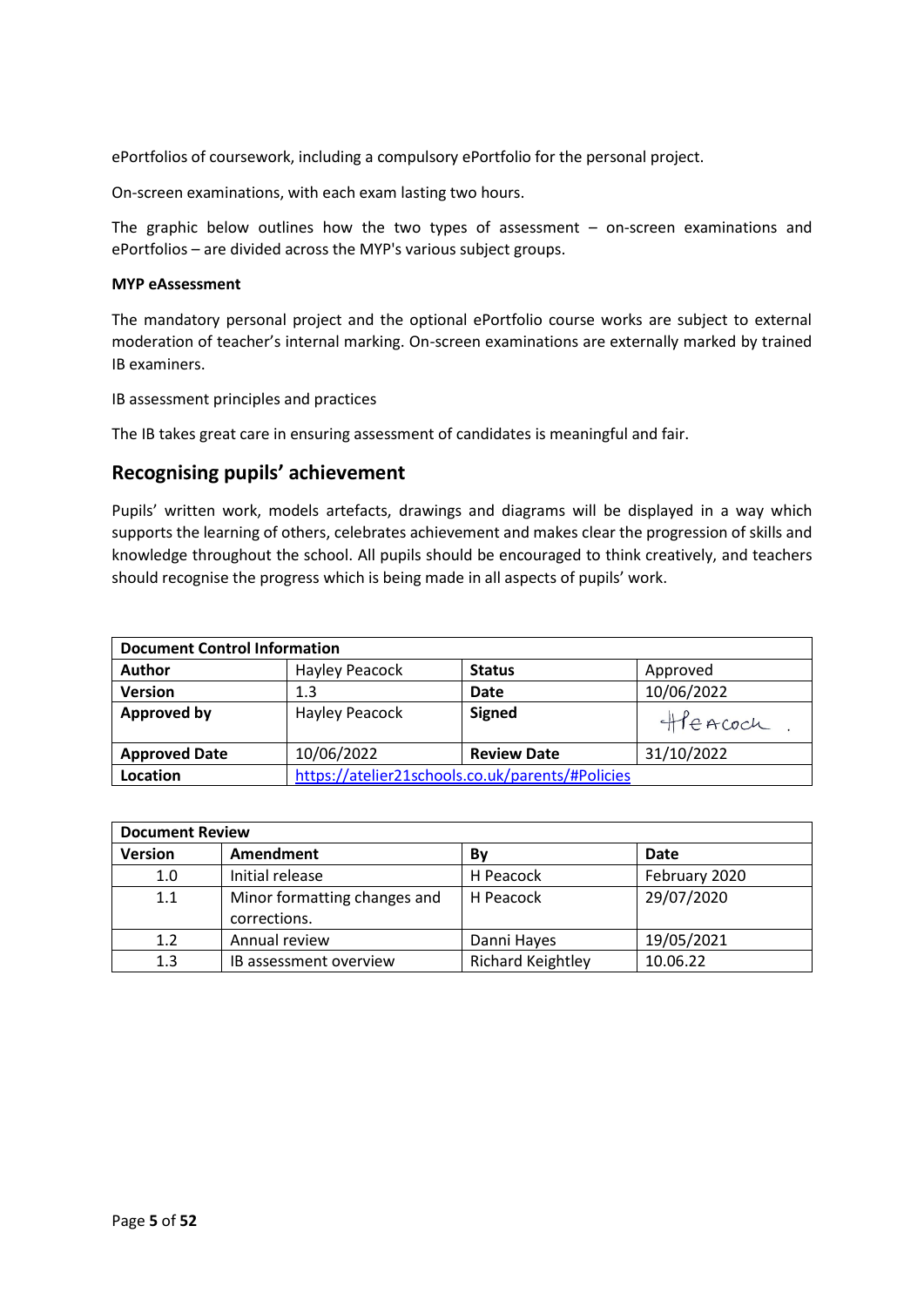ePortfolios of coursework, including a compulsory ePortfolio for the personal project.

On-screen examinations, with each exam lasting two hours.

The graphic below outlines how the two types of assessment – on-screen examinations and ePortfolios – are divided across the MYP's various subject groups.

**MYP eAssessment**

The mandatory personal project and the optional ePortfolio course works are subject to external moderation of teacher's internal marking. On-screen examinations are externally marked by trained IB examiners.

IB assessment principles and practices

The IB takes great care in ensuring assessment of candidates is meaningful and fair.

## Recognising pupils' achievement

Pupils' written work, models artefacts, drawings and diagrams will be displayed in a way which supports the learning of others, celebrates achievement and makes clear the progression of skills and knowledge throughout the school. All pupils should be encouraged to think creatively, and teachers should recognise the progress which is being made in all aspects of pupils' work.

| **Document Control Information** | | | |
|---|---|---|---|
| **Author** | Hayley Peacock | **Status** | Approved |
| **Version** | 1.3 | **Date** | 10/06/2022 |
| **Approved by** | Hayley Peacock | **Signed** | HPeacock |
| **Approved Date** | 10/06/2022 | **Review Date** | 31/10/2022 |
| **Location** | https://atelier21schools.co.uk/parents/#Policies | | |

| **Document Review** | | | |
|---|---|---|---|
| **Version** | **Amendment** | **By** | **Date** |
| 1.0 | Initial release | H Peacock | February 2020 |
| 1.1 | Minor formatting changes and corrections. | H Peacock | 29/07/2020 |
| 1.2 | Annual review | Danni Hayes | 19/05/2021 |
| 1.3 | IB assessment overview | Richard Keightley | 10.06.22 |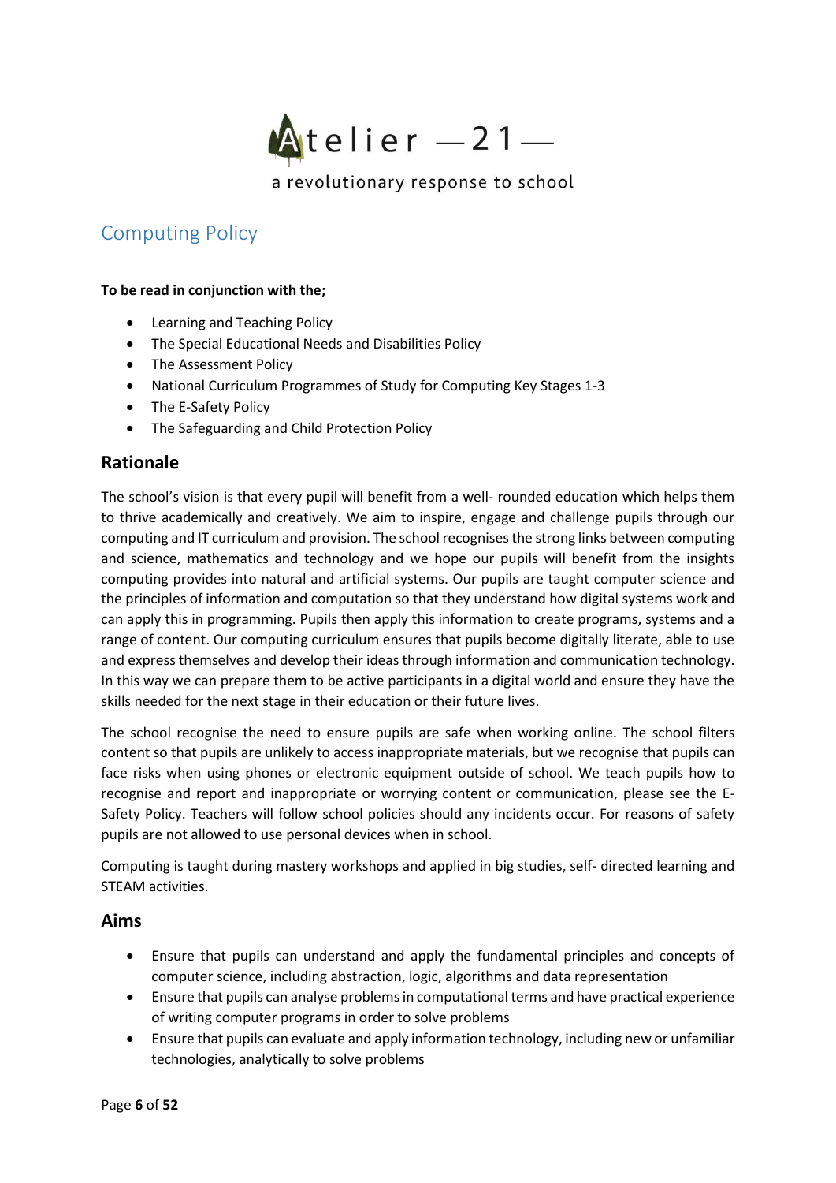Atelier —21—

a revolutionary response to school

# Computing Policy

**To be read in conjunction with the;**

- Learning and Teaching Policy
- The Special Educational Needs and Disabilities Policy
- The Assessment Policy
- National Curriculum Programmes of Study for Computing Key Stages 1-3
- The E-Safety Policy
- The Safeguarding and Child Protection Policy

## Rationale

The school's vision is that every pupil will benefit from a well- rounded education which helps them to thrive academically and creatively. We aim to inspire, engage and challenge pupils through our computing and IT curriculum and provision. The school recognises the strong links between computing and science, mathematics and technology and we hope our pupils will benefit from the insights computing provides into natural and artificial systems. Our pupils are taught computer science and the principles of information and computation so that they understand how digital systems work and can apply this in programming. Pupils then apply this information to create programs, systems and a range of content. Our computing curriculum ensures that pupils become digitally literate, able to use and express themselves and develop their ideas through information and communication technology. In this way we can prepare them to be active participants in a digital world and ensure they have the skills needed for the next stage in their education or their future lives.

The school recognise the need to ensure pupils are safe when working online. The school filters content so that pupils are unlikely to access inappropriate materials, but we recognise that pupils can face risks when using phones or electronic equipment outside of school. We teach pupils how to recognise and report and inappropriate or worrying content or communication, please see the E-Safety Policy. Teachers will follow school policies should any incidents occur. For reasons of safety pupils are not allowed to use personal devices when in school.

Computing is taught during mastery workshops and applied in big studies, self- directed learning and STEAM activities.

## Aims

- Ensure that pupils can understand and apply the fundamental principles and concepts of computer science, including abstraction, logic, algorithms and data representation
- Ensure that pupils can analyse problems in computational terms and have practical experience of writing computer programs in order to solve problems
- Ensure that pupils can evaluate and apply information technology, including new or unfamiliar technologies, analytically to solve problems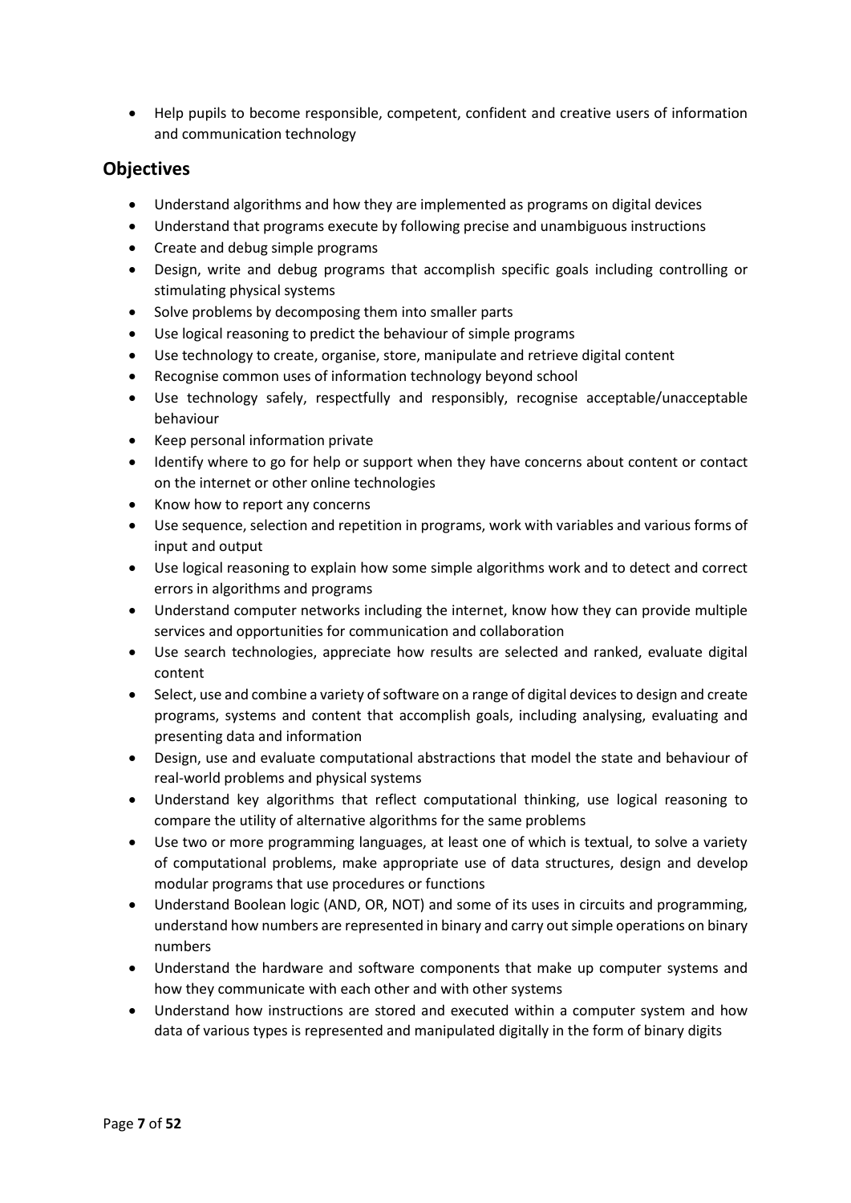- Help pupils to become responsible, competent, confident and creative users of information and communication technology

## Objectives

- Understand algorithms and how they are implemented as programs on digital devices
- Understand that programs execute by following precise and unambiguous instructions
- Create and debug simple programs
- Design, write and debug programs that accomplish specific goals including controlling or stimulating physical systems
- Solve problems by decomposing them into smaller parts
- Use logical reasoning to predict the behaviour of simple programs
- Use technology to create, organise, store, manipulate and retrieve digital content
- Recognise common uses of information technology beyond school
- Use technology safely, respectfully and responsibly, recognise acceptable/unacceptable behaviour
- Keep personal information private
- Identify where to go for help or support when they have concerns about content or contact on the internet or other online technologies
- Know how to report any concerns
- Use sequence, selection and repetition in programs, work with variables and various forms of input and output
- Use logical reasoning to explain how some simple algorithms work and to detect and correct errors in algorithms and programs
- Understand computer networks including the internet, know how they can provide multiple services and opportunities for communication and collaboration
- Use search technologies, appreciate how results are selected and ranked, evaluate digital content
- Select, use and combine a variety of software on a range of digital devices to design and create programs, systems and content that accomplish goals, including analysing, evaluating and presenting data and information
- Design, use and evaluate computational abstractions that model the state and behaviour of real-world problems and physical systems
- Understand key algorithms that reflect computational thinking, use logical reasoning to compare the utility of alternative algorithms for the same problems
- Use two or more programming languages, at least one of which is textual, to solve a variety of computational problems, make appropriate use of data structures, design and develop modular programs that use procedures or functions
- Understand Boolean logic (AND, OR, NOT) and some of its uses in circuits and programming, understand how numbers are represented in binary and carry out simple operations on binary numbers
- Understand the hardware and software components that make up computer systems and how they communicate with each other and with other systems
- Understand how instructions are stored and executed within a computer system and how data of various types is represented and manipulated digitally in the form of binary digits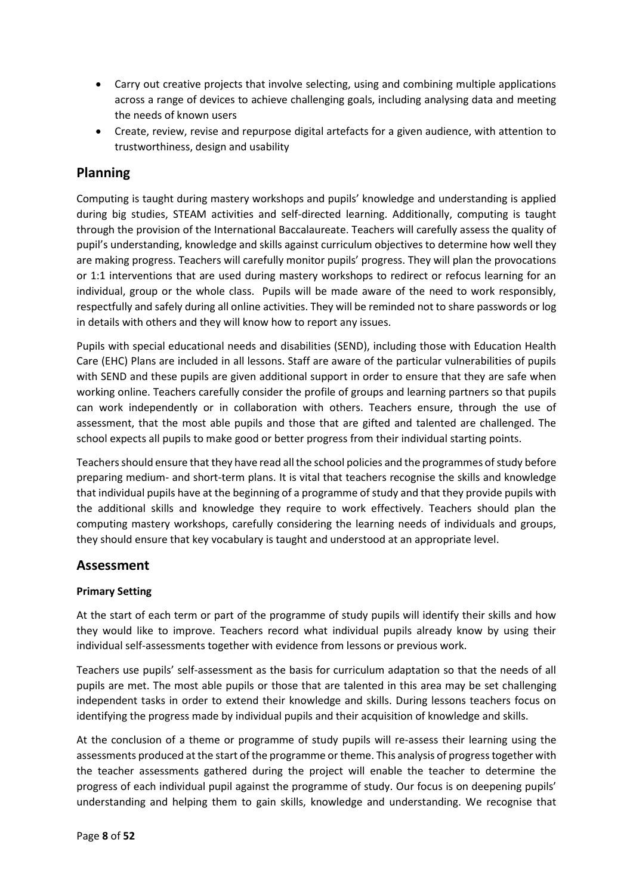- Carry out creative projects that involve selecting, using and combining multiple applications across a range of devices to achieve challenging goals, including analysing data and meeting the needs of known users
- Create, review, revise and repurpose digital artefacts for a given audience, with attention to trustworthiness, design and usability

## Planning

Computing is taught during mastery workshops and pupils' knowledge and understanding is applied during big studies, STEAM activities and self-directed learning. Additionally, computing is taught through the provision of the International Baccalaureate. Teachers will carefully assess the quality of pupil's understanding, knowledge and skills against curriculum objectives to determine how well they are making progress. Teachers will carefully monitor pupils' progress. They will plan the provocations or 1:1 interventions that are used during mastery workshops to redirect or refocus learning for an individual, group or the whole class. Pupils will be made aware of the need to work responsibly, respectfully and safely during all online activities. They will be reminded not to share passwords or log in details with others and they will know how to report any issues.

Pupils with special educational needs and disabilities (SEND), including those with Education Health Care (EHC) Plans are included in all lessons. Staff are aware of the particular vulnerabilities of pupils with SEND and these pupils are given additional support in order to ensure that they are safe when working online. Teachers carefully consider the profile of groups and learning partners so that pupils can work independently or in collaboration with others. Teachers ensure, through the use of assessment, that the most able pupils and those that are gifted and talented are challenged. The school expects all pupils to make good or better progress from their individual starting points.

Teachers should ensure that they have read all the school policies and the programmes of study before preparing medium- and short-term plans. It is vital that teachers recognise the skills and knowledge that individual pupils have at the beginning of a programme of study and that they provide pupils with the additional skills and knowledge they require to work effectively. Teachers should plan the computing mastery workshops, carefully considering the learning needs of individuals and groups, they should ensure that key vocabulary is taught and understood at an appropriate level.

## Assessment

### Primary Setting

At the start of each term or part of the programme of study pupils will identify their skills and how they would like to improve. Teachers record what individual pupils already know by using their individual self-assessments together with evidence from lessons or previous work.

Teachers use pupils' self-assessment as the basis for curriculum adaptation so that the needs of all pupils are met. The most able pupils or those that are talented in this area may be set challenging independent tasks in order to extend their knowledge and skills. During lessons teachers focus on identifying the progress made by individual pupils and their acquisition of knowledge and skills.

At the conclusion of a theme or programme of study pupils will re-assess their learning using the assessments produced at the start of the programme or theme. This analysis of progress together with the teacher assessments gathered during the project will enable the teacher to determine the progress of each individual pupil against the programme of study. Our focus is on deepening pupils' understanding and helping them to gain skills, knowledge and understanding. We recognise that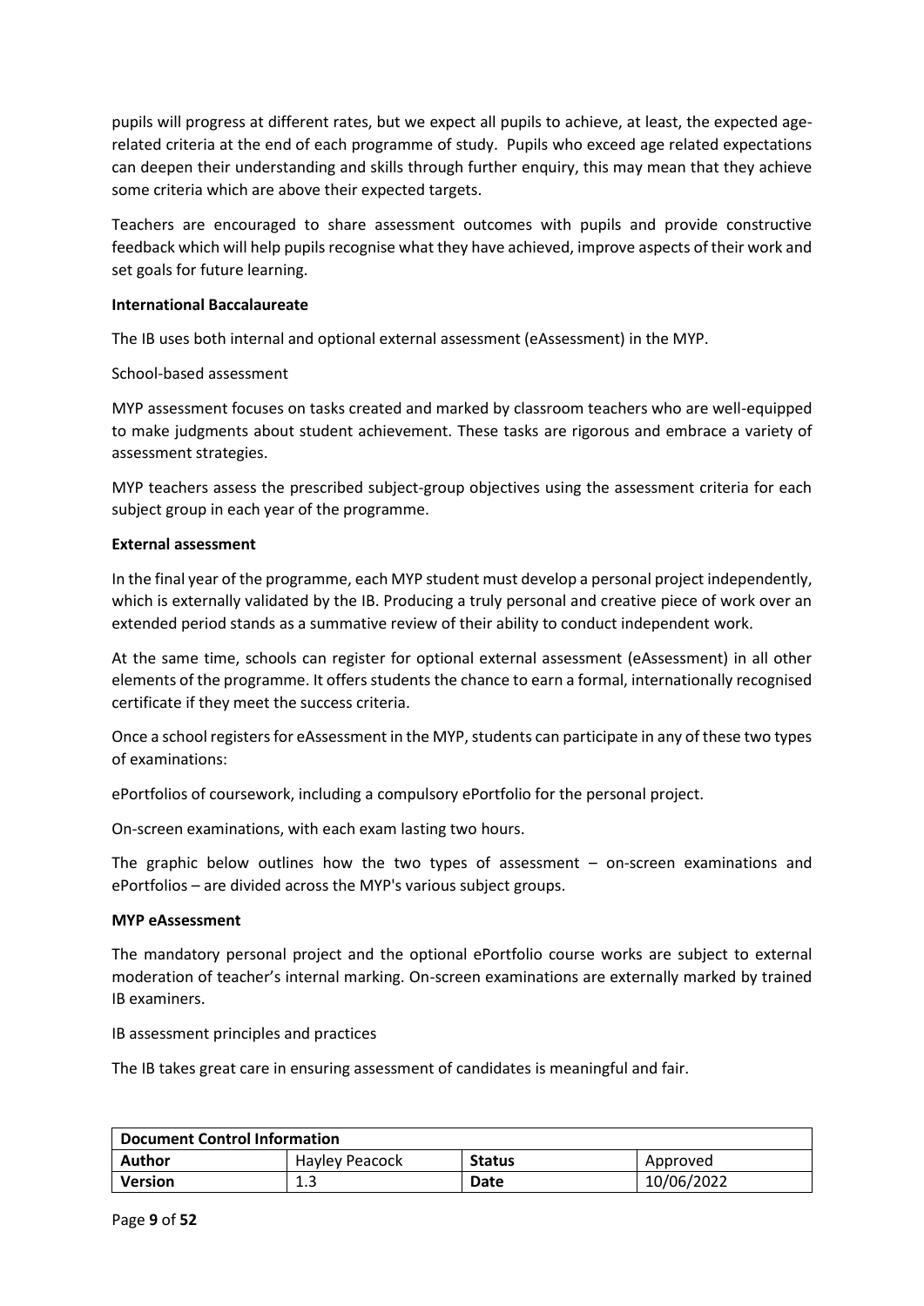pupils will progress at different rates, but we expect all pupils to achieve, at least, the expected age-related criteria at the end of each programme of study. Pupils who exceed age related expectations can deepen their understanding and skills through further enquiry, this may mean that they achieve some criteria which are above their expected targets.

Teachers are encouraged to share assessment outcomes with pupils and provide constructive feedback which will help pupils recognise what they have achieved, improve aspects of their work and set goals for future learning.

**International Baccalaureate**

The IB uses both internal and optional external assessment (eAssessment) in the MYP.

School-based assessment

MYP assessment focuses on tasks created and marked by classroom teachers who are well-equipped to make judgments about student achievement. These tasks are rigorous and embrace a variety of assessment strategies.

MYP teachers assess the prescribed subject-group objectives using the assessment criteria for each subject group in each year of the programme.

**External assessment**

In the final year of the programme, each MYP student must develop a personal project independently, which is externally validated by the IB. Producing a truly personal and creative piece of work over an extended period stands as a summative review of their ability to conduct independent work.

At the same time, schools can register for optional external assessment (eAssessment) in all other elements of the programme. It offers students the chance to earn a formal, internationally recognised certificate if they meet the success criteria.

Once a school registers for eAssessment in the MYP, students can participate in any of these two types of examinations:

ePortfolios of coursework, including a compulsory ePortfolio for the personal project.

On-screen examinations, with each exam lasting two hours.

The graphic below outlines how the two types of assessment – on-screen examinations and ePortfolios – are divided across the MYP's various subject groups.

**MYP eAssessment**

The mandatory personal project and the optional ePortfolio course works are subject to external moderation of teacher's internal marking. On-screen examinations are externally marked by trained IB examiners.

IB assessment principles and practices

The IB takes great care in ensuring assessment of candidates is meaningful and fair.

| Document Control Information | | | |
|---|---|---|---|
| **Author** | Hayley Peacock | **Status** | Approved |
| **Version** | 1.3 | **Date** | 10/06/2022 |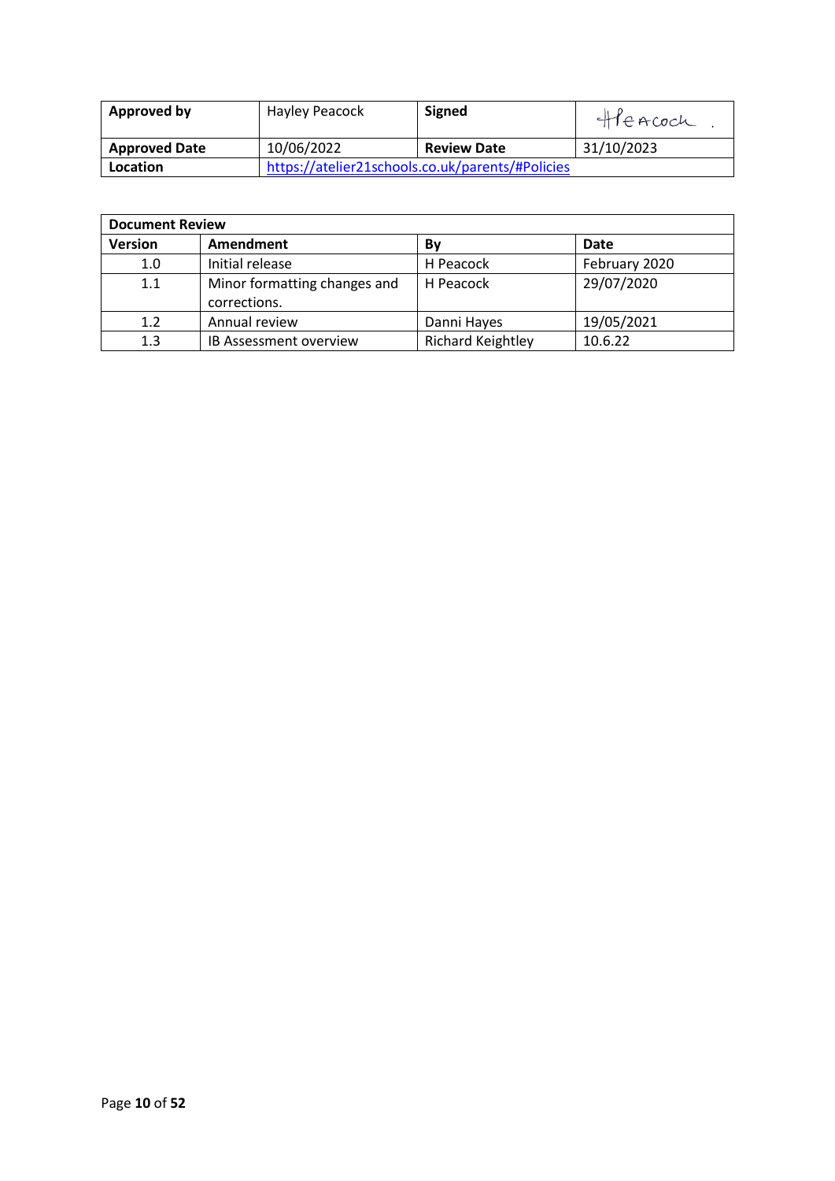| **Approved by** | Hayley Peacock | **Signed** | HPeacock |
|---|---|---|---|
| **Approved Date** | 10/06/2022 | **Review Date** | 31/10/2023 |
| **Location** | https://atelier21schools.co.uk/parents/#Policies | | |

| **Document Review** | | | |
|---|---|---|---|
| **Version** | **Amendment** | **By** | **Date** |
| 1.0 | Initial release | H Peacock | February 2020 |
| 1.1 | Minor formatting changes and corrections. | H Peacock | 29/07/2020 |
| 1.2 | Annual review | Danni Hayes | 19/05/2021 |
| 1.3 | IB Assessment overview | Richard Keightley | 10.6.22 |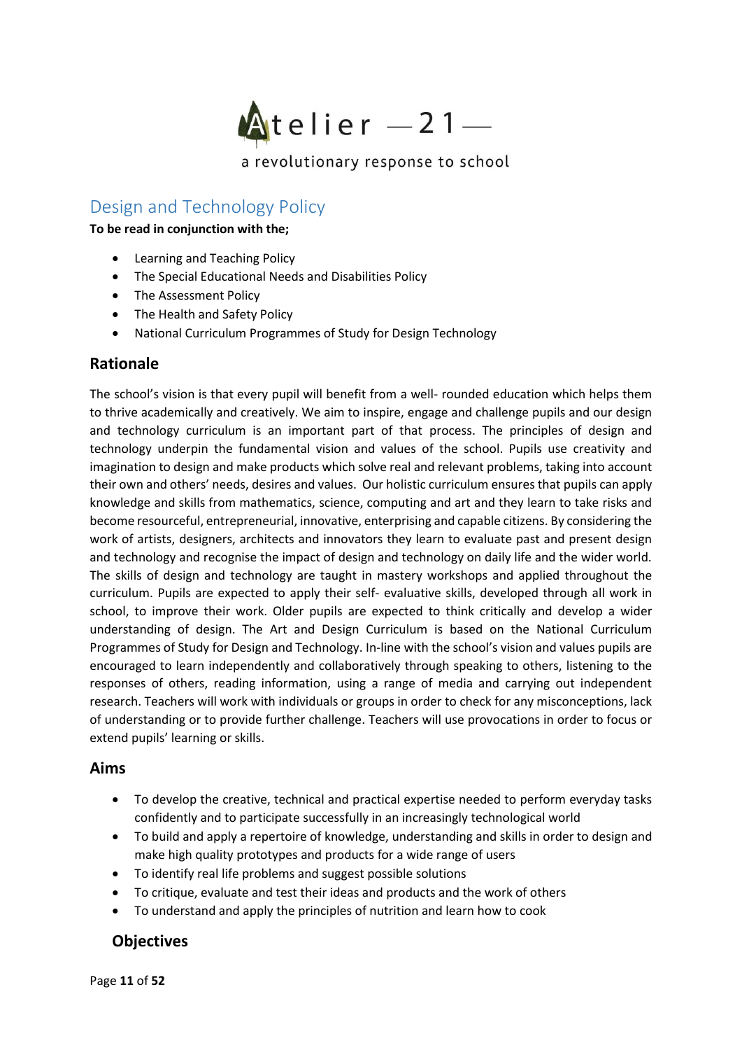Atelier —21—

a revolutionary response to school

## Design and Technology Policy

**To be read in conjunction with the;**

- Learning and Teaching Policy
- The Special Educational Needs and Disabilities Policy
- The Assessment Policy
- The Health and Safety Policy
- National Curriculum Programmes of Study for Design Technology

### Rationale

The school's vision is that every pupil will benefit from a well- rounded education which helps them to thrive academically and creatively. We aim to inspire, engage and challenge pupils and our design and technology curriculum is an important part of that process. The principles of design and technology underpin the fundamental vision and values of the school. Pupils use creativity and imagination to design and make products which solve real and relevant problems, taking into account their own and others' needs, desires and values. Our holistic curriculum ensures that pupils can apply knowledge and skills from mathematics, science, computing and art and they learn to take risks and become resourceful, entrepreneurial, innovative, enterprising and capable citizens. By considering the work of artists, designers, architects and innovators they learn to evaluate past and present design and technology and recognise the impact of design and technology on daily life and the wider world. The skills of design and technology are taught in mastery workshops and applied throughout the curriculum. Pupils are expected to apply their self- evaluative skills, developed through all work in school, to improve their work. Older pupils are expected to think critically and develop a wider understanding of design. The Art and Design Curriculum is based on the National Curriculum Programmes of Study for Design and Technology. In-line with the school's vision and values pupils are encouraged to learn independently and collaboratively through speaking to others, listening to the responses of others, reading information, using a range of media and carrying out independent research. Teachers will work with individuals or groups in order to check for any misconceptions, lack of understanding or to provide further challenge. Teachers will use provocations in order to focus or extend pupils' learning or skills.

### Aims

- To develop the creative, technical and practical expertise needed to perform everyday tasks confidently and to participate successfully in an increasingly technological world
- To build and apply a repertoire of knowledge, understanding and skills in order to design and make high quality prototypes and products for a wide range of users
- To identify real life problems and suggest possible solutions
- To critique, evaluate and test their ideas and products and the work of others
- To understand and apply the principles of nutrition and learn how to cook

### Objectives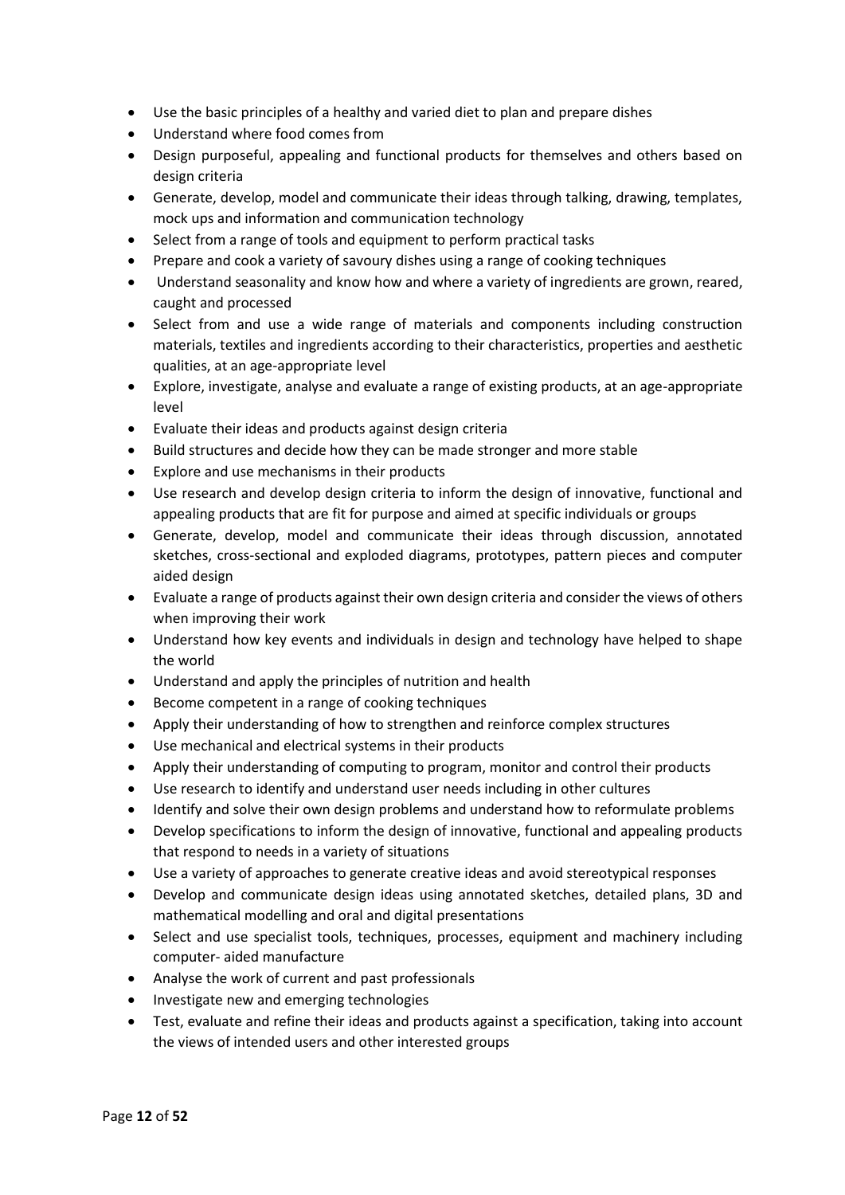- Use the basic principles of a healthy and varied diet to plan and prepare dishes
- Understand where food comes from
- Design purposeful, appealing and functional products for themselves and others based on design criteria
- Generate, develop, model and communicate their ideas through talking, drawing, templates, mock ups and information and communication technology
- Select from a range of tools and equipment to perform practical tasks
- Prepare and cook a variety of savoury dishes using a range of cooking techniques
- Understand seasonality and know how and where a variety of ingredients are grown, reared, caught and processed
- Select from and use a wide range of materials and components including construction materials, textiles and ingredients according to their characteristics, properties and aesthetic qualities, at an age-appropriate level
- Explore, investigate, analyse and evaluate a range of existing products, at an age-appropriate level
- Evaluate their ideas and products against design criteria
- Build structures and decide how they can be made stronger and more stable
- Explore and use mechanisms in their products
- Use research and develop design criteria to inform the design of innovative, functional and appealing products that are fit for purpose and aimed at specific individuals or groups
- Generate, develop, model and communicate their ideas through discussion, annotated sketches, cross-sectional and exploded diagrams, prototypes, pattern pieces and computer aided design
- Evaluate a range of products against their own design criteria and consider the views of others when improving their work
- Understand how key events and individuals in design and technology have helped to shape the world
- Understand and apply the principles of nutrition and health
- Become competent in a range of cooking techniques
- Apply their understanding of how to strengthen and reinforce complex structures
- Use mechanical and electrical systems in their products
- Apply their understanding of computing to program, monitor and control their products
- Use research to identify and understand user needs including in other cultures
- Identify and solve their own design problems and understand how to reformulate problems
- Develop specifications to inform the design of innovative, functional and appealing products that respond to needs in a variety of situations
- Use a variety of approaches to generate creative ideas and avoid stereotypical responses
- Develop and communicate design ideas using annotated sketches, detailed plans, 3D and mathematical modelling and oral and digital presentations
- Select and use specialist tools, techniques, processes, equipment and machinery including computer- aided manufacture
- Analyse the work of current and past professionals
- Investigate new and emerging technologies
- Test, evaluate and refine their ideas and products against a specification, taking into account the views of intended users and other interested groups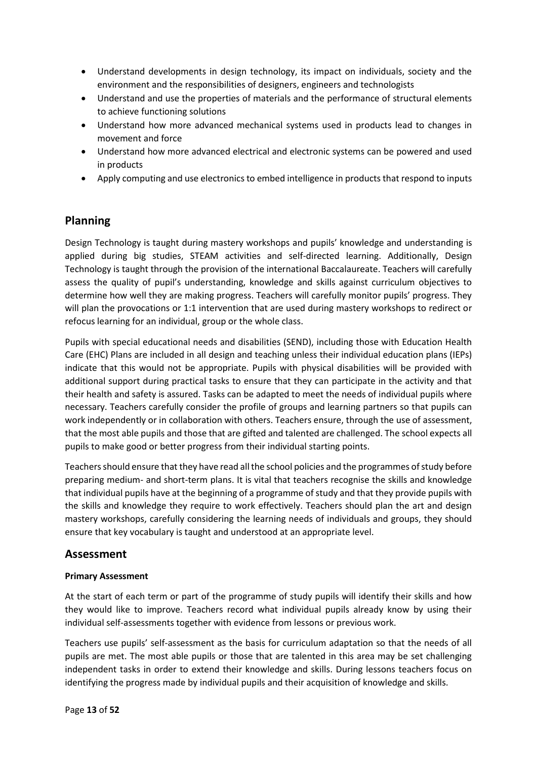- Understand developments in design technology, its impact on individuals, society and the environment and the responsibilities of designers, engineers and technologists
- Understand and use the properties of materials and the performance of structural elements to achieve functioning solutions
- Understand how more advanced mechanical systems used in products lead to changes in movement and force
- Understand how more advanced electrical and electronic systems can be powered and used in products
- Apply computing and use electronics to embed intelligence in products that respond to inputs

## Planning

Design Technology is taught during mastery workshops and pupils' knowledge and understanding is applied during big studies, STEAM activities and self-directed learning. Additionally, Design Technology is taught through the provision of the international Baccalaureate. Teachers will carefully assess the quality of pupil's understanding, knowledge and skills against curriculum objectives to determine how well they are making progress. Teachers will carefully monitor pupils' progress. They will plan the provocations or 1:1 intervention that are used during mastery workshops to redirect or refocus learning for an individual, group or the whole class.

Pupils with special educational needs and disabilities (SEND), including those with Education Health Care (EHC) Plans are included in all design and teaching unless their individual education plans (IEPs) indicate that this would not be appropriate. Pupils with physical disabilities will be provided with additional support during practical tasks to ensure that they can participate in the activity and that their health and safety is assured. Tasks can be adapted to meet the needs of individual pupils where necessary. Teachers carefully consider the profile of groups and learning partners so that pupils can work independently or in collaboration with others. Teachers ensure, through the use of assessment, that the most able pupils and those that are gifted and talented are challenged. The school expects all pupils to make good or better progress from their individual starting points.

Teachers should ensure that they have read all the school policies and the programmes of study before preparing medium- and short-term plans. It is vital that teachers recognise the skills and knowledge that individual pupils have at the beginning of a programme of study and that they provide pupils with the skills and knowledge they require to work effectively. Teachers should plan the art and design mastery workshops, carefully considering the learning needs of individuals and groups, they should ensure that key vocabulary is taught and understood at an appropriate level.

## Assessment

**Primary Assessment**

At the start of each term or part of the programme of study pupils will identify their skills and how they would like to improve. Teachers record what individual pupils already know by using their individual self-assessments together with evidence from lessons or previous work.

Teachers use pupils' self-assessment as the basis for curriculum adaptation so that the needs of all pupils are met. The most able pupils or those that are talented in this area may be set challenging independent tasks in order to extend their knowledge and skills. During lessons teachers focus on identifying the progress made by individual pupils and their acquisition of knowledge and skills.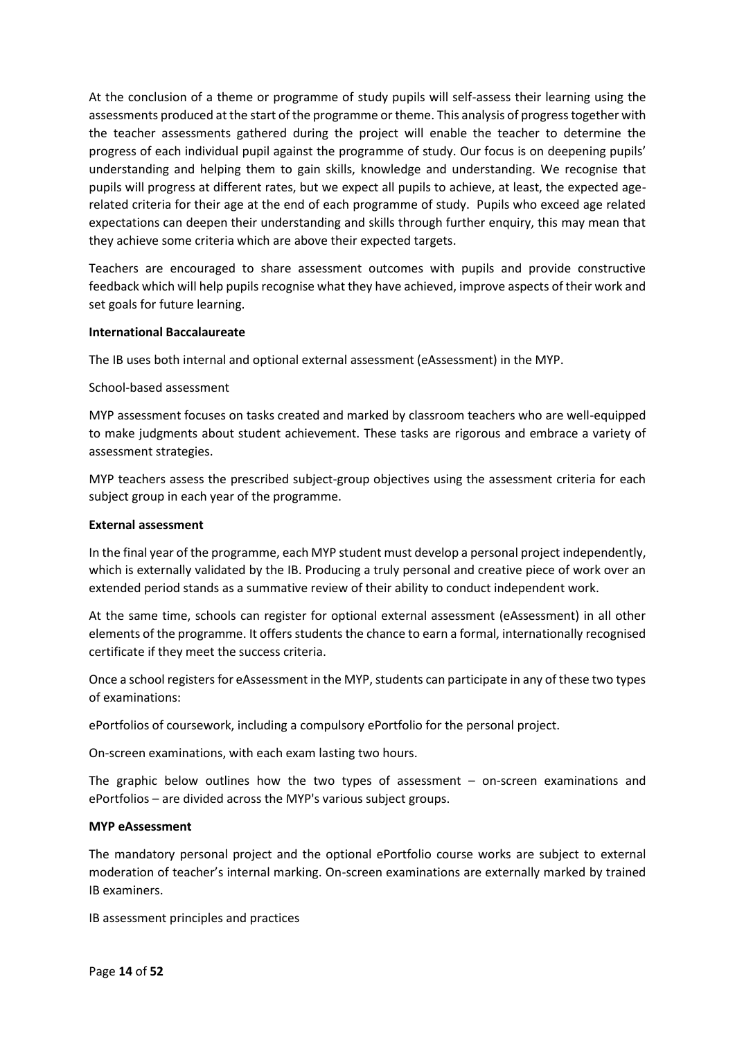At the conclusion of a theme or programme of study pupils will self-assess their learning using the assessments produced at the start of the programme or theme. This analysis of progress together with the teacher assessments gathered during the project will enable the teacher to determine the progress of each individual pupil against the programme of study. Our focus is on deepening pupils' understanding and helping them to gain skills, knowledge and understanding. We recognise that pupils will progress at different rates, but we expect all pupils to achieve, at least, the expected age-related criteria for their age at the end of each programme of study. Pupils who exceed age related expectations can deepen their understanding and skills through further enquiry, this may mean that they achieve some criteria which are above their expected targets.

Teachers are encouraged to share assessment outcomes with pupils and provide constructive feedback which will help pupils recognise what they have achieved, improve aspects of their work and set goals for future learning.

**International Baccalaureate**

The IB uses both internal and optional external assessment (eAssessment) in the MYP.

School-based assessment

MYP assessment focuses on tasks created and marked by classroom teachers who are well-equipped to make judgments about student achievement. These tasks are rigorous and embrace a variety of assessment strategies.

MYP teachers assess the prescribed subject-group objectives using the assessment criteria for each subject group in each year of the programme.

**External assessment**

In the final year of the programme, each MYP student must develop a personal project independently, which is externally validated by the IB. Producing a truly personal and creative piece of work over an extended period stands as a summative review of their ability to conduct independent work.

At the same time, schools can register for optional external assessment (eAssessment) in all other elements of the programme. It offers students the chance to earn a formal, internationally recognised certificate if they meet the success criteria.

Once a school registers for eAssessment in the MYP, students can participate in any of these two types of examinations:

ePortfolios of coursework, including a compulsory ePortfolio for the personal project.

On-screen examinations, with each exam lasting two hours.

The graphic below outlines how the two types of assessment – on-screen examinations and ePortfolios – are divided across the MYP's various subject groups.

**MYP eAssessment**

The mandatory personal project and the optional ePortfolio course works are subject to external moderation of teacher's internal marking. On-screen examinations are externally marked by trained IB examiners.

IB assessment principles and practices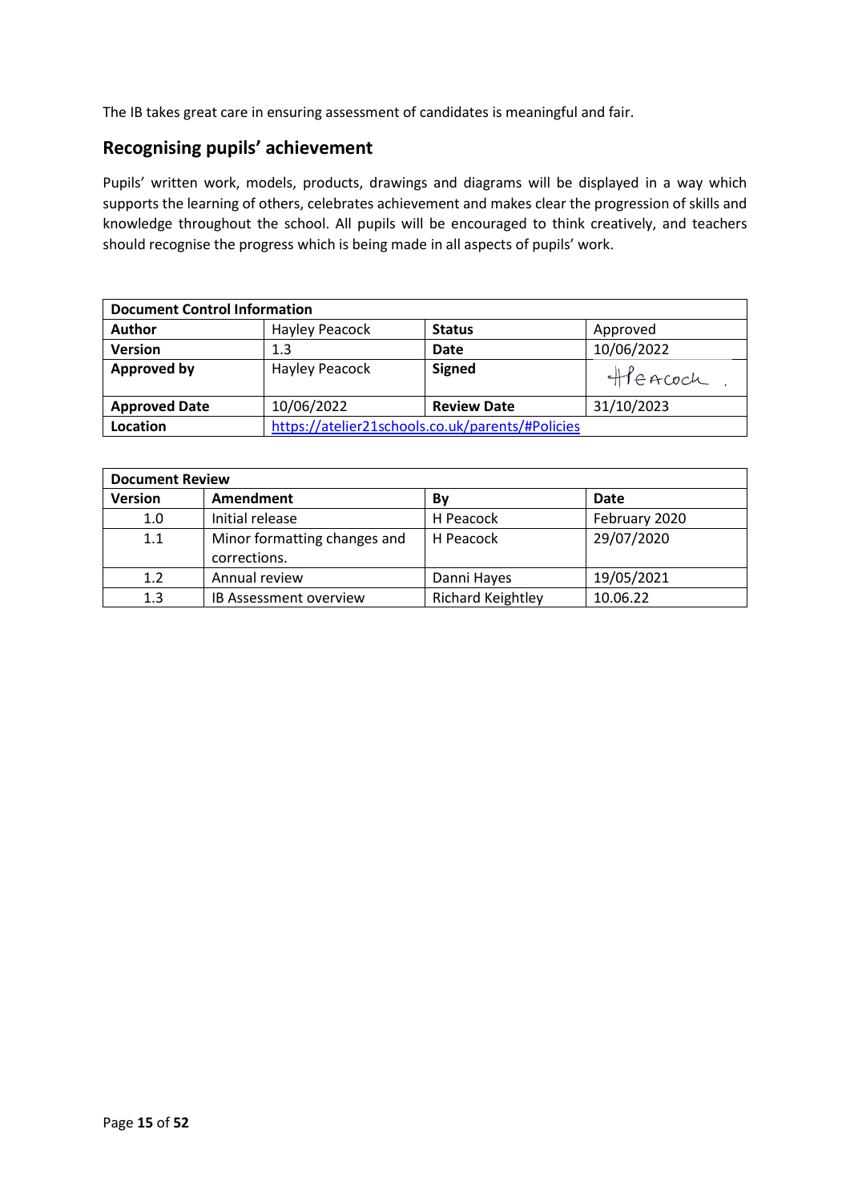The IB takes great care in ensuring assessment of candidates is meaningful and fair.

## Recognising pupils' achievement

Pupils' written work, models, products, drawings and diagrams will be displayed in a way which supports the learning of others, celebrates achievement and makes clear the progression of skills and knowledge throughout the school. All pupils will be encouraged to think creatively, and teachers should recognise the progress which is being made in all aspects of pupils' work.

| **Document Control Information** | | | |
|---|---|---|---|
| **Author** | Hayley Peacock | **Status** | Approved |
| **Version** | 1.3 | **Date** | 10/06/2022 |
| **Approved by** | Hayley Peacock | **Signed** | HPeacock |
| **Approved Date** | 10/06/2022 | **Review Date** | 31/10/2023 |
| **Location** | https://atelier21schools.co.uk/parents/#Policies | | |

| **Document Review** | | | |
|---|---|---|---|
| **Version** | **Amendment** | **By** | **Date** |
| 1.0 | Initial release | H Peacock | February 2020 |
| 1.1 | Minor formatting changes and corrections. | H Peacock | 29/07/2020 |
| 1.2 | Annual review | Danni Hayes | 19/05/2021 |
| 1.3 | IB Assessment overview | Richard Keightley | 10.06.22 |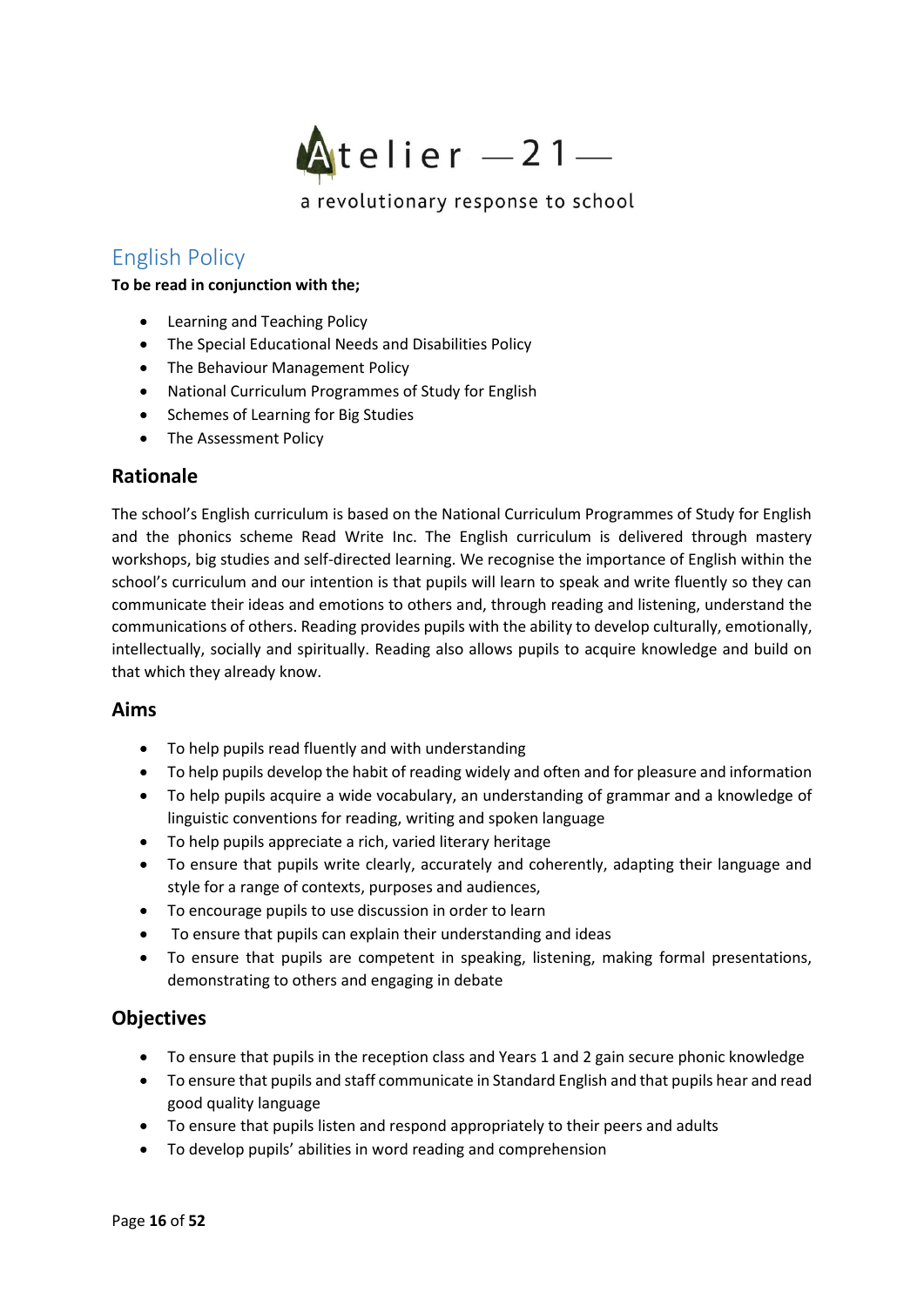Atelier —21—

a revolutionary response to school

## English Policy

**To be read in conjunction with the;**

- Learning and Teaching Policy
- The Special Educational Needs and Disabilities Policy
- The Behaviour Management Policy
- National Curriculum Programmes of Study for English
- Schemes of Learning for Big Studies
- The Assessment Policy

### Rationale

The school's English curriculum is based on the National Curriculum Programmes of Study for English and the phonics scheme Read Write Inc. The English curriculum is delivered through mastery workshops, big studies and self-directed learning. We recognise the importance of English within the school's curriculum and our intention is that pupils will learn to speak and write fluently so they can communicate their ideas and emotions to others and, through reading and listening, understand the communications of others. Reading provides pupils with the ability to develop culturally, emotionally, intellectually, socially and spiritually. Reading also allows pupils to acquire knowledge and build on that which they already know.

### Aims

- To help pupils read fluently and with understanding
- To help pupils develop the habit of reading widely and often and for pleasure and information
- To help pupils acquire a wide vocabulary, an understanding of grammar and a knowledge of linguistic conventions for reading, writing and spoken language
- To help pupils appreciate a rich, varied literary heritage
- To ensure that pupils write clearly, accurately and coherently, adapting their language and style for a range of contexts, purposes and audiences,
- To encourage pupils to use discussion in order to learn
- To ensure that pupils can explain their understanding and ideas
- To ensure that pupils are competent in speaking, listening, making formal presentations, demonstrating to others and engaging in debate

### Objectives

- To ensure that pupils in the reception class and Years 1 and 2 gain secure phonic knowledge
- To ensure that pupils and staff communicate in Standard English and that pupils hear and read good quality language
- To ensure that pupils listen and respond appropriately to their peers and adults
- To develop pupils' abilities in word reading and comprehension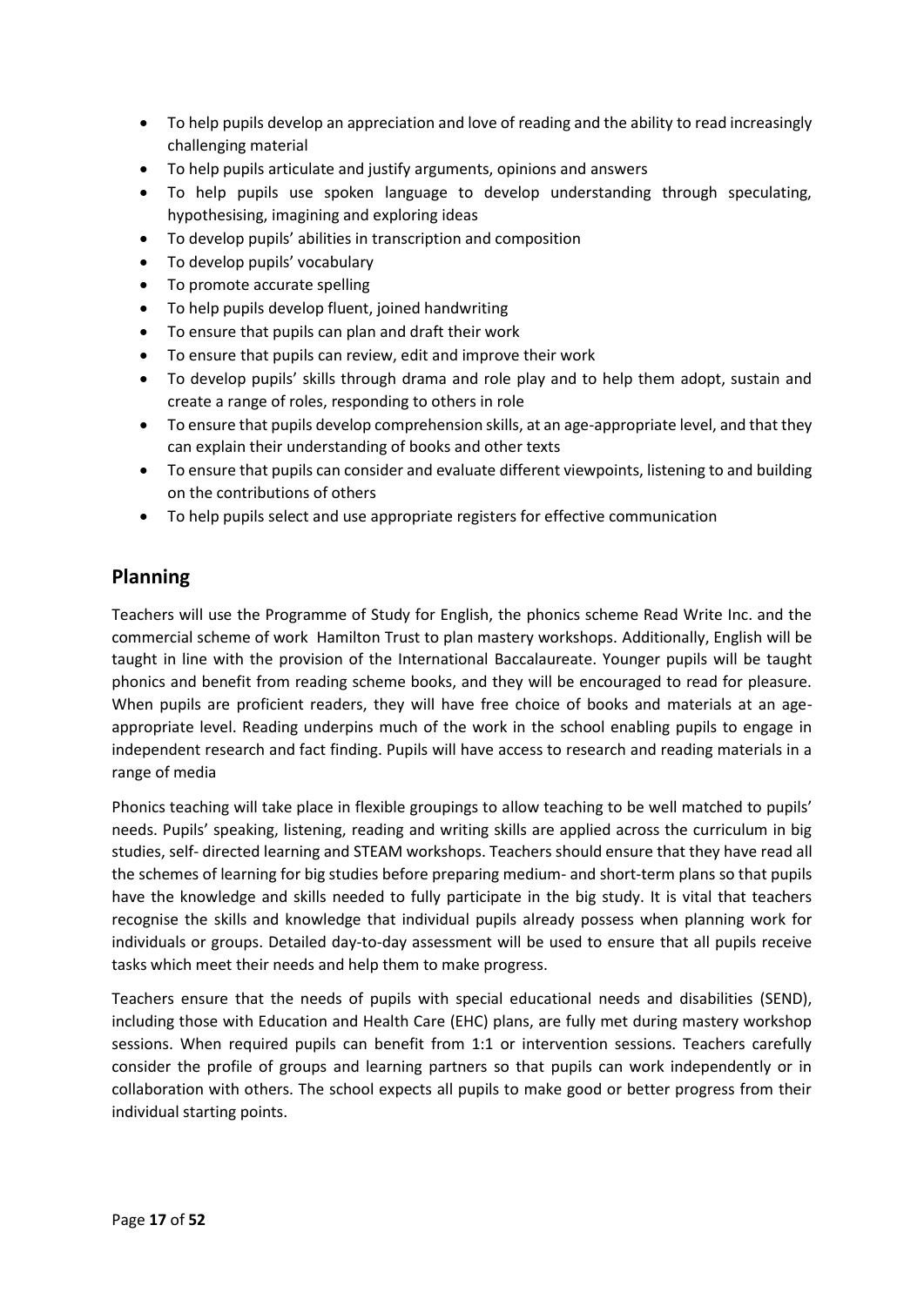- To help pupils develop an appreciation and love of reading and the ability to read increasingly challenging material
- To help pupils articulate and justify arguments, opinions and answers
- To help pupils use spoken language to develop understanding through speculating, hypothesising, imagining and exploring ideas
- To develop pupils' abilities in transcription and composition
- To develop pupils' vocabulary
- To promote accurate spelling
- To help pupils develop fluent, joined handwriting
- To ensure that pupils can plan and draft their work
- To ensure that pupils can review, edit and improve their work
- To develop pupils' skills through drama and role play and to help them adopt, sustain and create a range of roles, responding to others in role
- To ensure that pupils develop comprehension skills, at an age-appropriate level, and that they can explain their understanding of books and other texts
- To ensure that pupils can consider and evaluate different viewpoints, listening to and building on the contributions of others
- To help pupils select and use appropriate registers for effective communication

## Planning

Teachers will use the Programme of Study for English, the phonics scheme Read Write Inc. and the commercial scheme of work Hamilton Trust to plan mastery workshops. Additionally, English will be taught in line with the provision of the International Baccalaureate. Younger pupils will be taught phonics and benefit from reading scheme books, and they will be encouraged to read for pleasure. When pupils are proficient readers, they will have free choice of books and materials at an age-appropriate level. Reading underpins much of the work in the school enabling pupils to engage in independent research and fact finding. Pupils will have access to research and reading materials in a range of media

Phonics teaching will take place in flexible groupings to allow teaching to be well matched to pupils' needs. Pupils' speaking, listening, reading and writing skills are applied across the curriculum in big studies, self- directed learning and STEAM workshops. Teachers should ensure that they have read all the schemes of learning for big studies before preparing medium- and short-term plans so that pupils have the knowledge and skills needed to fully participate in the big study. It is vital that teachers recognise the skills and knowledge that individual pupils already possess when planning work for individuals or groups. Detailed day-to-day assessment will be used to ensure that all pupils receive tasks which meet their needs and help them to make progress.

Teachers ensure that the needs of pupils with special educational needs and disabilities (SEND), including those with Education and Health Care (EHC) plans, are fully met during mastery workshop sessions. When required pupils can benefit from 1:1 or intervention sessions. Teachers carefully consider the profile of groups and learning partners so that pupils can work independently or in collaboration with others. The school expects all pupils to make good or better progress from their individual starting points.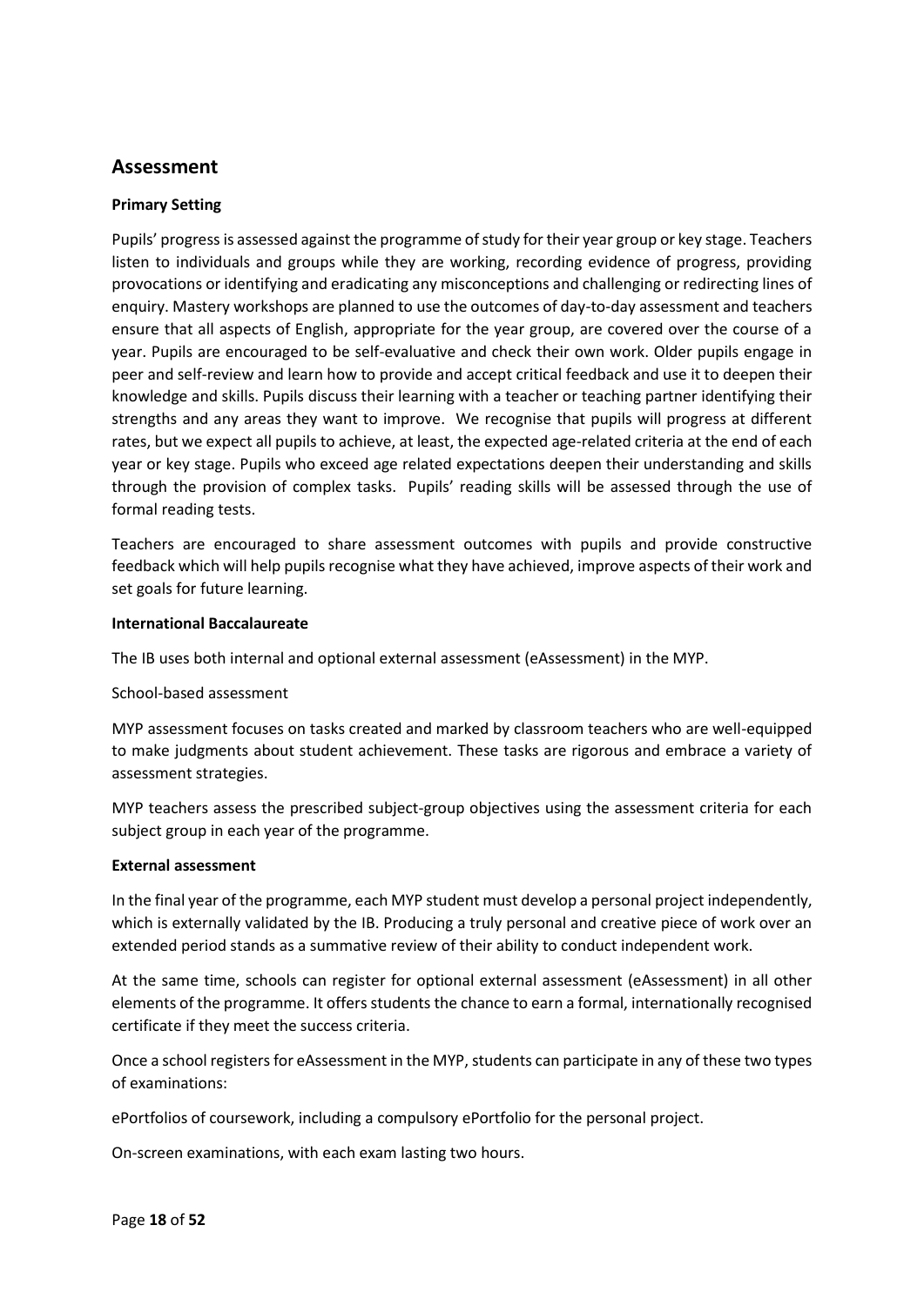## Assessment

**Primary Setting**

Pupils' progress is assessed against the programme of study for their year group or key stage. Teachers listen to individuals and groups while they are working, recording evidence of progress, providing provocations or identifying and eradicating any misconceptions and challenging or redirecting lines of enquiry. Mastery workshops are planned to use the outcomes of day-to-day assessment and teachers ensure that all aspects of English, appropriate for the year group, are covered over the course of a year. Pupils are encouraged to be self-evaluative and check their own work. Older pupils engage in peer and self-review and learn how to provide and accept critical feedback and use it to deepen their knowledge and skills. Pupils discuss their learning with a teacher or teaching partner identifying their strengths and any areas they want to improve. We recognise that pupils will progress at different rates, but we expect all pupils to achieve, at least, the expected age-related criteria at the end of each year or key stage. Pupils who exceed age related expectations deepen their understanding and skills through the provision of complex tasks. Pupils' reading skills will be assessed through the use of formal reading tests.

Teachers are encouraged to share assessment outcomes with pupils and provide constructive feedback which will help pupils recognise what they have achieved, improve aspects of their work and set goals for future learning.

**International Baccalaureate**

The IB uses both internal and optional external assessment (eAssessment) in the MYP.

School-based assessment

MYP assessment focuses on tasks created and marked by classroom teachers who are well-equipped to make judgments about student achievement. These tasks are rigorous and embrace a variety of assessment strategies.

MYP teachers assess the prescribed subject-group objectives using the assessment criteria for each subject group in each year of the programme.

**External assessment**

In the final year of the programme, each MYP student must develop a personal project independently, which is externally validated by the IB. Producing a truly personal and creative piece of work over an extended period stands as a summative review of their ability to conduct independent work.

At the same time, schools can register for optional external assessment (eAssessment) in all other elements of the programme. It offers students the chance to earn a formal, internationally recognised certificate if they meet the success criteria.

Once a school registers for eAssessment in the MYP, students can participate in any of these two types of examinations:

ePortfolios of coursework, including a compulsory ePortfolio for the personal project.

On-screen examinations, with each exam lasting two hours.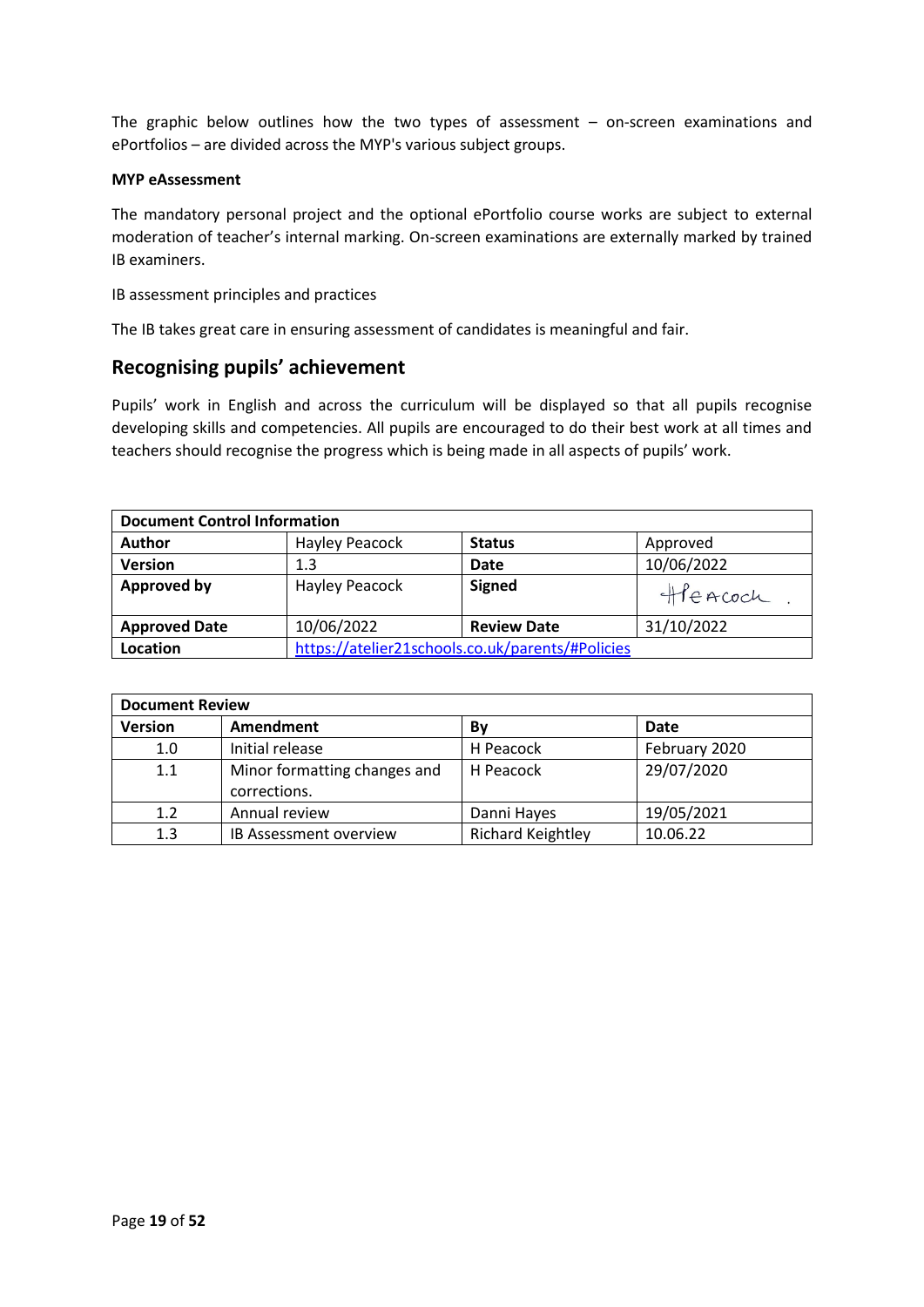The graphic below outlines how the two types of assessment – on-screen examinations and ePortfolios – are divided across the MYP's various subject groups.

**MYP eAssessment**

The mandatory personal project and the optional ePortfolio course works are subject to external moderation of teacher's internal marking. On-screen examinations are externally marked by trained IB examiners.

IB assessment principles and practices

The IB takes great care in ensuring assessment of candidates is meaningful and fair.

## Recognising pupils' achievement

Pupils' work in English and across the curriculum will be displayed so that all pupils recognise developing skills and competencies. All pupils are encouraged to do their best work at all times and teachers should recognise the progress which is being made in all aspects of pupils' work.

| **Document Control Information** | | | |
|---|---|---|---|
| **Author** | Hayley Peacock | **Status** | Approved |
| **Version** | 1.3 | **Date** | 10/06/2022 |
| **Approved by** | Hayley Peacock | **Signed** | HPeacock |
| **Approved Date** | 10/06/2022 | **Review Date** | 31/10/2022 |
| **Location** | https://atelier21schools.co.uk/parents/#Policies | | |

| **Document Review** | | | |
|---|---|---|---|
| **Version** | **Amendment** | **By** | **Date** |
| 1.0 | Initial release | H Peacock | February 2020 |
| 1.1 | Minor formatting changes and corrections. | H Peacock | 29/07/2020 |
| 1.2 | Annual review | Danni Hayes | 19/05/2021 |
| 1.3 | IB Assessment overview | Richard Keightley | 10.06.22 |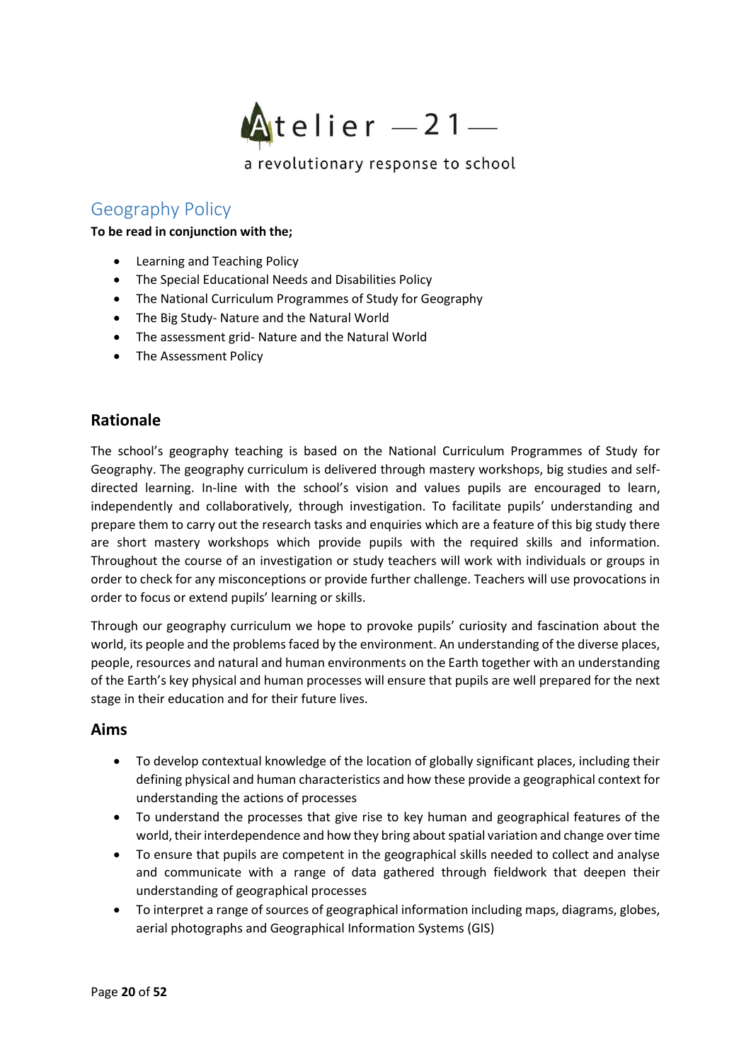Atelier —21—

a revolutionary response to school

# Geography Policy

**To be read in conjunction with the;**

- Learning and Teaching Policy
- The Special Educational Needs and Disabilities Policy
- The National Curriculum Programmes of Study for Geography
- The Big Study- Nature and the Natural World
- The assessment grid- Nature and the Natural World
- The Assessment Policy

## Rationale

The school's geography teaching is based on the National Curriculum Programmes of Study for Geography. The geography curriculum is delivered through mastery workshops, big studies and self-directed learning. In-line with the school's vision and values pupils are encouraged to learn, independently and collaboratively, through investigation. To facilitate pupils' understanding and prepare them to carry out the research tasks and enquiries which are a feature of this big study there are short mastery workshops which provide pupils with the required skills and information. Throughout the course of an investigation or study teachers will work with individuals or groups in order to check for any misconceptions or provide further challenge. Teachers will use provocations in order to focus or extend pupils' learning or skills.

Through our geography curriculum we hope to provoke pupils' curiosity and fascination about the world, its people and the problems faced by the environment. An understanding of the diverse places, people, resources and natural and human environments on the Earth together with an understanding of the Earth's key physical and human processes will ensure that pupils are well prepared for the next stage in their education and for their future lives.

## Aims

- To develop contextual knowledge of the location of globally significant places, including their defining physical and human characteristics and how these provide a geographical context for understanding the actions of processes
- To understand the processes that give rise to key human and geographical features of the world, their interdependence and how they bring about spatial variation and change over time
- To ensure that pupils are competent in the geographical skills needed to collect and analyse and communicate with a range of data gathered through fieldwork that deepen their understanding of geographical processes
- To interpret a range of sources of geographical information including maps, diagrams, globes, aerial photographs and Geographical Information Systems (GIS)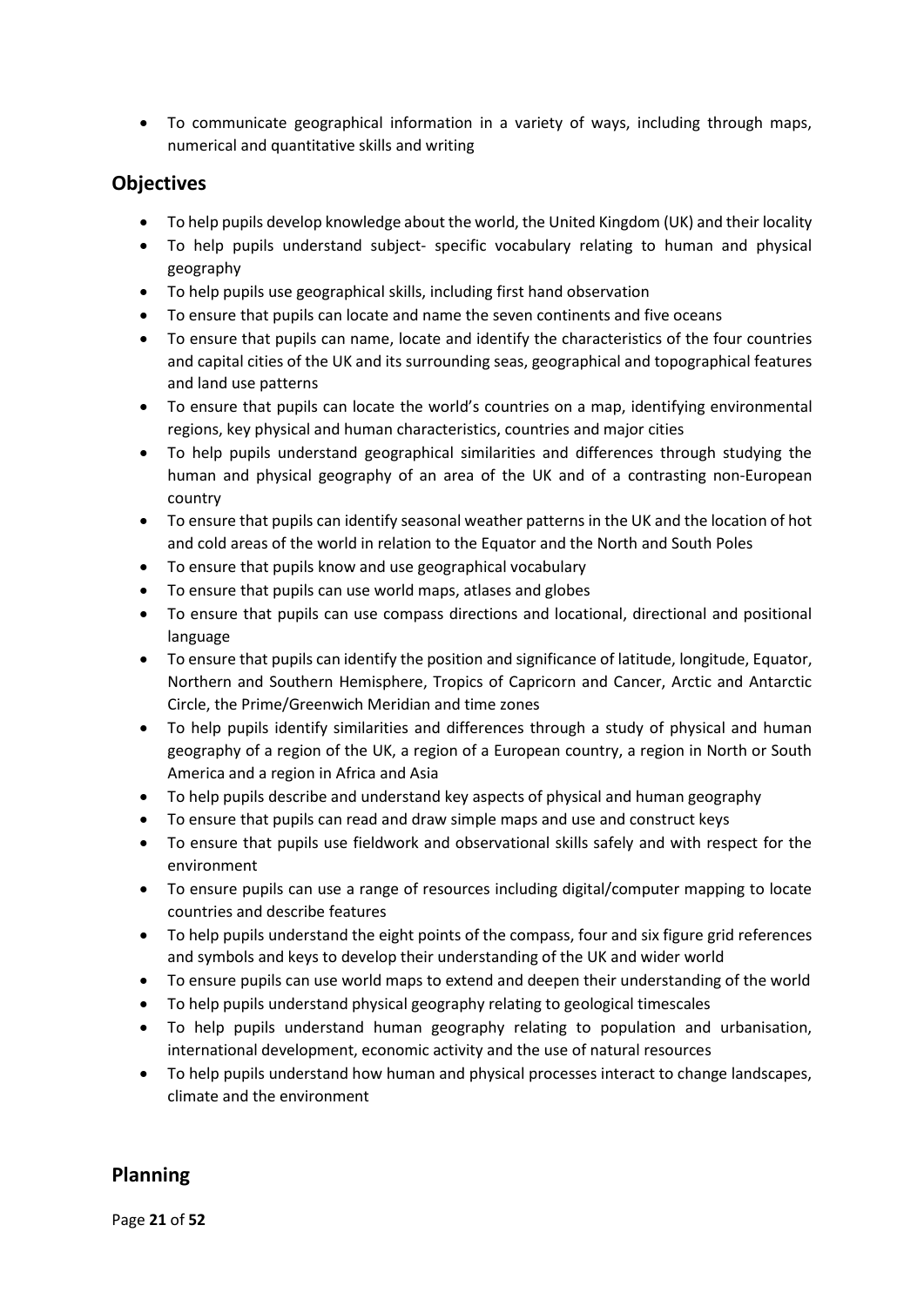- To communicate geographical information in a variety of ways, including through maps, numerical and quantitative skills and writing

## Objectives

- To help pupils develop knowledge about the world, the United Kingdom (UK) and their locality
- To help pupils understand subject- specific vocabulary relating to human and physical geography
- To help pupils use geographical skills, including first hand observation
- To ensure that pupils can locate and name the seven continents and five oceans
- To ensure that pupils can name, locate and identify the characteristics of the four countries and capital cities of the UK and its surrounding seas, geographical and topographical features and land use patterns
- To ensure that pupils can locate the world's countries on a map, identifying environmental regions, key physical and human characteristics, countries and major cities
- To help pupils understand geographical similarities and differences through studying the human and physical geography of an area of the UK and of a contrasting non-European country
- To ensure that pupils can identify seasonal weather patterns in the UK and the location of hot and cold areas of the world in relation to the Equator and the North and South Poles
- To ensure that pupils know and use geographical vocabulary
- To ensure that pupils can use world maps, atlases and globes
- To ensure that pupils can use compass directions and locational, directional and positional language
- To ensure that pupils can identify the position and significance of latitude, longitude, Equator, Northern and Southern Hemisphere, Tropics of Capricorn and Cancer, Arctic and Antarctic Circle, the Prime/Greenwich Meridian and time zones
- To help pupils identify similarities and differences through a study of physical and human geography of a region of the UK, a region of a European country, a region in North or South America and a region in Africa and Asia
- To help pupils describe and understand key aspects of physical and human geography
- To ensure that pupils can read and draw simple maps and use and construct keys
- To ensure that pupils use fieldwork and observational skills safely and with respect for the environment
- To ensure pupils can use a range of resources including digital/computer mapping to locate countries and describe features
- To help pupils understand the eight points of the compass, four and six figure grid references and symbols and keys to develop their understanding of the UK and wider world
- To ensure pupils can use world maps to extend and deepen their understanding of the world
- To help pupils understand physical geography relating to geological timescales
- To help pupils understand human geography relating to population and urbanisation, international development, economic activity and the use of natural resources
- To help pupils understand how human and physical processes interact to change landscapes, climate and the environment

## Planning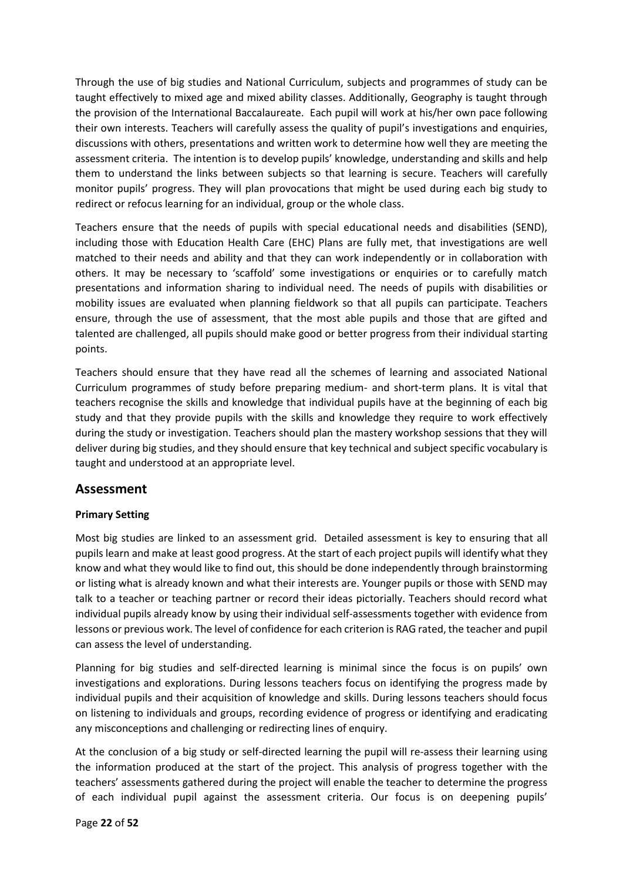Through the use of big studies and National Curriculum, subjects and programmes of study can be taught effectively to mixed age and mixed ability classes. Additionally, Geography is taught through the provision of the International Baccalaureate. Each pupil will work at his/her own pace following their own interests. Teachers will carefully assess the quality of pupil's investigations and enquiries, discussions with others, presentations and written work to determine how well they are meeting the assessment criteria. The intention is to develop pupils' knowledge, understanding and skills and help them to understand the links between subjects so that learning is secure. Teachers will carefully monitor pupils' progress. They will plan provocations that might be used during each big study to redirect or refocus learning for an individual, group or the whole class.

Teachers ensure that the needs of pupils with special educational needs and disabilities (SEND), including those with Education Health Care (EHC) Plans are fully met, that investigations are well matched to their needs and ability and that they can work independently or in collaboration with others. It may be necessary to 'scaffold' some investigations or enquiries or to carefully match presentations and information sharing to individual need. The needs of pupils with disabilities or mobility issues are evaluated when planning fieldwork so that all pupils can participate. Teachers ensure, through the use of assessment, that the most able pupils and those that are gifted and talented are challenged, all pupils should make good or better progress from their individual starting points.

Teachers should ensure that they have read all the schemes of learning and associated National Curriculum programmes of study before preparing medium- and short-term plans. It is vital that teachers recognise the skills and knowledge that individual pupils have at the beginning of each big study and that they provide pupils with the skills and knowledge they require to work effectively during the study or investigation. Teachers should plan the mastery workshop sessions that they will deliver during big studies, and they should ensure that key technical and subject specific vocabulary is taught and understood at an appropriate level.

## Assessment

**Primary Setting**

Most big studies are linked to an assessment grid. Detailed assessment is key to ensuring that all pupils learn and make at least good progress. At the start of each project pupils will identify what they know and what they would like to find out, this should be done independently through brainstorming or listing what is already known and what their interests are. Younger pupils or those with SEND may talk to a teacher or teaching partner or record their ideas pictorially. Teachers should record what individual pupils already know by using their individual self-assessments together with evidence from lessons or previous work. The level of confidence for each criterion is RAG rated, the teacher and pupil can assess the level of understanding.

Planning for big studies and self-directed learning is minimal since the focus is on pupils' own investigations and explorations. During lessons teachers focus on identifying the progress made by individual pupils and their acquisition of knowledge and skills. During lessons teachers should focus on listening to individuals and groups, recording evidence of progress or identifying and eradicating any misconceptions and challenging or redirecting lines of enquiry.

At the conclusion of a big study or self-directed learning the pupil will re-assess their learning using the information produced at the start of the project. This analysis of progress together with the teachers' assessments gathered during the project will enable the teacher to determine the progress of each individual pupil against the assessment criteria. Our focus is on deepening pupils'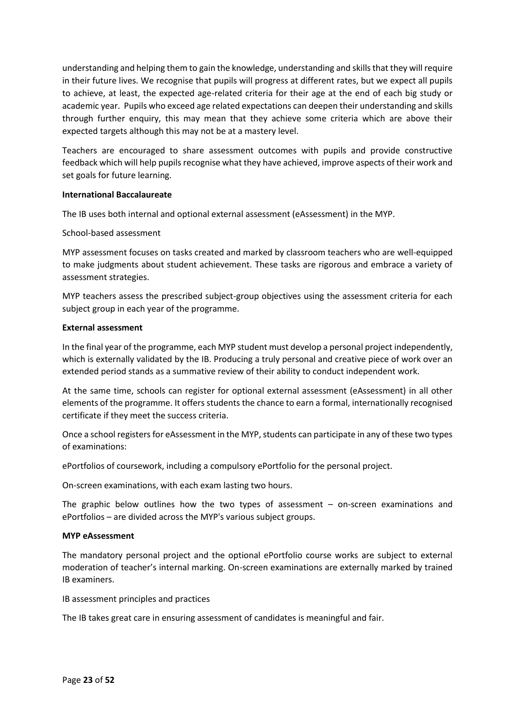understanding and helping them to gain the knowledge, understanding and skills that they will require in their future lives. We recognise that pupils will progress at different rates, but we expect all pupils to achieve, at least, the expected age-related criteria for their age at the end of each big study or academic year. Pupils who exceed age related expectations can deepen their understanding and skills through further enquiry, this may mean that they achieve some criteria which are above their expected targets although this may not be at a mastery level.

Teachers are encouraged to share assessment outcomes with pupils and provide constructive feedback which will help pupils recognise what they have achieved, improve aspects of their work and set goals for future learning.

**International Baccalaureate**

The IB uses both internal and optional external assessment (eAssessment) in the MYP.

School-based assessment

MYP assessment focuses on tasks created and marked by classroom teachers who are well-equipped to make judgments about student achievement. These tasks are rigorous and embrace a variety of assessment strategies.

MYP teachers assess the prescribed subject-group objectives using the assessment criteria for each subject group in each year of the programme.

**External assessment**

In the final year of the programme, each MYP student must develop a personal project independently, which is externally validated by the IB. Producing a truly personal and creative piece of work over an extended period stands as a summative review of their ability to conduct independent work.

At the same time, schools can register for optional external assessment (eAssessment) in all other elements of the programme. It offers students the chance to earn a formal, internationally recognised certificate if they meet the success criteria.

Once a school registers for eAssessment in the MYP, students can participate in any of these two types of examinations:

ePortfolios of coursework, including a compulsory ePortfolio for the personal project.

On-screen examinations, with each exam lasting two hours.

The graphic below outlines how the two types of assessment – on-screen examinations and ePortfolios – are divided across the MYP's various subject groups.

**MYP eAssessment**

The mandatory personal project and the optional ePortfolio course works are subject to external moderation of teacher's internal marking. On-screen examinations are externally marked by trained IB examiners.

IB assessment principles and practices

The IB takes great care in ensuring assessment of candidates is meaningful and fair.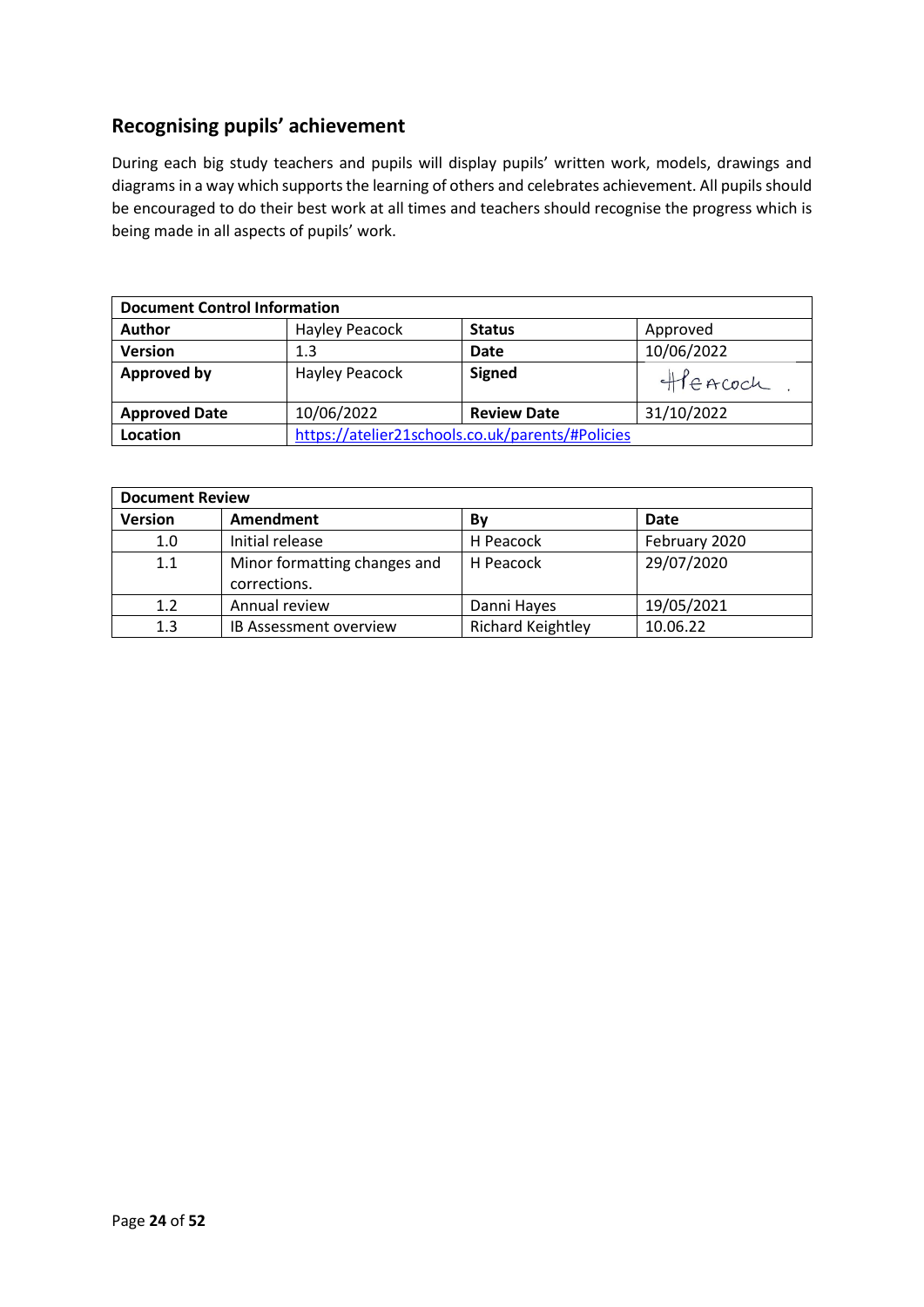## Recognising pupils' achievement

During each big study teachers and pupils will display pupils' written work, models, drawings and diagrams in a way which supports the learning of others and celebrates achievement. All pupils should be encouraged to do their best work at all times and teachers should recognise the progress which is being made in all aspects of pupils' work.

| Document Control Information | | | |
|---|---|---|---|
| **Author** | Hayley Peacock | **Status** | Approved |
| **Version** | 1.3 | **Date** | 10/06/2022 |
| **Approved by** | Hayley Peacock | **Signed** | HPeacock |
| **Approved Date** | 10/06/2022 | **Review Date** | 31/10/2022 |
| **Location** | https://atelier21schools.co.uk/parents/#Policies | | |

| Document Review | | | |
|---|---|---|---|
| **Version** | **Amendment** | **By** | **Date** |
| 1.0 | Initial release | H Peacock | February 2020 |
| 1.1 | Minor formatting changes and corrections. | H Peacock | 29/07/2020 |
| 1.2 | Annual review | Danni Hayes | 19/05/2021 |
| 1.3 | IB Assessment overview | Richard Keightley | 10.06.22 |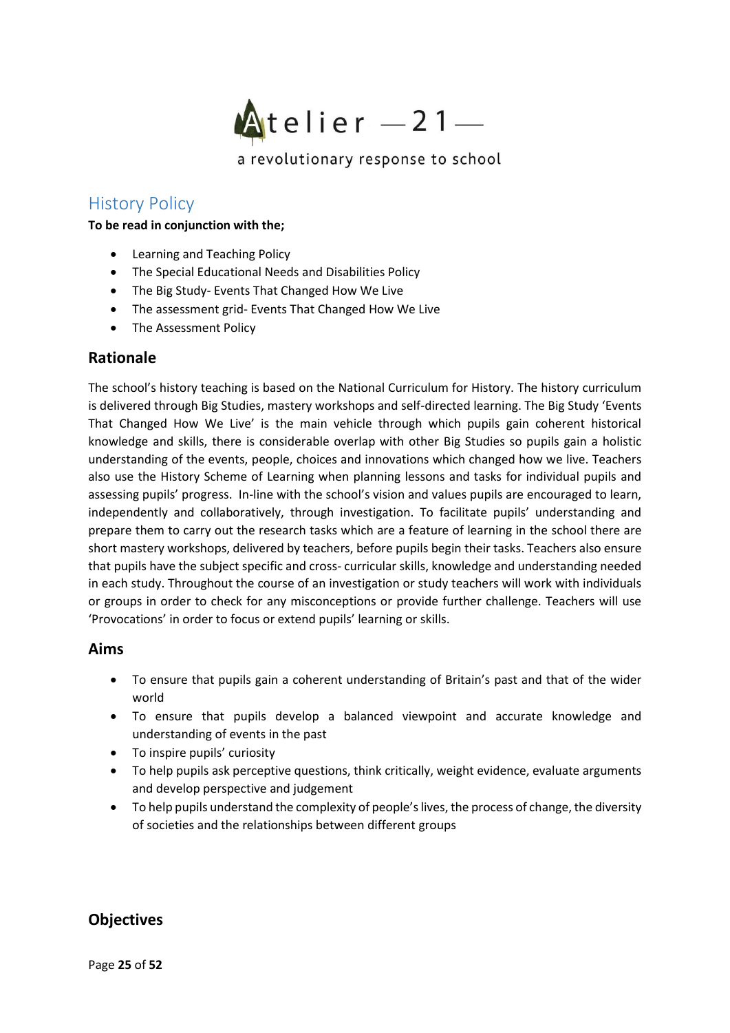Atelier —21—

a revolutionary response to school

## History Policy

**To be read in conjunction with the;**

- Learning and Teaching Policy
- The Special Educational Needs and Disabilities Policy
- The Big Study- Events That Changed How We Live
- The assessment grid- Events That Changed How We Live
- The Assessment Policy

### Rationale

The school's history teaching is based on the National Curriculum for History. The history curriculum is delivered through Big Studies, mastery workshops and self-directed learning. The Big Study 'Events That Changed How We Live' is the main vehicle through which pupils gain coherent historical knowledge and skills, there is considerable overlap with other Big Studies so pupils gain a holistic understanding of the events, people, choices and innovations which changed how we live. Teachers also use the History Scheme of Learning when planning lessons and tasks for individual pupils and assessing pupils' progress. In-line with the school's vision and values pupils are encouraged to learn, independently and collaboratively, through investigation. To facilitate pupils' understanding and prepare them to carry out the research tasks which are a feature of learning in the school there are short mastery workshops, delivered by teachers, before pupils begin their tasks. Teachers also ensure that pupils have the subject specific and cross- curricular skills, knowledge and understanding needed in each study. Throughout the course of an investigation or study teachers will work with individuals or groups in order to check for any misconceptions or provide further challenge. Teachers will use 'Provocations' in order to focus or extend pupils' learning or skills.

### Aims

- To ensure that pupils gain a coherent understanding of Britain's past and that of the wider world
- To ensure that pupils develop a balanced viewpoint and accurate knowledge and understanding of events in the past
- To inspire pupils' curiosity
- To help pupils ask perceptive questions, think critically, weight evidence, evaluate arguments and develop perspective and judgement
- To help pupils understand the complexity of people's lives, the process of change, the diversity of societies and the relationships between different groups

### Objectives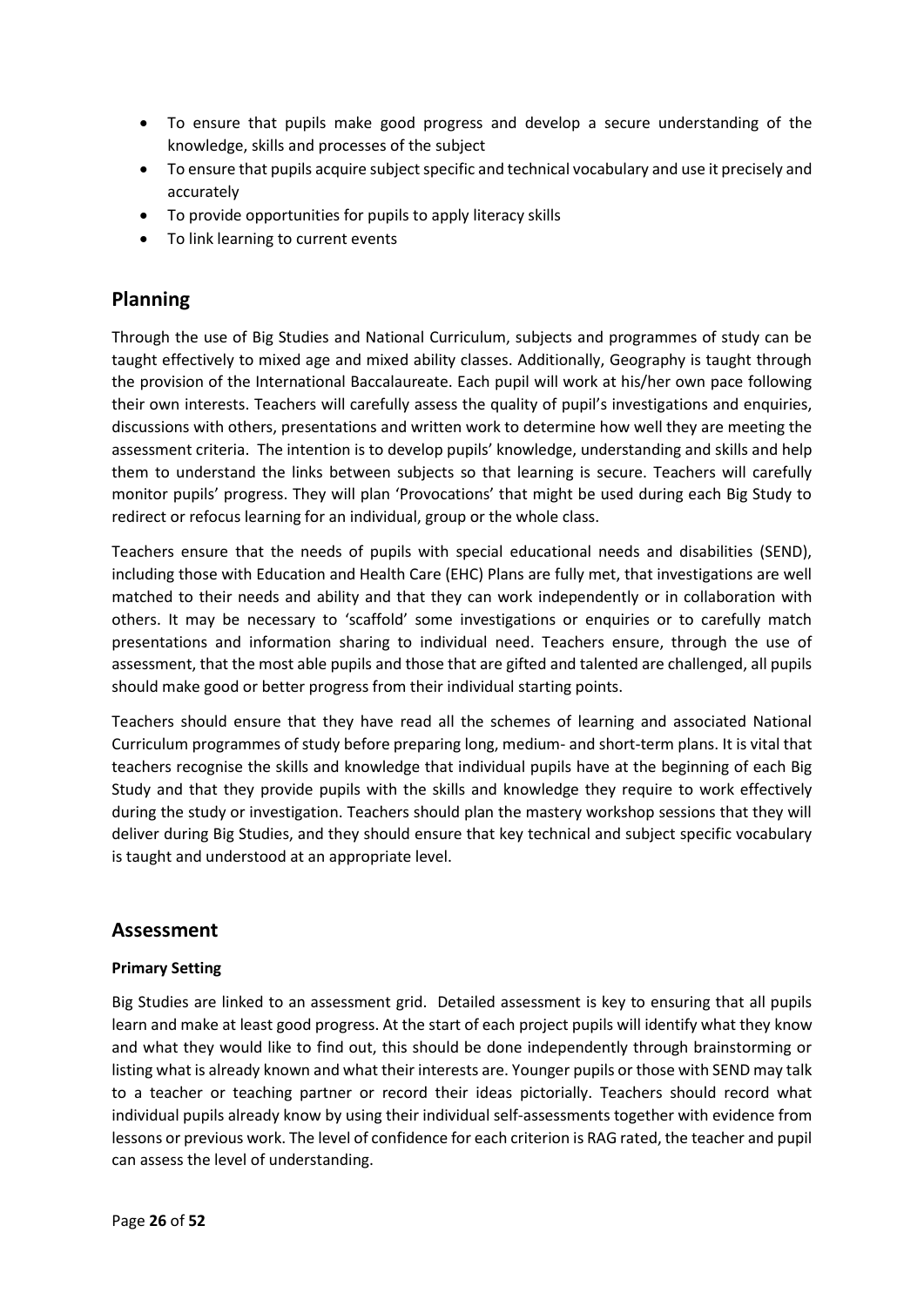- To ensure that pupils make good progress and develop a secure understanding of the knowledge, skills and processes of the subject
- To ensure that pupils acquire subject specific and technical vocabulary and use it precisely and accurately
- To provide opportunities for pupils to apply literacy skills
- To link learning to current events

## Planning

Through the use of Big Studies and National Curriculum, subjects and programmes of study can be taught effectively to mixed age and mixed ability classes. Additionally, Geography is taught through the provision of the International Baccalaureate. Each pupil will work at his/her own pace following their own interests. Teachers will carefully assess the quality of pupil's investigations and enquiries, discussions with others, presentations and written work to determine how well they are meeting the assessment criteria. The intention is to develop pupils' knowledge, understanding and skills and help them to understand the links between subjects so that learning is secure. Teachers will carefully monitor pupils' progress. They will plan 'Provocations' that might be used during each Big Study to redirect or refocus learning for an individual, group or the whole class.

Teachers ensure that the needs of pupils with special educational needs and disabilities (SEND), including those with Education and Health Care (EHC) Plans are fully met, that investigations are well matched to their needs and ability and that they can work independently or in collaboration with others. It may be necessary to 'scaffold' some investigations or enquiries or to carefully match presentations and information sharing to individual need. Teachers ensure, through the use of assessment, that the most able pupils and those that are gifted and talented are challenged, all pupils should make good or better progress from their individual starting points.

Teachers should ensure that they have read all the schemes of learning and associated National Curriculum programmes of study before preparing long, medium- and short-term plans. It is vital that teachers recognise the skills and knowledge that individual pupils have at the beginning of each Big Study and that they provide pupils with the skills and knowledge they require to work effectively during the study or investigation. Teachers should plan the mastery workshop sessions that they will deliver during Big Studies, and they should ensure that key technical and subject specific vocabulary is taught and understood at an appropriate level.

## Assessment

**Primary Setting**

Big Studies are linked to an assessment grid. Detailed assessment is key to ensuring that all pupils learn and make at least good progress. At the start of each project pupils will identify what they know and what they would like to find out, this should be done independently through brainstorming or listing what is already known and what their interests are. Younger pupils or those with SEND may talk to a teacher or teaching partner or record their ideas pictorially. Teachers should record what individual pupils already know by using their individual self-assessments together with evidence from lessons or previous work. The level of confidence for each criterion is RAG rated, the teacher and pupil can assess the level of understanding.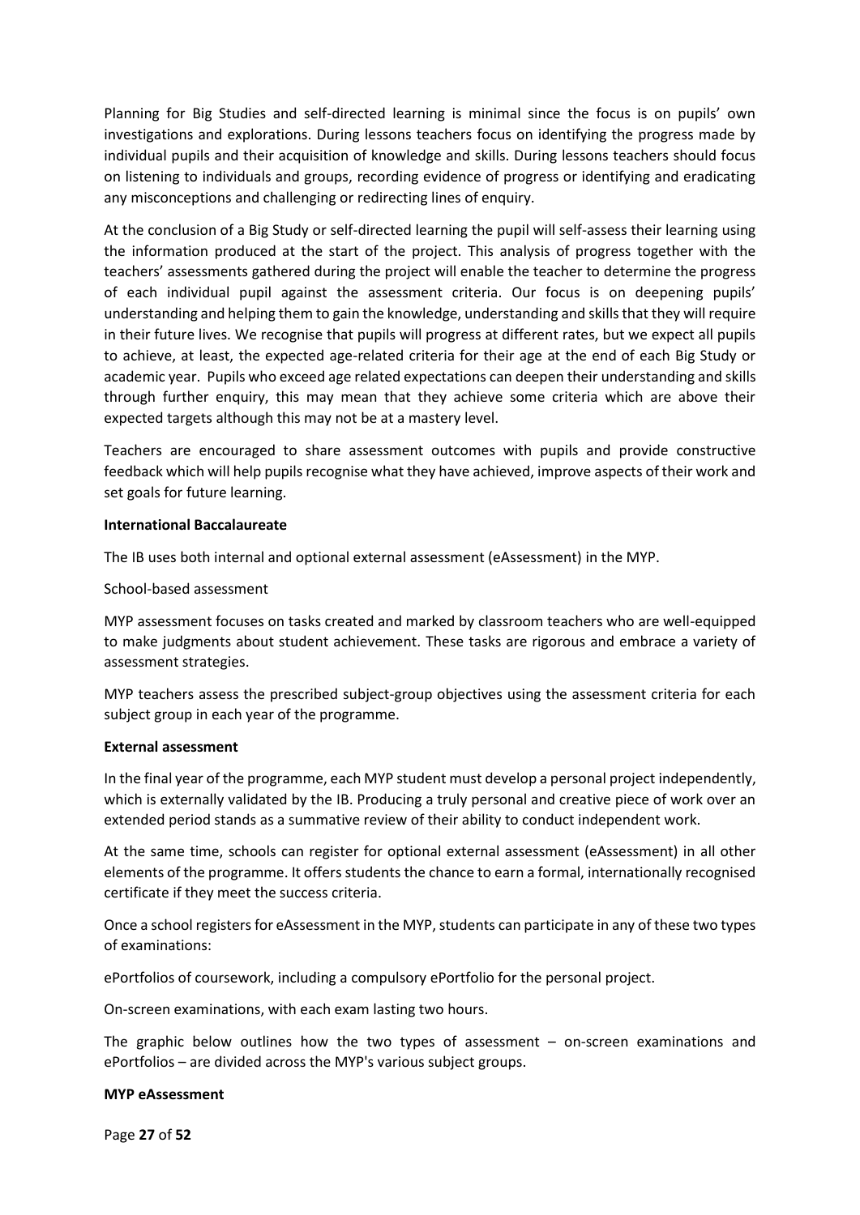Planning for Big Studies and self-directed learning is minimal since the focus is on pupils' own investigations and explorations. During lessons teachers focus on identifying the progress made by individual pupils and their acquisition of knowledge and skills. During lessons teachers should focus on listening to individuals and groups, recording evidence of progress or identifying and eradicating any misconceptions and challenging or redirecting lines of enquiry.

At the conclusion of a Big Study or self-directed learning the pupil will self-assess their learning using the information produced at the start of the project. This analysis of progress together with the teachers' assessments gathered during the project will enable the teacher to determine the progress of each individual pupil against the assessment criteria. Our focus is on deepening pupils' understanding and helping them to gain the knowledge, understanding and skills that they will require in their future lives. We recognise that pupils will progress at different rates, but we expect all pupils to achieve, at least, the expected age-related criteria for their age at the end of each Big Study or academic year. Pupils who exceed age related expectations can deepen their understanding and skills through further enquiry, this may mean that they achieve some criteria which are above their expected targets although this may not be at a mastery level.

Teachers are encouraged to share assessment outcomes with pupils and provide constructive feedback which will help pupils recognise what they have achieved, improve aspects of their work and set goals for future learning.

**International Baccalaureate**

The IB uses both internal and optional external assessment (eAssessment) in the MYP.

School-based assessment

MYP assessment focuses on tasks created and marked by classroom teachers who are well-equipped to make judgments about student achievement. These tasks are rigorous and embrace a variety of assessment strategies.

MYP teachers assess the prescribed subject-group objectives using the assessment criteria for each subject group in each year of the programme.

**External assessment**

In the final year of the programme, each MYP student must develop a personal project independently, which is externally validated by the IB. Producing a truly personal and creative piece of work over an extended period stands as a summative review of their ability to conduct independent work.

At the same time, schools can register for optional external assessment (eAssessment) in all other elements of the programme. It offers students the chance to earn a formal, internationally recognised certificate if they meet the success criteria.

Once a school registers for eAssessment in the MYP, students can participate in any of these two types of examinations:

ePortfolios of coursework, including a compulsory ePortfolio for the personal project.

On-screen examinations, with each exam lasting two hours.

The graphic below outlines how the two types of assessment – on-screen examinations and ePortfolios – are divided across the MYP's various subject groups.

**MYP eAssessment**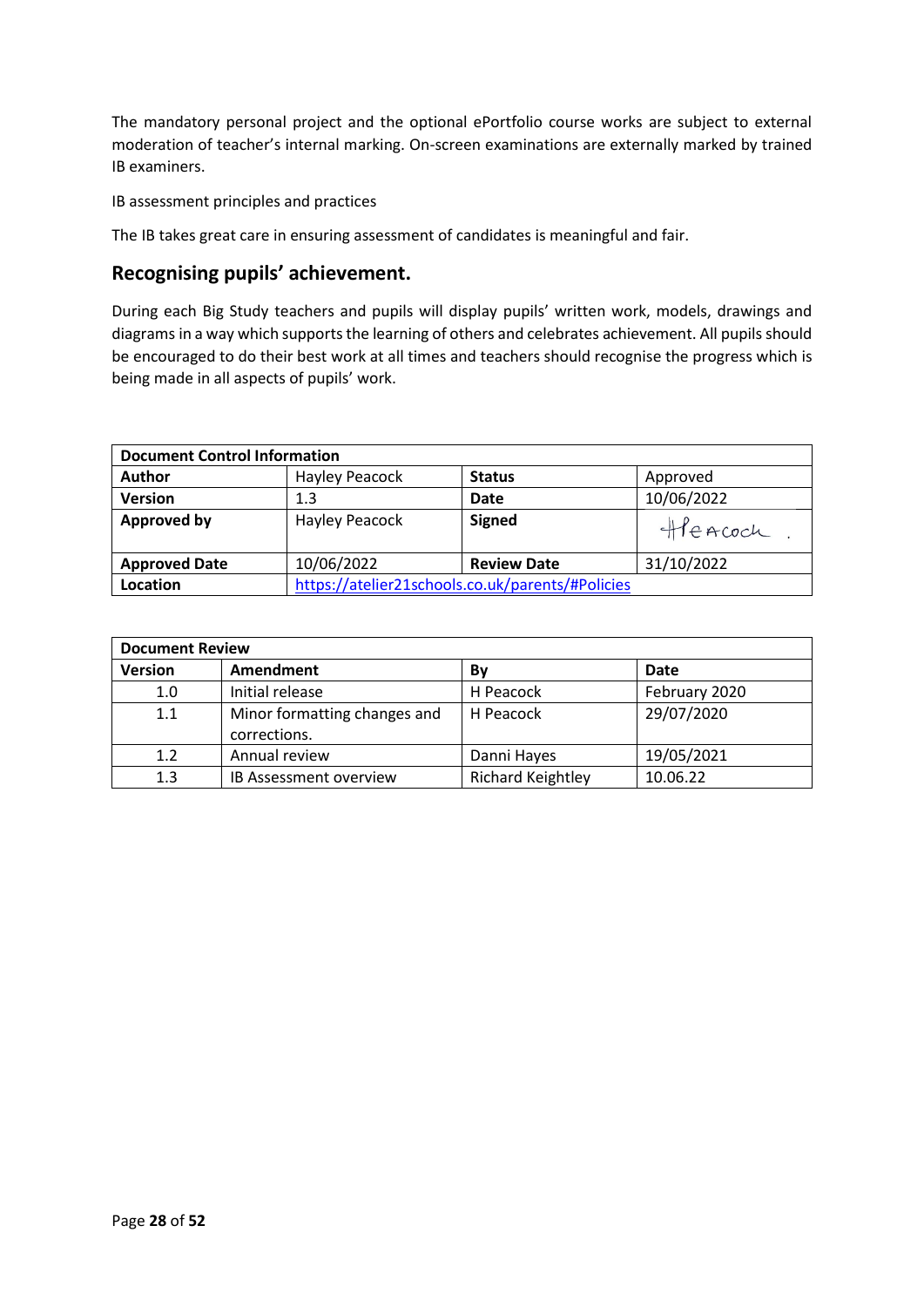The mandatory personal project and the optional ePortfolio course works are subject to external moderation of teacher's internal marking. On-screen examinations are externally marked by trained IB examiners.

IB assessment principles and practices

The IB takes great care in ensuring assessment of candidates is meaningful and fair.

## Recognising pupils' achievement.

During each Big Study teachers and pupils will display pupils' written work, models, drawings and diagrams in a way which supports the learning of others and celebrates achievement. All pupils should be encouraged to do their best work at all times and teachers should recognise the progress which is being made in all aspects of pupils' work.

| **Document Control Information** | | | |
|---|---|---|---|
| **Author** | Hayley Peacock | **Status** | Approved |
| **Version** | 1.3 | **Date** | 10/06/2022 |
| **Approved by** | Hayley Peacock | **Signed** | HPeacock. |
| **Approved Date** | 10/06/2022 | **Review Date** | 31/10/2022 |
| **Location** | https://atelier21schools.co.uk/parents/#Policies | | |

| **Document Review** | | | |
|---|---|---|---|
| **Version** | **Amendment** | **By** | **Date** |
| 1.0 | Initial release | H Peacock | February 2020 |
| 1.1 | Minor formatting changes and corrections. | H Peacock | 29/07/2020 |
| 1.2 | Annual review | Danni Hayes | 19/05/2021 |
| 1.3 | IB Assessment overview | Richard Keightley | 10.06.22 |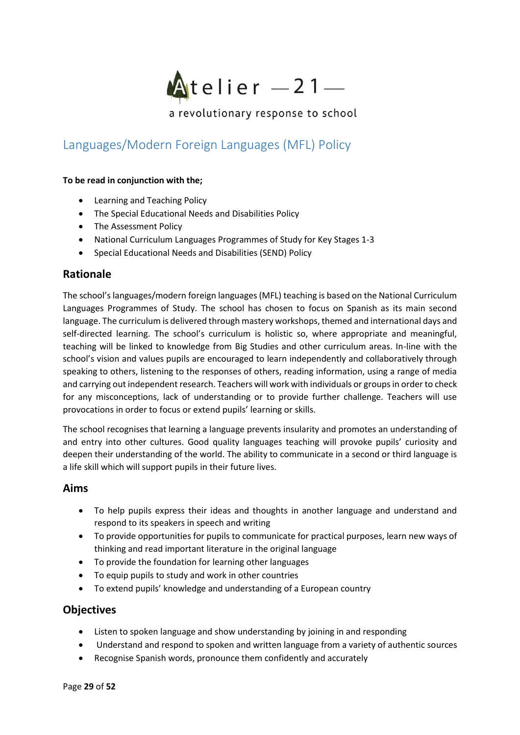Atelier —21—

a revolutionary response to school

# Languages/Modern Foreign Languages (MFL) Policy

**To be read in conjunction with the;**

- Learning and Teaching Policy
- The Special Educational Needs and Disabilities Policy
- The Assessment Policy
- National Curriculum Languages Programmes of Study for Key Stages 1-3
- Special Educational Needs and Disabilities (SEND) Policy

## Rationale

The school's languages/modern foreign languages (MFL) teaching is based on the National Curriculum Languages Programmes of Study. The school has chosen to focus on Spanish as its main second language. The curriculum is delivered through mastery workshops, themed and international days and self-directed learning. The school's curriculum is holistic so, where appropriate and meaningful, teaching will be linked to knowledge from Big Studies and other curriculum areas. In-line with the school's vision and values pupils are encouraged to learn independently and collaboratively through speaking to others, listening to the responses of others, reading information, using a range of media and carrying out independent research. Teachers will work with individuals or groups in order to check for any misconceptions, lack of understanding or to provide further challenge. Teachers will use provocations in order to focus or extend pupils' learning or skills.

The school recognises that learning a language prevents insularity and promotes an understanding of and entry into other cultures. Good quality languages teaching will provoke pupils' curiosity and deepen their understanding of the world. The ability to communicate in a second or third language is a life skill which will support pupils in their future lives.

## Aims

- To help pupils express their ideas and thoughts in another language and understand and respond to its speakers in speech and writing
- To provide opportunities for pupils to communicate for practical purposes, learn new ways of thinking and read important literature in the original language
- To provide the foundation for learning other languages
- To equip pupils to study and work in other countries
- To extend pupils' knowledge and understanding of a European country

## Objectives

- Listen to spoken language and show understanding by joining in and responding
- Understand and respond to spoken and written language from a variety of authentic sources
- Recognise Spanish words, pronounce them confidently and accurately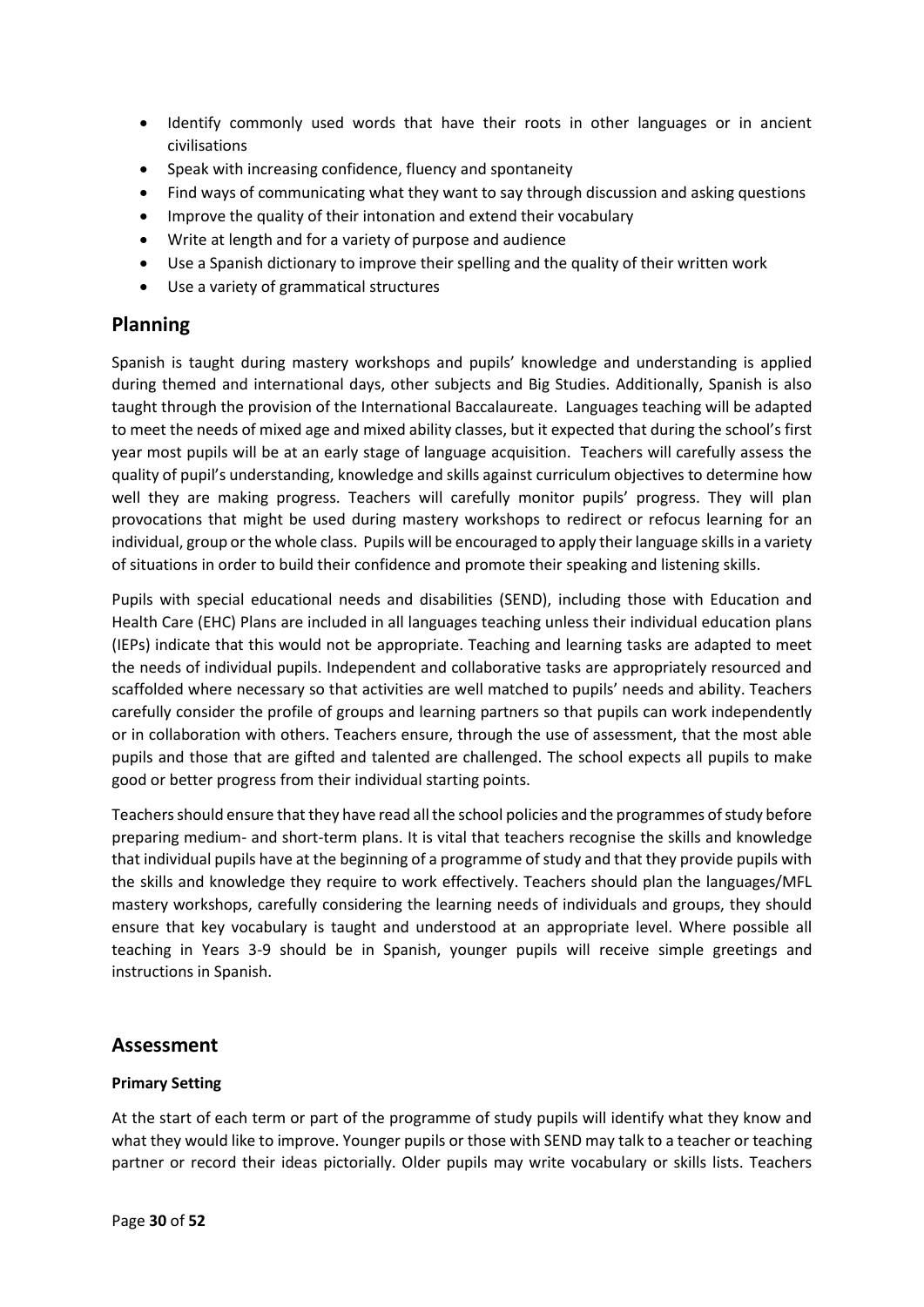- Identify commonly used words that have their roots in other languages or in ancient civilisations
- Speak with increasing confidence, fluency and spontaneity
- Find ways of communicating what they want to say through discussion and asking questions
- Improve the quality of their intonation and extend their vocabulary
- Write at length and for a variety of purpose and audience
- Use a Spanish dictionary to improve their spelling and the quality of their written work
- Use a variety of grammatical structures

## Planning

Spanish is taught during mastery workshops and pupils' knowledge and understanding is applied during themed and international days, other subjects and Big Studies. Additionally, Spanish is also taught through the provision of the International Baccalaureate. Languages teaching will be adapted to meet the needs of mixed age and mixed ability classes, but it expected that during the school's first year most pupils will be at an early stage of language acquisition. Teachers will carefully assess the quality of pupil's understanding, knowledge and skills against curriculum objectives to determine how well they are making progress. Teachers will carefully monitor pupils' progress. They will plan provocations that might be used during mastery workshops to redirect or refocus learning for an individual, group or the whole class. Pupils will be encouraged to apply their language skills in a variety of situations in order to build their confidence and promote their speaking and listening skills.

Pupils with special educational needs and disabilities (SEND), including those with Education and Health Care (EHC) Plans are included in all languages teaching unless their individual education plans (IEPs) indicate that this would not be appropriate. Teaching and learning tasks are adapted to meet the needs of individual pupils. Independent and collaborative tasks are appropriately resourced and scaffolded where necessary so that activities are well matched to pupils' needs and ability. Teachers carefully consider the profile of groups and learning partners so that pupils can work independently or in collaboration with others. Teachers ensure, through the use of assessment, that the most able pupils and those that are gifted and talented are challenged. The school expects all pupils to make good or better progress from their individual starting points.

Teachers should ensure that they have read all the school policies and the programmes of study before preparing medium- and short-term plans. It is vital that teachers recognise the skills and knowledge that individual pupils have at the beginning of a programme of study and that they provide pupils with the skills and knowledge they require to work effectively. Teachers should plan the languages/MFL mastery workshops, carefully considering the learning needs of individuals and groups, they should ensure that key vocabulary is taught and understood at an appropriate level. Where possible all teaching in Years 3-9 should be in Spanish, younger pupils will receive simple greetings and instructions in Spanish.

## Assessment

### Primary Setting

At the start of each term or part of the programme of study pupils will identify what they know and what they would like to improve. Younger pupils or those with SEND may talk to a teacher or teaching partner or record their ideas pictorially. Older pupils may write vocabulary or skills lists. Teachers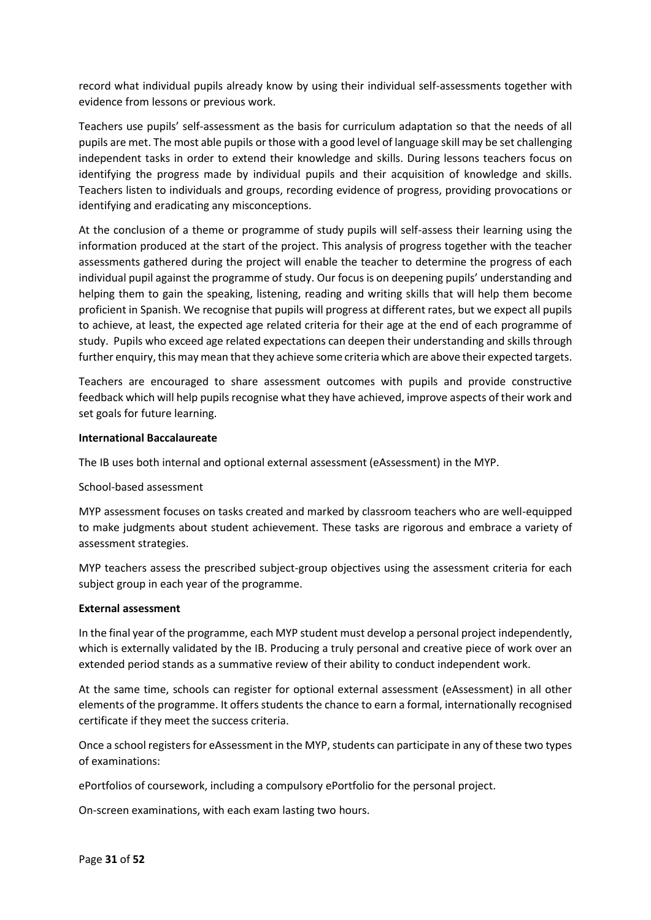record what individual pupils already know by using their individual self-assessments together with evidence from lessons or previous work.

Teachers use pupils' self-assessment as the basis for curriculum adaptation so that the needs of all pupils are met. The most able pupils or those with a good level of language skill may be set challenging independent tasks in order to extend their knowledge and skills. During lessons teachers focus on identifying the progress made by individual pupils and their acquisition of knowledge and skills. Teachers listen to individuals and groups, recording evidence of progress, providing provocations or identifying and eradicating any misconceptions.

At the conclusion of a theme or programme of study pupils will self-assess their learning using the information produced at the start of the project. This analysis of progress together with the teacher assessments gathered during the project will enable the teacher to determine the progress of each individual pupil against the programme of study. Our focus is on deepening pupils' understanding and helping them to gain the speaking, listening, reading and writing skills that will help them become proficient in Spanish. We recognise that pupils will progress at different rates, but we expect all pupils to achieve, at least, the expected age related criteria for their age at the end of each programme of study. Pupils who exceed age related expectations can deepen their understanding and skills through further enquiry, this may mean that they achieve some criteria which are above their expected targets.

Teachers are encouraged to share assessment outcomes with pupils and provide constructive feedback which will help pupils recognise what they have achieved, improve aspects of their work and set goals for future learning.

**International Baccalaureate**

The IB uses both internal and optional external assessment (eAssessment) in the MYP.

School-based assessment

MYP assessment focuses on tasks created and marked by classroom teachers who are well-equipped to make judgments about student achievement. These tasks are rigorous and embrace a variety of assessment strategies.

MYP teachers assess the prescribed subject-group objectives using the assessment criteria for each subject group in each year of the programme.

**External assessment**

In the final year of the programme, each MYP student must develop a personal project independently, which is externally validated by the IB. Producing a truly personal and creative piece of work over an extended period stands as a summative review of their ability to conduct independent work.

At the same time, schools can register for optional external assessment (eAssessment) in all other elements of the programme. It offers students the chance to earn a formal, internationally recognised certificate if they meet the success criteria.

Once a school registers for eAssessment in the MYP, students can participate in any of these two types of examinations:

ePortfolios of coursework, including a compulsory ePortfolio for the personal project.

On-screen examinations, with each exam lasting two hours.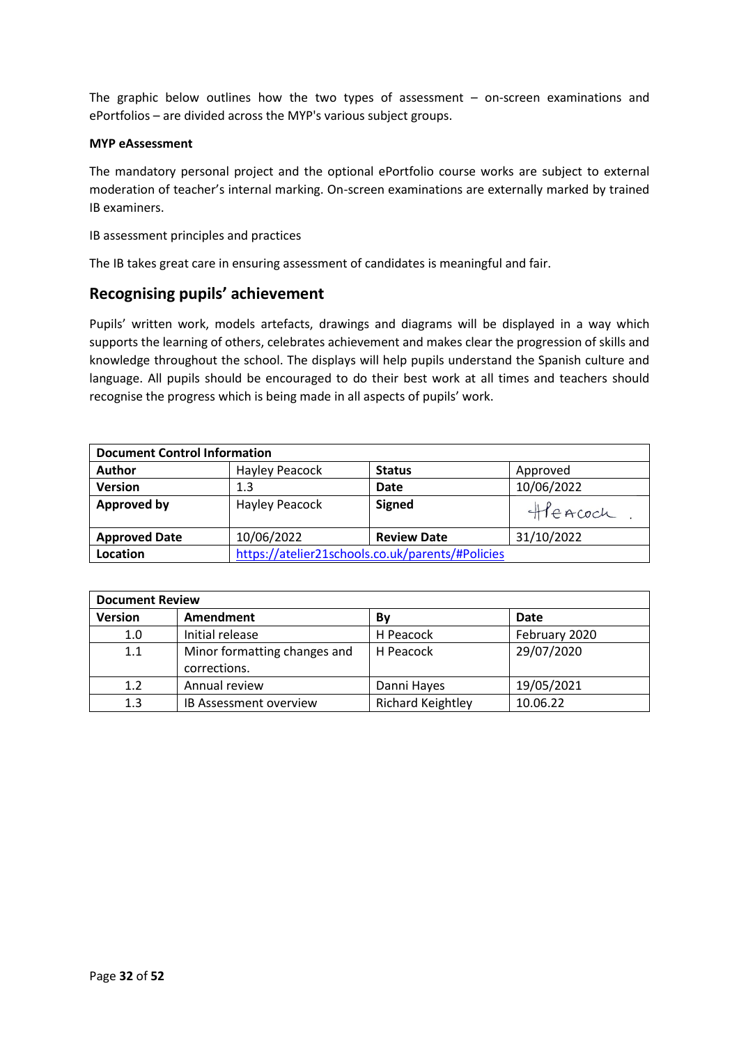The graphic below outlines how the two types of assessment – on-screen examinations and ePortfolios – are divided across the MYP's various subject groups.

**MYP eAssessment**

The mandatory personal project and the optional ePortfolio course works are subject to external moderation of teacher's internal marking. On-screen examinations are externally marked by trained IB examiners.

IB assessment principles and practices

The IB takes great care in ensuring assessment of candidates is meaningful and fair.

## Recognising pupils' achievement

Pupils' written work, models artefacts, drawings and diagrams will be displayed in a way which supports the learning of others, celebrates achievement and makes clear the progression of skills and knowledge throughout the school. The displays will help pupils understand the Spanish culture and language. All pupils should be encouraged to do their best work at all times and teachers should recognise the progress which is being made in all aspects of pupils' work.

| **Document Control Information** | | | |
|---|---|---|---|
| **Author** | Hayley Peacock | **Status** | Approved |
| **Version** | 1.3 | **Date** | 10/06/2022 |
| **Approved by** | Hayley Peacock | **Signed** | HPeacock |
| **Approved Date** | 10/06/2022 | **Review Date** | 31/10/2022 |
| **Location** | https://atelier21schools.co.uk/parents/#Policies | | |

| **Document Review** | | | |
|---|---|---|---|
| **Version** | **Amendment** | **By** | **Date** |
| 1.0 | Initial release | H Peacock | February 2020 |
| 1.1 | Minor formatting changes and corrections. | H Peacock | 29/07/2020 |
| 1.2 | Annual review | Danni Hayes | 19/05/2021 |
| 1.3 | IB Assessment overview | Richard Keightley | 10.06.22 |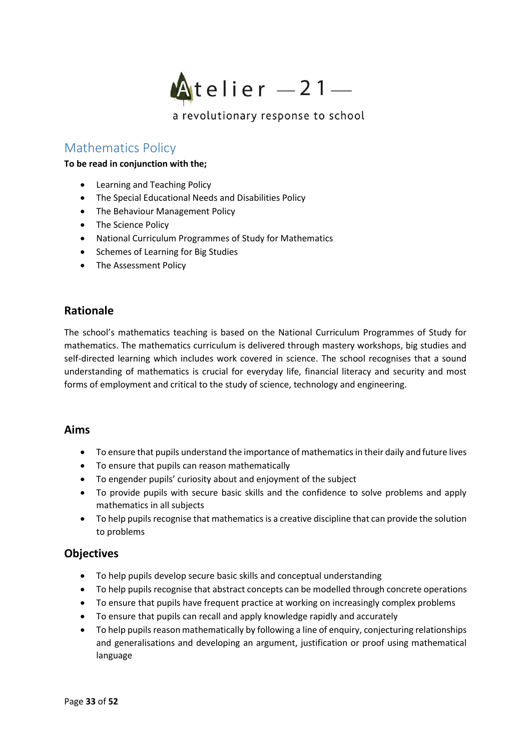Atelier —21—

a revolutionary response to school

## Mathematics Policy

**To be read in conjunction with the;**

- Learning and Teaching Policy
- The Special Educational Needs and Disabilities Policy
- The Behaviour Management Policy
- The Science Policy
- National Curriculum Programmes of Study for Mathematics
- Schemes of Learning for Big Studies
- The Assessment Policy

### Rationale

The school's mathematics teaching is based on the National Curriculum Programmes of Study for mathematics. The mathematics curriculum is delivered through mastery workshops, big studies and self-directed learning which includes work covered in science. The school recognises that a sound understanding of mathematics is crucial for everyday life, financial literacy and security and most forms of employment and critical to the study of science, technology and engineering.

### Aims

- To ensure that pupils understand the importance of mathematics in their daily and future lives
- To ensure that pupils can reason mathematically
- To engender pupils' curiosity about and enjoyment of the subject
- To provide pupils with secure basic skills and the confidence to solve problems and apply mathematics in all subjects
- To help pupils recognise that mathematics is a creative discipline that can provide the solution to problems

### Objectives

- To help pupils develop secure basic skills and conceptual understanding
- To help pupils recognise that abstract concepts can be modelled through concrete operations
- To ensure that pupils have frequent practice at working on increasingly complex problems
- To ensure that pupils can recall and apply knowledge rapidly and accurately
- To help pupils reason mathematically by following a line of enquiry, conjecturing relationships and generalisations and developing an argument, justification or proof using mathematical language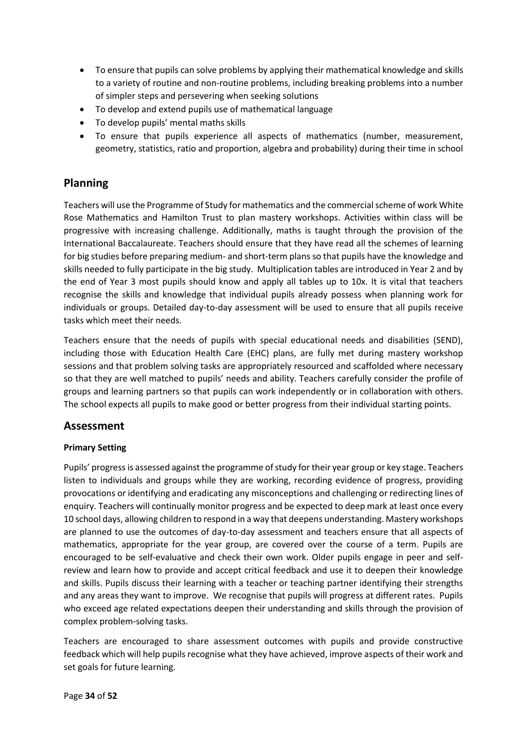- To ensure that pupils can solve problems by applying their mathematical knowledge and skills to a variety of routine and non-routine problems, including breaking problems into a number of simpler steps and persevering when seeking solutions
- To develop and extend pupils use of mathematical language
- To develop pupils' mental maths skills
- To ensure that pupils experience all aspects of mathematics (number, measurement, geometry, statistics, ratio and proportion, algebra and probability) during their time in school

## Planning

Teachers will use the Programme of Study for mathematics and the commercial scheme of work White Rose Mathematics and Hamilton Trust to plan mastery workshops. Activities within class will be progressive with increasing challenge. Additionally, maths is taught through the provision of the International Baccalaureate. Teachers should ensure that they have read all the schemes of learning for big studies before preparing medium- and short-term plans so that pupils have the knowledge and skills needed to fully participate in the big study. Multiplication tables are introduced in Year 2 and by the end of Year 3 most pupils should know and apply all tables up to 10x. It is vital that teachers recognise the skills and knowledge that individual pupils already possess when planning work for individuals or groups. Detailed day-to-day assessment will be used to ensure that all pupils receive tasks which meet their needs.

Teachers ensure that the needs of pupils with special educational needs and disabilities (SEND), including those with Education Health Care (EHC) plans, are fully met during mastery workshop sessions and that problem solving tasks are appropriately resourced and scaffolded where necessary so that they are well matched to pupils' needs and ability. Teachers carefully consider the profile of groups and learning partners so that pupils can work independently or in collaboration with others. The school expects all pupils to make good or better progress from their individual starting points.

## Assessment

### Primary Setting

Pupils' progress is assessed against the programme of study for their year group or key stage. Teachers listen to individuals and groups while they are working, recording evidence of progress, providing provocations or identifying and eradicating any misconceptions and challenging or redirecting lines of enquiry. Teachers will continually monitor progress and be expected to deep mark at least once every 10 school days, allowing children to respond in a way that deepens understanding. Mastery workshops are planned to use the outcomes of day-to-day assessment and teachers ensure that all aspects of mathematics, appropriate for the year group, are covered over the course of a term. Pupils are encouraged to be self-evaluative and check their own work. Older pupils engage in peer and self-review and learn how to provide and accept critical feedback and use it to deepen their knowledge and skills. Pupils discuss their learning with a teacher or teaching partner identifying their strengths and any areas they want to improve. We recognise that pupils will progress at different rates. Pupils who exceed age related expectations deepen their understanding and skills through the provision of complex problem-solving tasks.

Teachers are encouraged to share assessment outcomes with pupils and provide constructive feedback which will help pupils recognise what they have achieved, improve aspects of their work and set goals for future learning.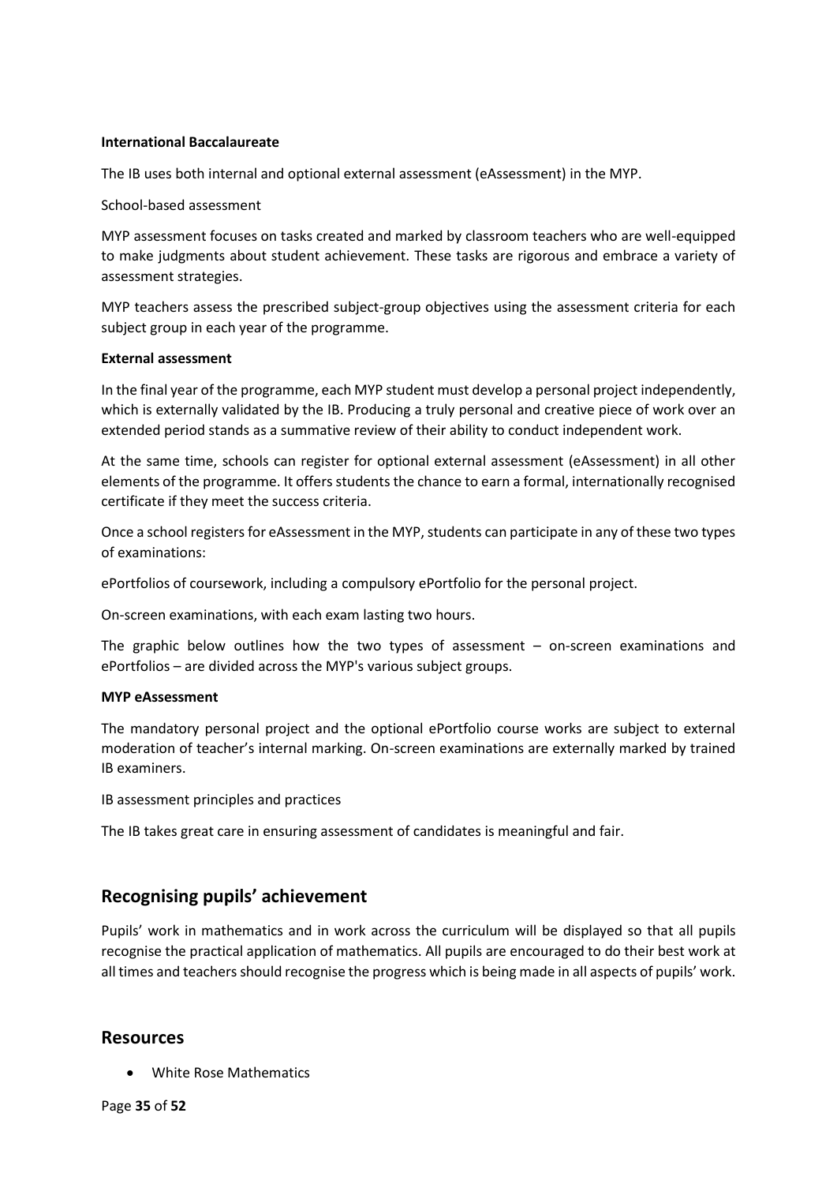**International Baccalaureate**

The IB uses both internal and optional external assessment (eAssessment) in the MYP.

School-based assessment

MYP assessment focuses on tasks created and marked by classroom teachers who are well-equipped to make judgments about student achievement. These tasks are rigorous and embrace a variety of assessment strategies.

MYP teachers assess the prescribed subject-group objectives using the assessment criteria for each subject group in each year of the programme.

**External assessment**

In the final year of the programme, each MYP student must develop a personal project independently, which is externally validated by the IB. Producing a truly personal and creative piece of work over an extended period stands as a summative review of their ability to conduct independent work.

At the same time, schools can register for optional external assessment (eAssessment) in all other elements of the programme. It offers students the chance to earn a formal, internationally recognised certificate if they meet the success criteria.

Once a school registers for eAssessment in the MYP, students can participate in any of these two types of examinations:

ePortfolios of coursework, including a compulsory ePortfolio for the personal project.

On-screen examinations, with each exam lasting two hours.

The graphic below outlines how the two types of assessment – on-screen examinations and ePortfolios – are divided across the MYP's various subject groups.

**MYP eAssessment**

The mandatory personal project and the optional ePortfolio course works are subject to external moderation of teacher's internal marking. On-screen examinations are externally marked by trained IB examiners.

IB assessment principles and practices

The IB takes great care in ensuring assessment of candidates is meaningful and fair.

## Recognising pupils' achievement

Pupils' work in mathematics and in work across the curriculum will be displayed so that all pupils recognise the practical application of mathematics. All pupils are encouraged to do their best work at all times and teachers should recognise the progress which is being made in all aspects of pupils' work.

## Resources

- White Rose Mathematics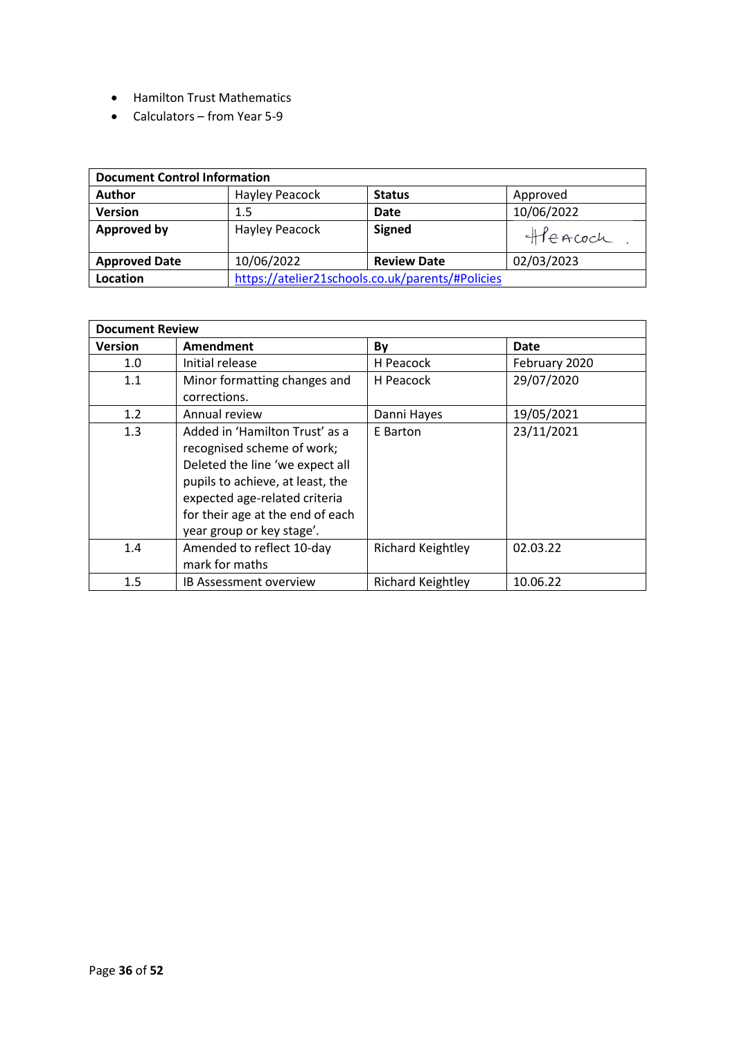- Hamilton Trust Mathematics
- Calculators – from Year 5-9

| Document Control Information | | | |
|---|---|---|---|
| **Author** | Hayley Peacock | **Status** | Approved |
| **Version** | 1.5 | **Date** | 10/06/2022 |
| **Approved by** | Hayley Peacock | **Signed** | HPeacock |
| **Approved Date** | 10/06/2022 | **Review Date** | 02/03/2023 |
| **Location** | https://atelier21schools.co.uk/parents/#Policies | | |

| Document Review | | | |
|---|---|---|---|
| **Version** | **Amendment** | **By** | **Date** |
| 1.0 | Initial release | H Peacock | February 2020 |
| 1.1 | Minor formatting changes and corrections. | H Peacock | 29/07/2020 |
| 1.2 | Annual review | Danni Hayes | 19/05/2021 |
| 1.3 | Added in 'Hamilton Trust' as a recognised scheme of work; Deleted the line 'we expect all pupils to achieve, at least, the expected age-related criteria for their age at the end of each year group or key stage'. | E Barton | 23/11/2021 |
| 1.4 | Amended to reflect 10-day mark for maths | Richard Keightley | 02.03.22 |
| 1.5 | IB Assessment overview | Richard Keightley | 10.06.22 |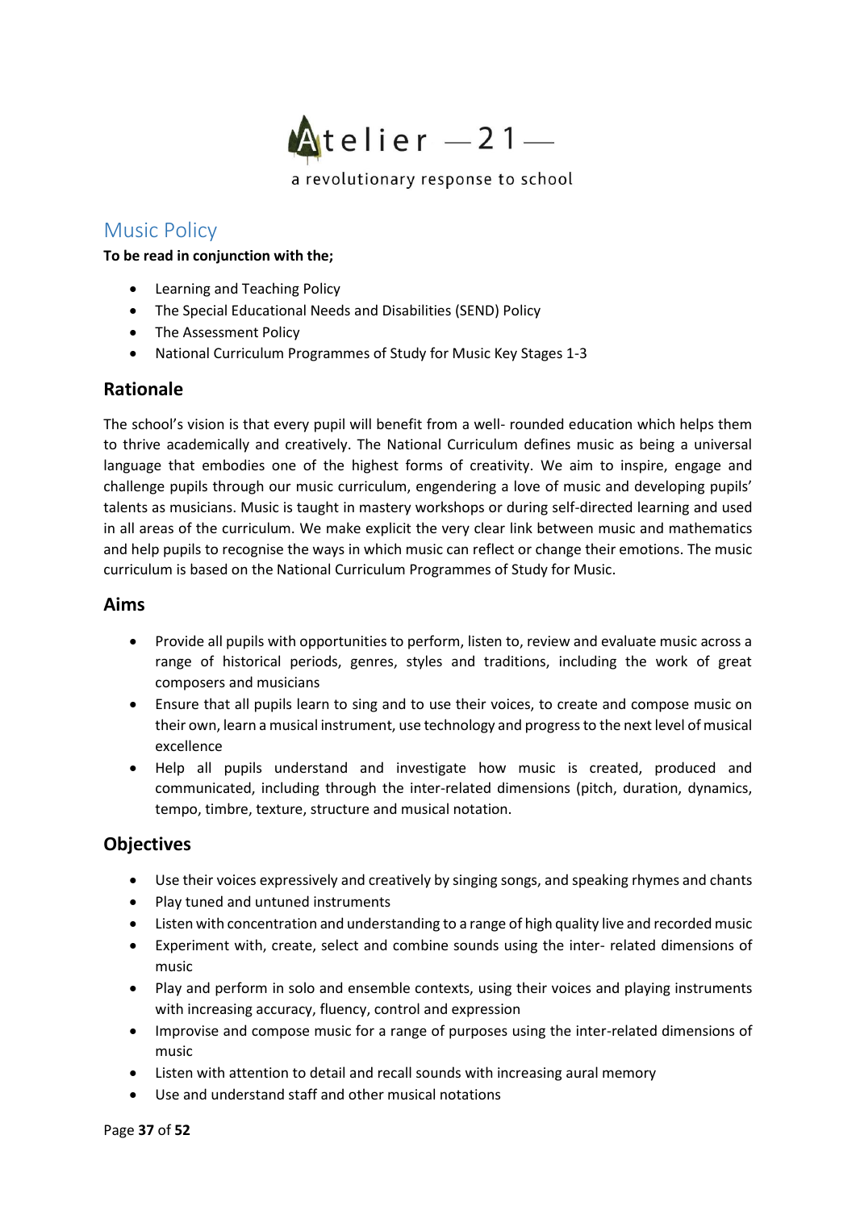Atelier —21—

a revolutionary response to school

# Music Policy

**To be read in conjunction with the;**

- Learning and Teaching Policy
- The Special Educational Needs and Disabilities (SEND) Policy
- The Assessment Policy
- National Curriculum Programmes of Study for Music Key Stages 1-3

## Rationale

The school's vision is that every pupil will benefit from a well- rounded education which helps them to thrive academically and creatively. The National Curriculum defines music as being a universal language that embodies one of the highest forms of creativity. We aim to inspire, engage and challenge pupils through our music curriculum, engendering a love of music and developing pupils' talents as musicians. Music is taught in mastery workshops or during self-directed learning and used in all areas of the curriculum. We make explicit the very clear link between music and mathematics and help pupils to recognise the ways in which music can reflect or change their emotions. The music curriculum is based on the National Curriculum Programmes of Study for Music.

## Aims

- Provide all pupils with opportunities to perform, listen to, review and evaluate music across a range of historical periods, genres, styles and traditions, including the work of great composers and musicians
- Ensure that all pupils learn to sing and to use their voices, to create and compose music on their own, learn a musical instrument, use technology and progress to the next level of musical excellence
- Help all pupils understand and investigate how music is created, produced and communicated, including through the inter-related dimensions (pitch, duration, dynamics, tempo, timbre, texture, structure and musical notation.

## Objectives

- Use their voices expressively and creatively by singing songs, and speaking rhymes and chants
- Play tuned and untuned instruments
- Listen with concentration and understanding to a range of high quality live and recorded music
- Experiment with, create, select and combine sounds using the inter- related dimensions of music
- Play and perform in solo and ensemble contexts, using their voices and playing instruments with increasing accuracy, fluency, control and expression
- Improvise and compose music for a range of purposes using the inter-related dimensions of music
- Listen with attention to detail and recall sounds with increasing aural memory
- Use and understand staff and other musical notations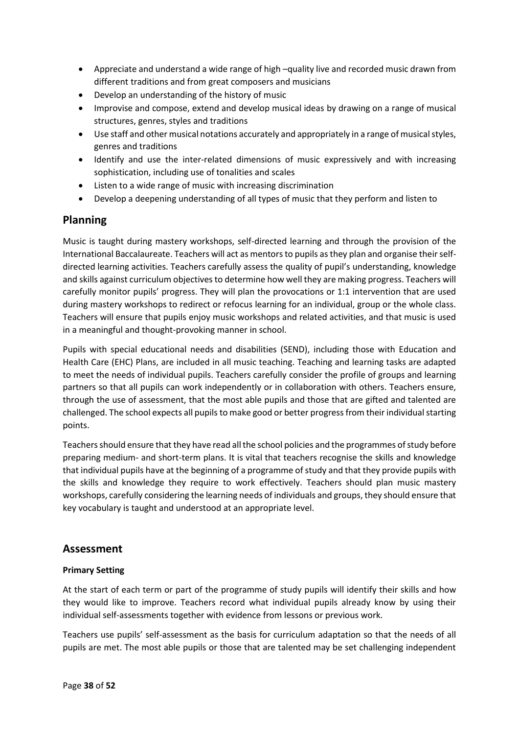- Appreciate and understand a wide range of high –quality live and recorded music drawn from different traditions and from great composers and musicians
- Develop an understanding of the history of music
- Improvise and compose, extend and develop musical ideas by drawing on a range of musical structures, genres, styles and traditions
- Use staff and other musical notations accurately and appropriately in a range of musical styles, genres and traditions
- Identify and use the inter-related dimensions of music expressively and with increasing sophistication, including use of tonalities and scales
- Listen to a wide range of music with increasing discrimination
- Develop a deepening understanding of all types of music that they perform and listen to

## Planning

Music is taught during mastery workshops, self-directed learning and through the provision of the International Baccalaureate. Teachers will act as mentors to pupils as they plan and organise their self-directed learning activities. Teachers carefully assess the quality of pupil's understanding, knowledge and skills against curriculum objectives to determine how well they are making progress. Teachers will carefully monitor pupils' progress. They will plan the provocations or 1:1 intervention that are used during mastery workshops to redirect or refocus learning for an individual, group or the whole class. Teachers will ensure that pupils enjoy music workshops and related activities, and that music is used in a meaningful and thought-provoking manner in school.

Pupils with special educational needs and disabilities (SEND), including those with Education and Health Care (EHC) Plans, are included in all music teaching. Teaching and learning tasks are adapted to meet the needs of individual pupils. Teachers carefully consider the profile of groups and learning partners so that all pupils can work independently or in collaboration with others. Teachers ensure, through the use of assessment, that the most able pupils and those that are gifted and talented are challenged. The school expects all pupils to make good or better progress from their individual starting points.

Teachers should ensure that they have read all the school policies and the programmes of study before preparing medium- and short-term plans. It is vital that teachers recognise the skills and knowledge that individual pupils have at the beginning of a programme of study and that they provide pupils with the skills and knowledge they require to work effectively. Teachers should plan music mastery workshops, carefully considering the learning needs of individuals and groups, they should ensure that key vocabulary is taught and understood at an appropriate level.

## Assessment

**Primary Setting**

At the start of each term or part of the programme of study pupils will identify their skills and how they would like to improve. Teachers record what individual pupils already know by using their individual self-assessments together with evidence from lessons or previous work.

Teachers use pupils' self-assessment as the basis for curriculum adaptation so that the needs of all pupils are met. The most able pupils or those that are talented may be set challenging independent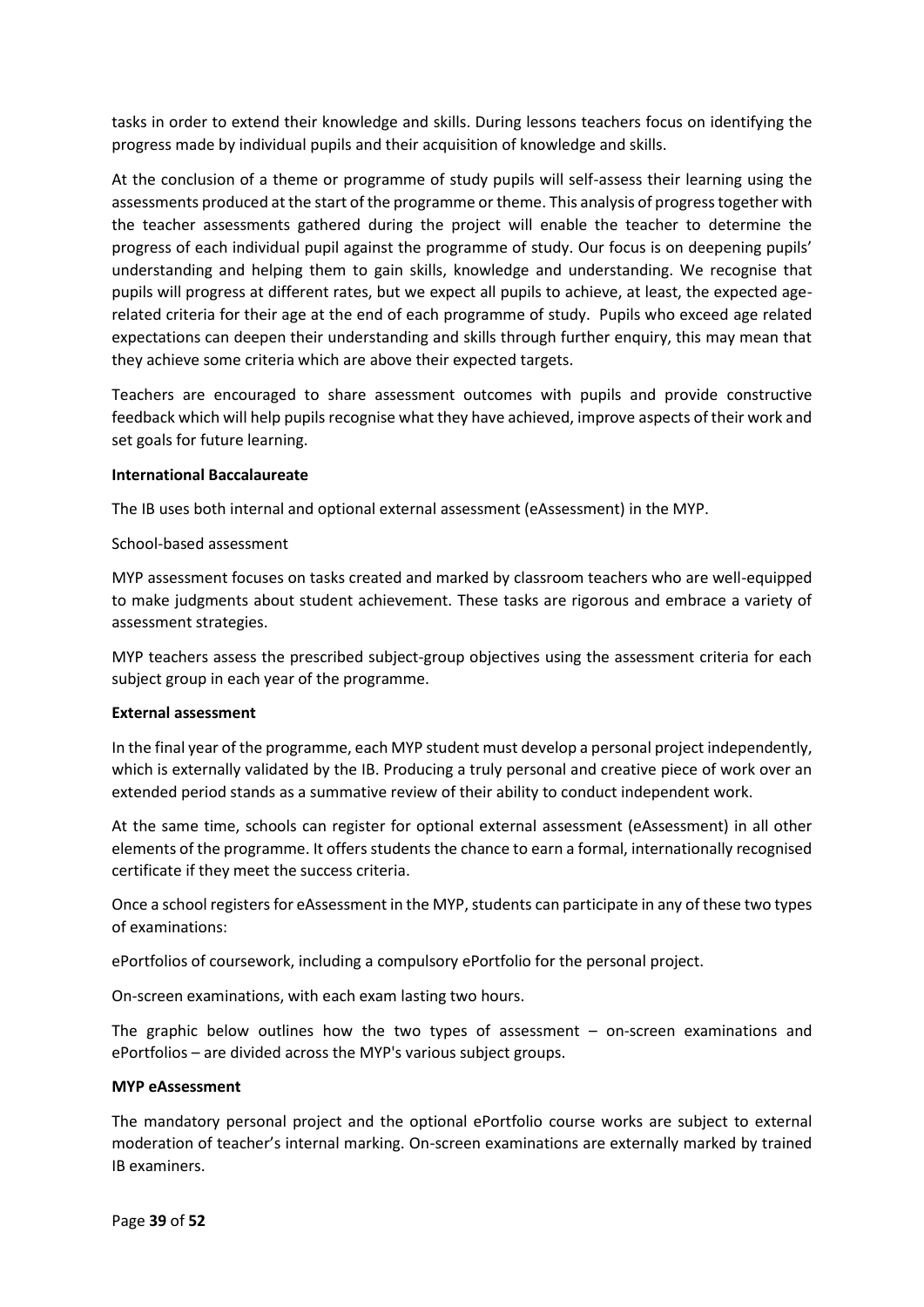tasks in order to extend their knowledge and skills. During lessons teachers focus on identifying the progress made by individual pupils and their acquisition of knowledge and skills.

At the conclusion of a theme or programme of study pupils will self-assess their learning using the assessments produced at the start of the programme or theme. This analysis of progress together with the teacher assessments gathered during the project will enable the teacher to determine the progress of each individual pupil against the programme of study. Our focus is on deepening pupils' understanding and helping them to gain skills, knowledge and understanding. We recognise that pupils will progress at different rates, but we expect all pupils to achieve, at least, the expected age-related criteria for their age at the end of each programme of study. Pupils who exceed age related expectations can deepen their understanding and skills through further enquiry, this may mean that they achieve some criteria which are above their expected targets.

Teachers are encouraged to share assessment outcomes with pupils and provide constructive feedback which will help pupils recognise what they have achieved, improve aspects of their work and set goals for future learning.

**International Baccalaureate**

The IB uses both internal and optional external assessment (eAssessment) in the MYP.

School-based assessment

MYP assessment focuses on tasks created and marked by classroom teachers who are well-equipped to make judgments about student achievement. These tasks are rigorous and embrace a variety of assessment strategies.

MYP teachers assess the prescribed subject-group objectives using the assessment criteria for each subject group in each year of the programme.

**External assessment**

In the final year of the programme, each MYP student must develop a personal project independently, which is externally validated by the IB. Producing a truly personal and creative piece of work over an extended period stands as a summative review of their ability to conduct independent work.

At the same time, schools can register for optional external assessment (eAssessment) in all other elements of the programme. It offers students the chance to earn a formal, internationally recognised certificate if they meet the success criteria.

Once a school registers for eAssessment in the MYP, students can participate in any of these two types of examinations:

ePortfolios of coursework, including a compulsory ePortfolio for the personal project.

On-screen examinations, with each exam lasting two hours.

The graphic below outlines how the two types of assessment – on-screen examinations and ePortfolios – are divided across the MYP's various subject groups.

**MYP eAssessment**

The mandatory personal project and the optional ePortfolio course works are subject to external moderation of teacher's internal marking. On-screen examinations are externally marked by trained IB examiners.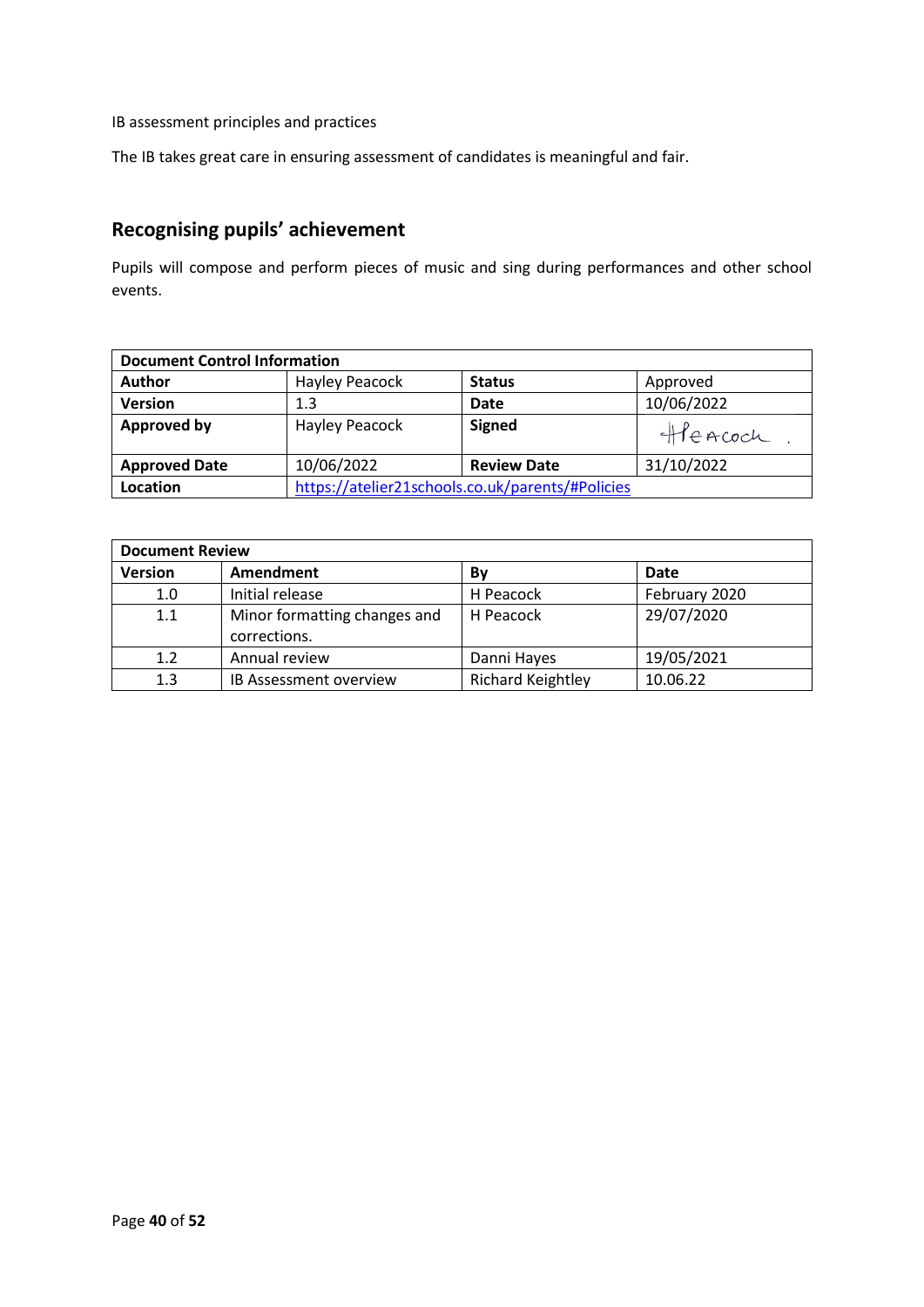IB assessment principles and practices

The IB takes great care in ensuring assessment of candidates is meaningful and fair.

## Recognising pupils' achievement

Pupils will compose and perform pieces of music and sing during performances and other school events.

| **Document Control Information** | | | |
|---|---|---|---|
| **Author** | Hayley Peacock | **Status** | Approved |
| **Version** | 1.3 | **Date** | 10/06/2022 |
| **Approved by** | Hayley Peacock | **Signed** | HPeacock |
| **Approved Date** | 10/06/2022 | **Review Date** | 31/10/2022 |
| **Location** | https://atelier21schools.co.uk/parents/#Policies | | |

| **Document Review** | | | |
|---|---|---|---|
| **Version** | **Amendment** | **By** | **Date** |
| 1.0 | Initial release | H Peacock | February 2020 |
| 1.1 | Minor formatting changes and corrections. | H Peacock | 29/07/2020 |
| 1.2 | Annual review | Danni Hayes | 19/05/2021 |
| 1.3 | IB Assessment overview | Richard Keightley | 10.06.22 |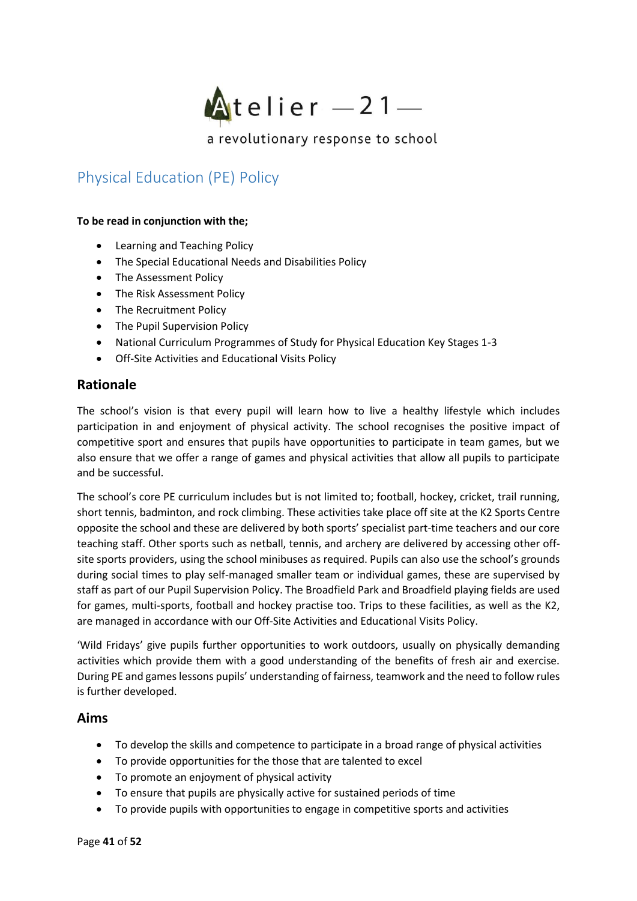Atelier —21—

a revolutionary response to school

# Physical Education (PE) Policy

**To be read in conjunction with the;**

- Learning and Teaching Policy
- The Special Educational Needs and Disabilities Policy
- The Assessment Policy
- The Risk Assessment Policy
- The Recruitment Policy
- The Pupil Supervision Policy
- National Curriculum Programmes of Study for Physical Education Key Stages 1-3
- Off-Site Activities and Educational Visits Policy

## Rationale

The school's vision is that every pupil will learn how to live a healthy lifestyle which includes participation in and enjoyment of physical activity. The school recognises the positive impact of competitive sport and ensures that pupils have opportunities to participate in team games, but we also ensure that we offer a range of games and physical activities that allow all pupils to participate and be successful.

The school's core PE curriculum includes but is not limited to; football, hockey, cricket, trail running, short tennis, badminton, and rock climbing. These activities take place off site at the K2 Sports Centre opposite the school and these are delivered by both sports' specialist part-time teachers and our core teaching staff. Other sports such as netball, tennis, and archery are delivered by accessing other off-site sports providers, using the school minibuses as required. Pupils can also use the school's grounds during social times to play self-managed smaller team or individual games, these are supervised by staff as part of our Pupil Supervision Policy. The Broadfield Park and Broadfield playing fields are used for games, multi-sports, football and hockey practise too. Trips to these facilities, as well as the K2, are managed in accordance with our Off-Site Activities and Educational Visits Policy.

'Wild Fridays' give pupils further opportunities to work outdoors, usually on physically demanding activities which provide them with a good understanding of the benefits of fresh air and exercise. During PE and games lessons pupils' understanding of fairness, teamwork and the need to follow rules is further developed.

## Aims

- To develop the skills and competence to participate in a broad range of physical activities
- To provide opportunities for the those that are talented to excel
- To promote an enjoyment of physical activity
- To ensure that pupils are physically active for sustained periods of time
- To provide pupils with opportunities to engage in competitive sports and activities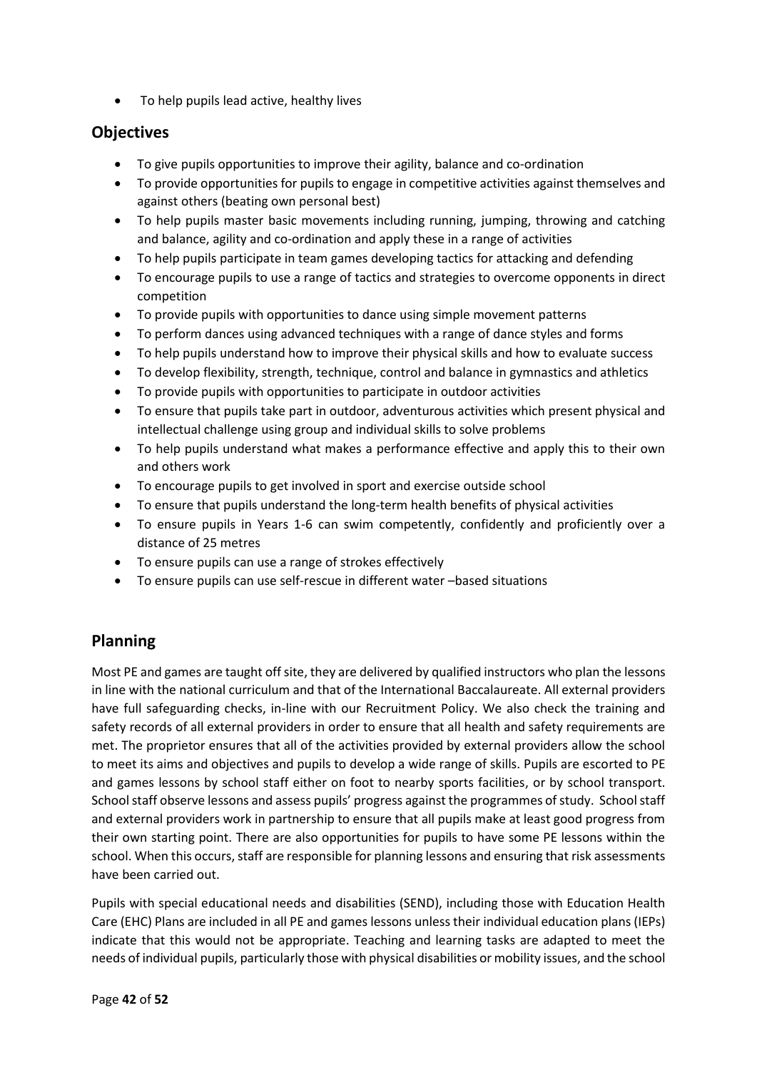- To help pupils lead active, healthy lives

## Objectives

- To give pupils opportunities to improve their agility, balance and co-ordination
- To provide opportunities for pupils to engage in competitive activities against themselves and against others (beating own personal best)
- To help pupils master basic movements including running, jumping, throwing and catching and balance, agility and co-ordination and apply these in a range of activities
- To help pupils participate in team games developing tactics for attacking and defending
- To encourage pupils to use a range of tactics and strategies to overcome opponents in direct competition
- To provide pupils with opportunities to dance using simple movement patterns
- To perform dances using advanced techniques with a range of dance styles and forms
- To help pupils understand how to improve their physical skills and how to evaluate success
- To develop flexibility, strength, technique, control and balance in gymnastics and athletics
- To provide pupils with opportunities to participate in outdoor activities
- To ensure that pupils take part in outdoor, adventurous activities which present physical and intellectual challenge using group and individual skills to solve problems
- To help pupils understand what makes a performance effective and apply this to their own and others work
- To encourage pupils to get involved in sport and exercise outside school
- To ensure that pupils understand the long-term health benefits of physical activities
- To ensure pupils in Years 1-6 can swim competently, confidently and proficiently over a distance of 25 metres
- To ensure pupils can use a range of strokes effectively
- To ensure pupils can use self-rescue in different water –based situations

## Planning

Most PE and games are taught off site, they are delivered by qualified instructors who plan the lessons in line with the national curriculum and that of the International Baccalaureate. All external providers have full safeguarding checks, in-line with our Recruitment Policy. We also check the training and safety records of all external providers in order to ensure that all health and safety requirements are met. The proprietor ensures that all of the activities provided by external providers allow the school to meet its aims and objectives and pupils to develop a wide range of skills. Pupils are escorted to PE and games lessons by school staff either on foot to nearby sports facilities, or by school transport. School staff observe lessons and assess pupils' progress against the programmes of study. School staff and external providers work in partnership to ensure that all pupils make at least good progress from their own starting point. There are also opportunities for pupils to have some PE lessons within the school. When this occurs, staff are responsible for planning lessons and ensuring that risk assessments have been carried out.

Pupils with special educational needs and disabilities (SEND), including those with Education Health Care (EHC) Plans are included in all PE and games lessons unless their individual education plans (IEPs) indicate that this would not be appropriate. Teaching and learning tasks are adapted to meet the needs of individual pupils, particularly those with physical disabilities or mobility issues, and the school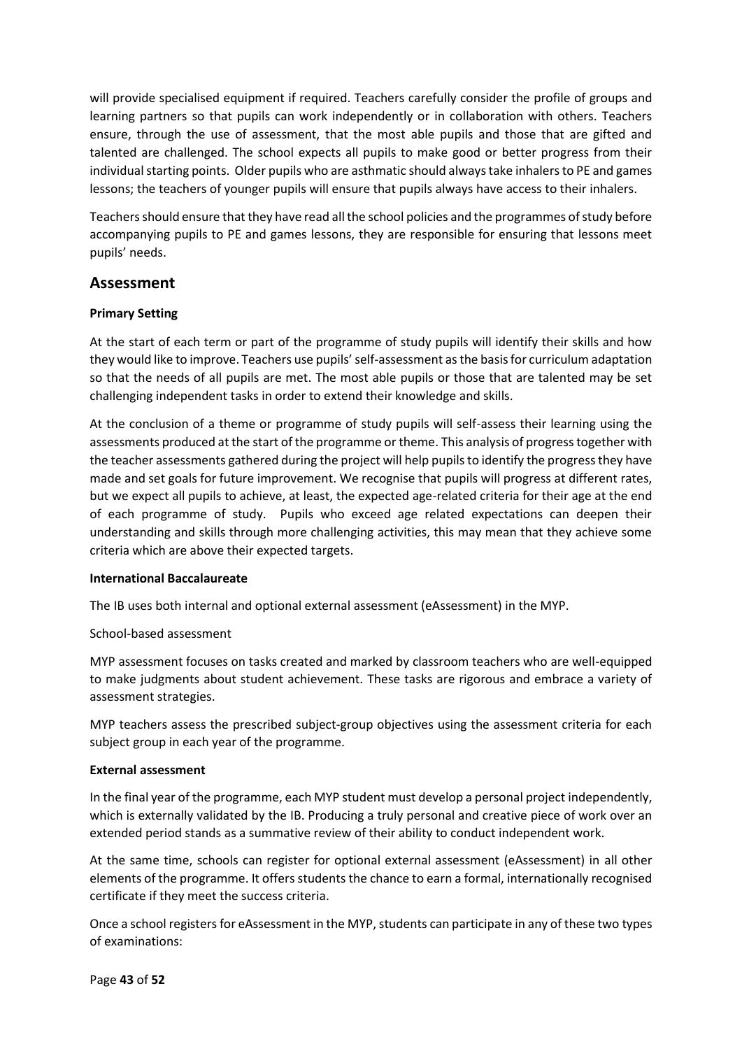will provide specialised equipment if required. Teachers carefully consider the profile of groups and learning partners so that pupils can work independently or in collaboration with others. Teachers ensure, through the use of assessment, that the most able pupils and those that are gifted and talented are challenged. The school expects all pupils to make good or better progress from their individual starting points. Older pupils who are asthmatic should always take inhalers to PE and games lessons; the teachers of younger pupils will ensure that pupils always have access to their inhalers.

Teachers should ensure that they have read all the school policies and the programmes of study before accompanying pupils to PE and games lessons, they are responsible for ensuring that lessons meet pupils' needs.

## Assessment

**Primary Setting**

At the start of each term or part of the programme of study pupils will identify their skills and how they would like to improve. Teachers use pupils' self-assessment as the basis for curriculum adaptation so that the needs of all pupils are met. The most able pupils or those that are talented may be set challenging independent tasks in order to extend their knowledge and skills.

At the conclusion of a theme or programme of study pupils will self-assess their learning using the assessments produced at the start of the programme or theme. This analysis of progress together with the teacher assessments gathered during the project will help pupils to identify the progress they have made and set goals for future improvement. We recognise that pupils will progress at different rates, but we expect all pupils to achieve, at least, the expected age-related criteria for their age at the end of each programme of study. Pupils who exceed age related expectations can deepen their understanding and skills through more challenging activities, this may mean that they achieve some criteria which are above their expected targets.

**International Baccalaureate**

The IB uses both internal and optional external assessment (eAssessment) in the MYP.

School-based assessment

MYP assessment focuses on tasks created and marked by classroom teachers who are well-equipped to make judgments about student achievement. These tasks are rigorous and embrace a variety of assessment strategies.

MYP teachers assess the prescribed subject-group objectives using the assessment criteria for each subject group in each year of the programme.

**External assessment**

In the final year of the programme, each MYP student must develop a personal project independently, which is externally validated by the IB. Producing a truly personal and creative piece of work over an extended period stands as a summative review of their ability to conduct independent work.

At the same time, schools can register for optional external assessment (eAssessment) in all other elements of the programme. It offers students the chance to earn a formal, internationally recognised certificate if they meet the success criteria.

Once a school registers for eAssessment in the MYP, students can participate in any of these two types of examinations: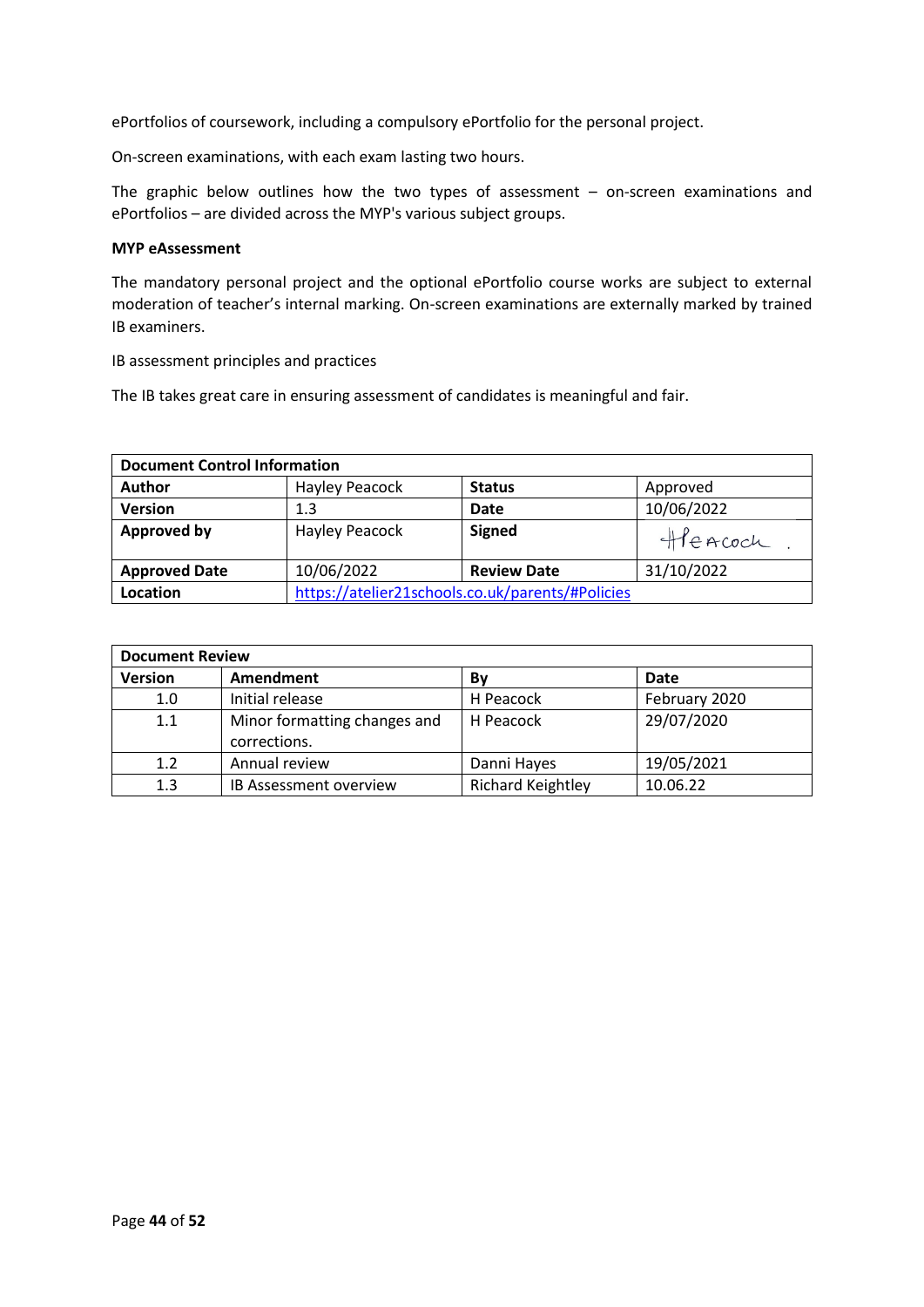ePortfolios of coursework, including a compulsory ePortfolio for the personal project.

On-screen examinations, with each exam lasting two hours.

The graphic below outlines how the two types of assessment – on-screen examinations and ePortfolios – are divided across the MYP's various subject groups.

**MYP eAssessment**

The mandatory personal project and the optional ePortfolio course works are subject to external moderation of teacher's internal marking. On-screen examinations are externally marked by trained IB examiners.

IB assessment principles and practices

The IB takes great care in ensuring assessment of candidates is meaningful and fair.

| **Document Control Information** | | | |
|---|---|---|---|
| **Author** | Hayley Peacock | **Status** | Approved |
| **Version** | 1.3 | **Date** | 10/06/2022 |
| **Approved by** | Hayley Peacock | **Signed** | HPeacock |
| **Approved Date** | 10/06/2022 | **Review Date** | 31/10/2022 |
| **Location** | https://atelier21schools.co.uk/parents/#Policies | | |

| **Document Review** | | | |
|---|---|---|---|
| **Version** | **Amendment** | **By** | **Date** |
| 1.0 | Initial release | H Peacock | February 2020 |
| 1.1 | Minor formatting changes and corrections. | H Peacock | 29/07/2020 |
| 1.2 | Annual review | Danni Hayes | 19/05/2021 |
| 1.3 | IB Assessment overview | Richard Keightley | 10.06.22 |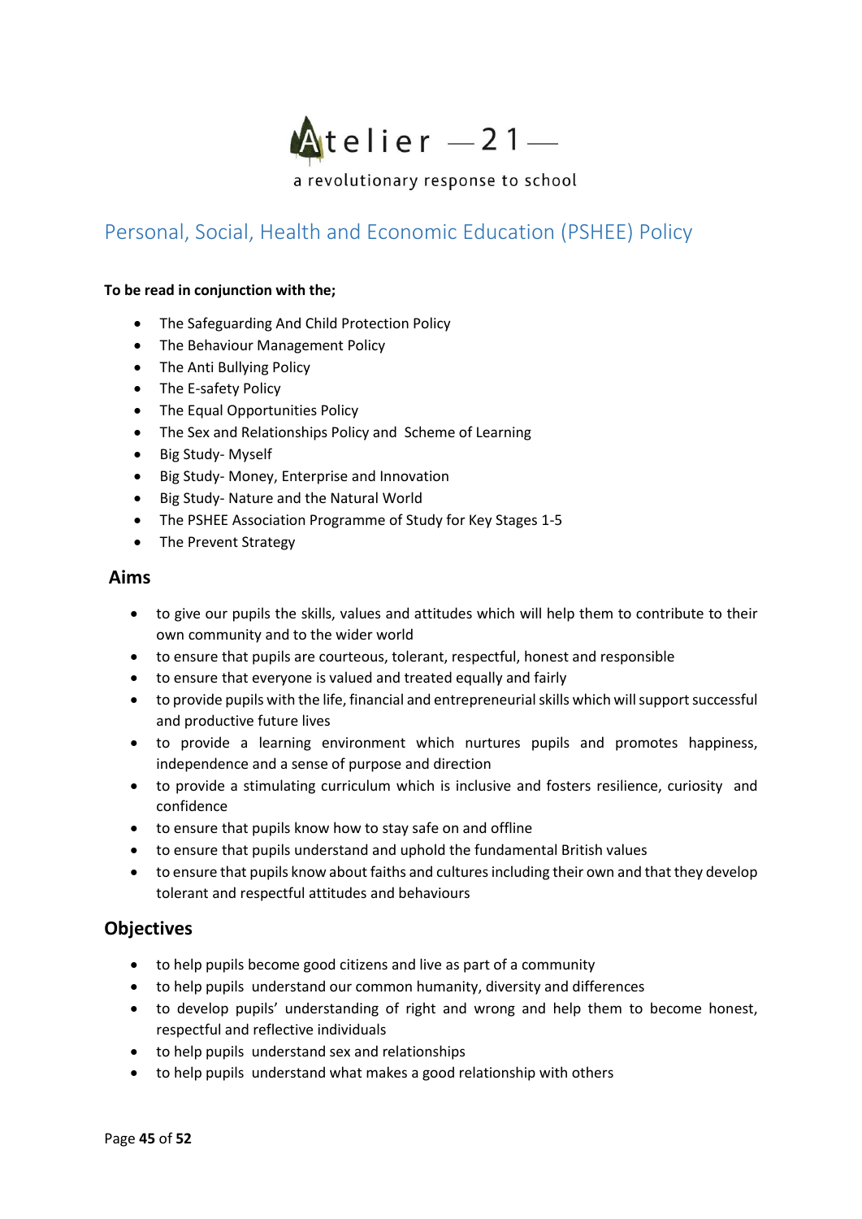Atelier —21—

a revolutionary response to school

# Personal, Social, Health and Economic Education (PSHEE) Policy

**To be read in conjunction with the;**

- The Safeguarding And Child Protection Policy
- The Behaviour Management Policy
- The Anti Bullying Policy
- The E-safety Policy
- The Equal Opportunities Policy
- The Sex and Relationships Policy and Scheme of Learning
- Big Study- Myself
- Big Study- Money, Enterprise and Innovation
- Big Study- Nature and the Natural World
- The PSHEE Association Programme of Study for Key Stages 1-5
- The Prevent Strategy

## Aims

- to give our pupils the skills, values and attitudes which will help them to contribute to their own community and to the wider world
- to ensure that pupils are courteous, tolerant, respectful, honest and responsible
- to ensure that everyone is valued and treated equally and fairly
- to provide pupils with the life, financial and entrepreneurial skills which will support successful and productive future lives
- to provide a learning environment which nurtures pupils and promotes happiness, independence and a sense of purpose and direction
- to provide a stimulating curriculum which is inclusive and fosters resilience, curiosity and confidence
- to ensure that pupils know how to stay safe on and offline
- to ensure that pupils understand and uphold the fundamental British values
- to ensure that pupils know about faiths and cultures including their own and that they develop tolerant and respectful attitudes and behaviours

## Objectives

- to help pupils become good citizens and live as part of a community
- to help pupils understand our common humanity, diversity and differences
- to develop pupils' understanding of right and wrong and help them to become honest, respectful and reflective individuals
- to help pupils understand sex and relationships
- to help pupils understand what makes a good relationship with others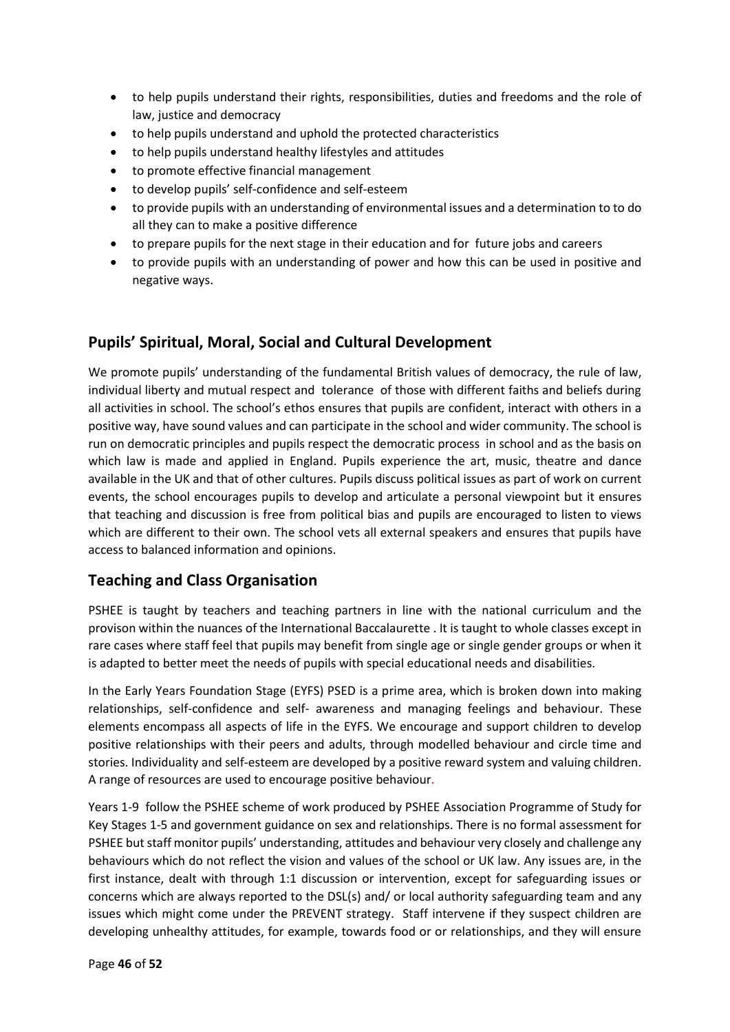- to help pupils understand their rights, responsibilities, duties and freedoms and the role of law, justice and democracy
- to help pupils understand and uphold the protected characteristics
- to help pupils understand healthy lifestyles and attitudes
- to promote effective financial management
- to develop pupils' self-confidence and self-esteem
- to provide pupils with an understanding of environmental issues and a determination to to do all they can to make a positive difference
- to prepare pupils for the next stage in their education and for future jobs and careers
- to provide pupils with an understanding of power and how this can be used in positive and negative ways.

## Pupils' Spiritual, Moral, Social and Cultural Development

We promote pupils' understanding of the fundamental British values of democracy, the rule of law, individual liberty and mutual respect and tolerance of those with different faiths and beliefs during all activities in school. The school's ethos ensures that pupils are confident, interact with others in a positive way, have sound values and can participate in the school and wider community. The school is run on democratic principles and pupils respect the democratic process in school and as the basis on which law is made and applied in England. Pupils experience the art, music, theatre and dance available in the UK and that of other cultures. Pupils discuss political issues as part of work on current events, the school encourages pupils to develop and articulate a personal viewpoint but it ensures that teaching and discussion is free from political bias and pupils are encouraged to listen to views which are different to their own. The school vets all external speakers and ensures that pupils have access to balanced information and opinions.

## Teaching and Class Organisation

PSHEE is taught by teachers and teaching partners in line with the national curriculum and the provison within the nuances of the International Baccalaurette . It is taught to whole classes except in rare cases where staff feel that pupils may benefit from single age or single gender groups or when it is adapted to better meet the needs of pupils with special educational needs and disabilities.

In the Early Years Foundation Stage (EYFS) PSED is a prime area, which is broken down into making relationships, self-confidence and self- awareness and managing feelings and behaviour. These elements encompass all aspects of life in the EYFS. We encourage and support children to develop positive relationships with their peers and adults, through modelled behaviour and circle time and stories. Individuality and self-esteem are developed by a positive reward system and valuing children. A range of resources are used to encourage positive behaviour.

Years 1-9 follow the PSHEE scheme of work produced by PSHEE Association Programme of Study for Key Stages 1-5 and government guidance on sex and relationships. There is no formal assessment for PSHEE but staff monitor pupils' understanding, attitudes and behaviour very closely and challenge any behaviours which do not reflect the vision and values of the school or UK law. Any issues are, in the first instance, dealt with through 1:1 discussion or intervention, except for safeguarding issues or concerns which are always reported to the DSL(s) and/ or local authority safeguarding team and any issues which might come under the PREVENT strategy. Staff intervene if they suspect children are developing unhealthy attitudes, for example, towards food or or relationships, and they will ensure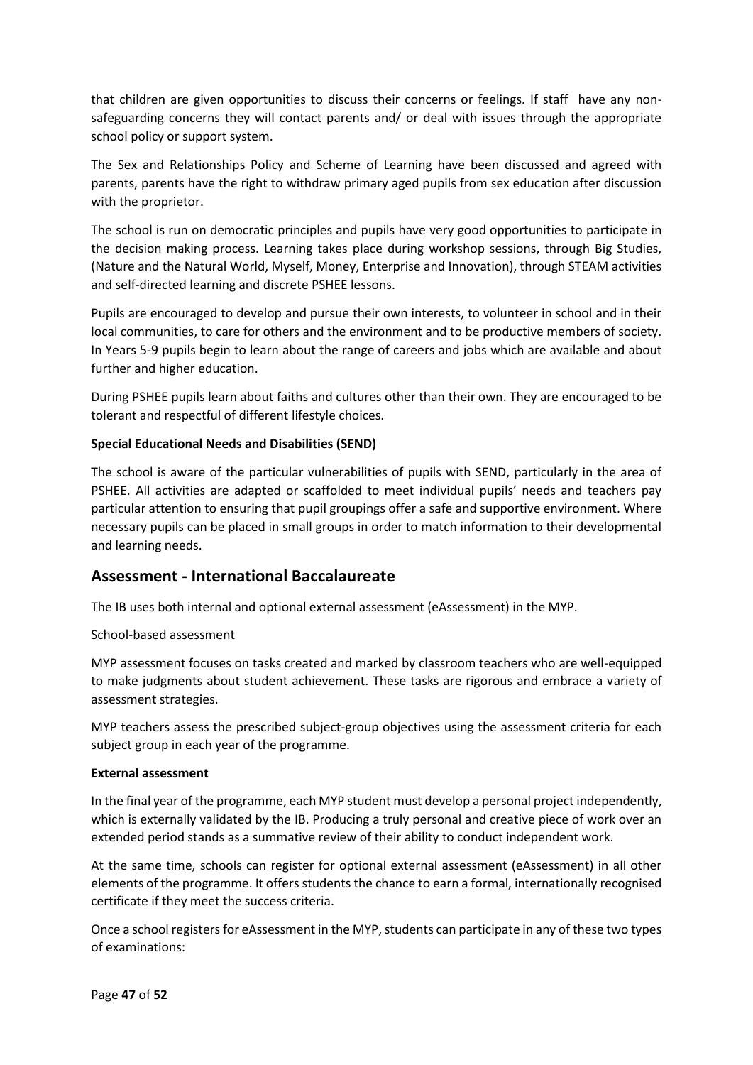that children are given opportunities to discuss their concerns or feelings. If staff have any non-safeguarding concerns they will contact parents and/ or deal with issues through the appropriate school policy or support system.

The Sex and Relationships Policy and Scheme of Learning have been discussed and agreed with parents, parents have the right to withdraw primary aged pupils from sex education after discussion with the proprietor.

The school is run on democratic principles and pupils have very good opportunities to participate in the decision making process. Learning takes place during workshop sessions, through Big Studies, (Nature and the Natural World, Myself, Money, Enterprise and Innovation), through STEAM activities and self-directed learning and discrete PSHEE lessons.

Pupils are encouraged to develop and pursue their own interests, to volunteer in school and in their local communities, to care for others and the environment and to be productive members of society. In Years 5-9 pupils begin to learn about the range of careers and jobs which are available and about further and higher education.

During PSHEE pupils learn about faiths and cultures other than their own. They are encouraged to be tolerant and respectful of different lifestyle choices.

**Special Educational Needs and Disabilities (SEND)**

The school is aware of the particular vulnerabilities of pupils with SEND, particularly in the area of PSHEE. All activities are adapted or scaffolded to meet individual pupils' needs and teachers pay particular attention to ensuring that pupil groupings offer a safe and supportive environment. Where necessary pupils can be placed in small groups in order to match information to their developmental and learning needs.

## Assessment - International Baccalaureate

The IB uses both internal and optional external assessment (eAssessment) in the MYP.

School-based assessment

MYP assessment focuses on tasks created and marked by classroom teachers who are well-equipped to make judgments about student achievement. These tasks are rigorous and embrace a variety of assessment strategies.

MYP teachers assess the prescribed subject-group objectives using the assessment criteria for each subject group in each year of the programme.

**External assessment**

In the final year of the programme, each MYP student must develop a personal project independently, which is externally validated by the IB. Producing a truly personal and creative piece of work over an extended period stands as a summative review of their ability to conduct independent work.

At the same time, schools can register for optional external assessment (eAssessment) in all other elements of the programme. It offers students the chance to earn a formal, internationally recognised certificate if they meet the success criteria.

Once a school registers for eAssessment in the MYP, students can participate in any of these two types of examinations: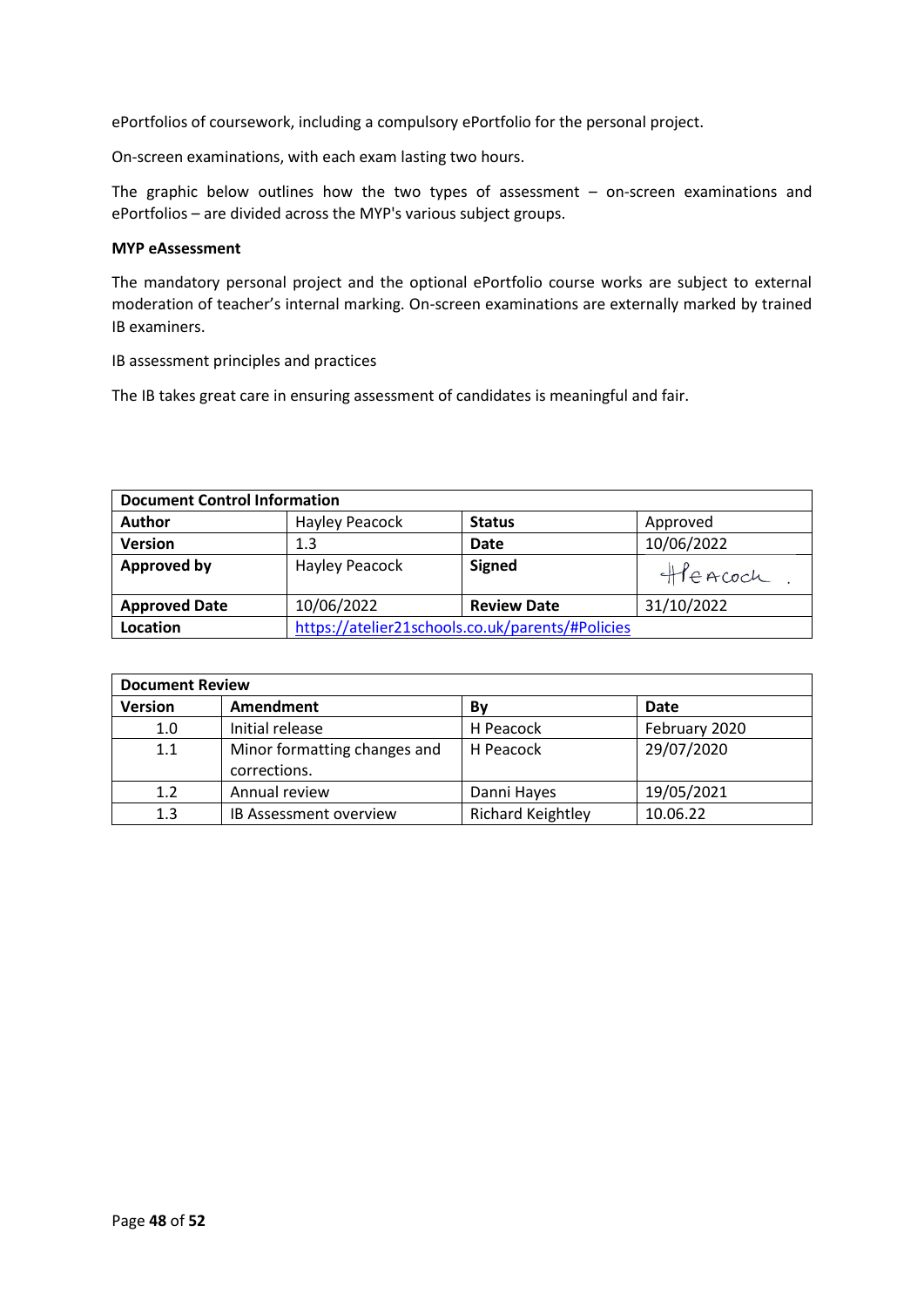ePortfolios of coursework, including a compulsory ePortfolio for the personal project.

On-screen examinations, with each exam lasting two hours.

The graphic below outlines how the two types of assessment – on-screen examinations and ePortfolios – are divided across the MYP's various subject groups.

**MYP eAssessment**

The mandatory personal project and the optional ePortfolio course works are subject to external moderation of teacher's internal marking. On-screen examinations are externally marked by trained IB examiners.

IB assessment principles and practices

The IB takes great care in ensuring assessment of candidates is meaningful and fair.

| Document Control Information | | | |
|---|---|---|---|
| **Author** | Hayley Peacock | **Status** | Approved |
| **Version** | 1.3 | **Date** | 10/06/2022 |
| **Approved by** | Hayley Peacock | **Signed** | HPeacock |
| **Approved Date** | 10/06/2022 | **Review Date** | 31/10/2022 |
| **Location** | https://atelier21schools.co.uk/parents/#Policies | | |

| Document Review | | | |
|---|---|---|---|
| **Version** | **Amendment** | **By** | **Date** |
| 1.0 | Initial release | H Peacock | February 2020 |
| 1.1 | Minor formatting changes and corrections. | H Peacock | 29/07/2020 |
| 1.2 | Annual review | Danni Hayes | 19/05/2021 |
| 1.3 | IB Assessment overview | Richard Keightley | 10.06.22 |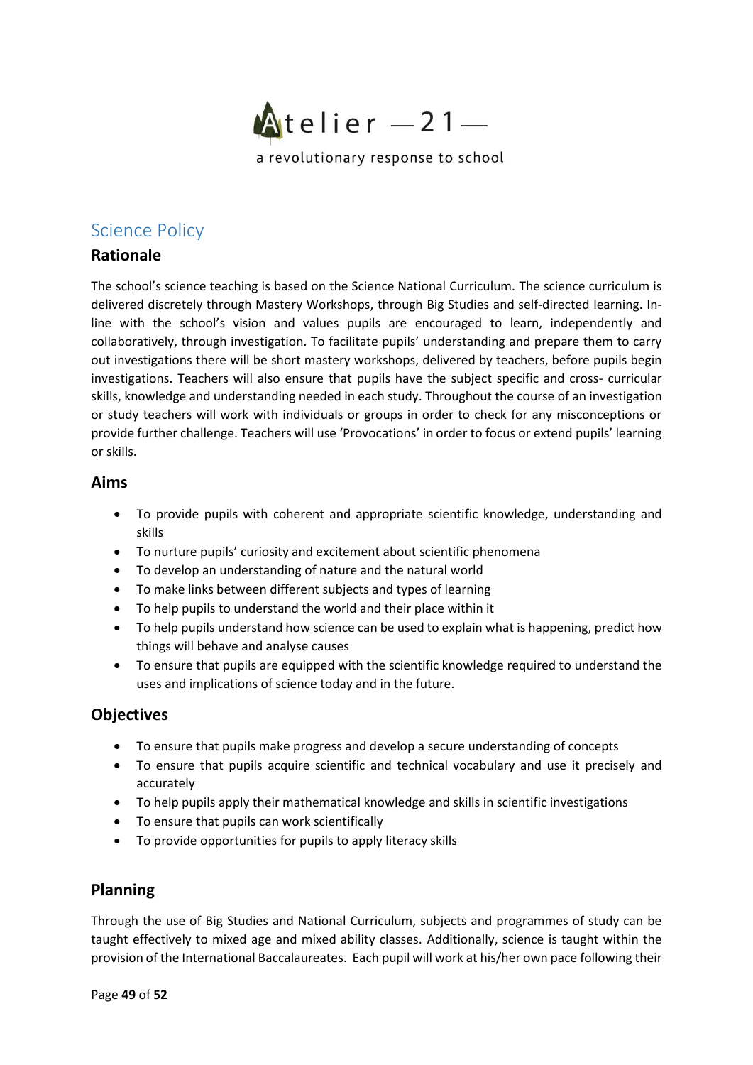Atelier —21—

a revolutionary response to school

# Science Policy

## Rationale

The school's science teaching is based on the Science National Curriculum. The science curriculum is delivered discretely through Mastery Workshops, through Big Studies and self-directed learning. In-line with the school's vision and values pupils are encouraged to learn, independently and collaboratively, through investigation. To facilitate pupils' understanding and prepare them to carry out investigations there will be short mastery workshops, delivered by teachers, before pupils begin investigations. Teachers will also ensure that pupils have the subject specific and cross- curricular skills, knowledge and understanding needed in each study. Throughout the course of an investigation or study teachers will work with individuals or groups in order to check for any misconceptions or provide further challenge. Teachers will use 'Provocations' in order to focus or extend pupils' learning or skills.

## Aims

- To provide pupils with coherent and appropriate scientific knowledge, understanding and skills
- To nurture pupils' curiosity and excitement about scientific phenomena
- To develop an understanding of nature and the natural world
- To make links between different subjects and types of learning
- To help pupils to understand the world and their place within it
- To help pupils understand how science can be used to explain what is happening, predict how things will behave and analyse causes
- To ensure that pupils are equipped with the scientific knowledge required to understand the uses and implications of science today and in the future.

## Objectives

- To ensure that pupils make progress and develop a secure understanding of concepts
- To ensure that pupils acquire scientific and technical vocabulary and use it precisely and accurately
- To help pupils apply their mathematical knowledge and skills in scientific investigations
- To ensure that pupils can work scientifically
- To provide opportunities for pupils to apply literacy skills

## Planning

Through the use of Big Studies and National Curriculum, subjects and programmes of study can be taught effectively to mixed age and mixed ability classes. Additionally, science is taught within the provision of the International Baccalaureates. Each pupil will work at his/her own pace following their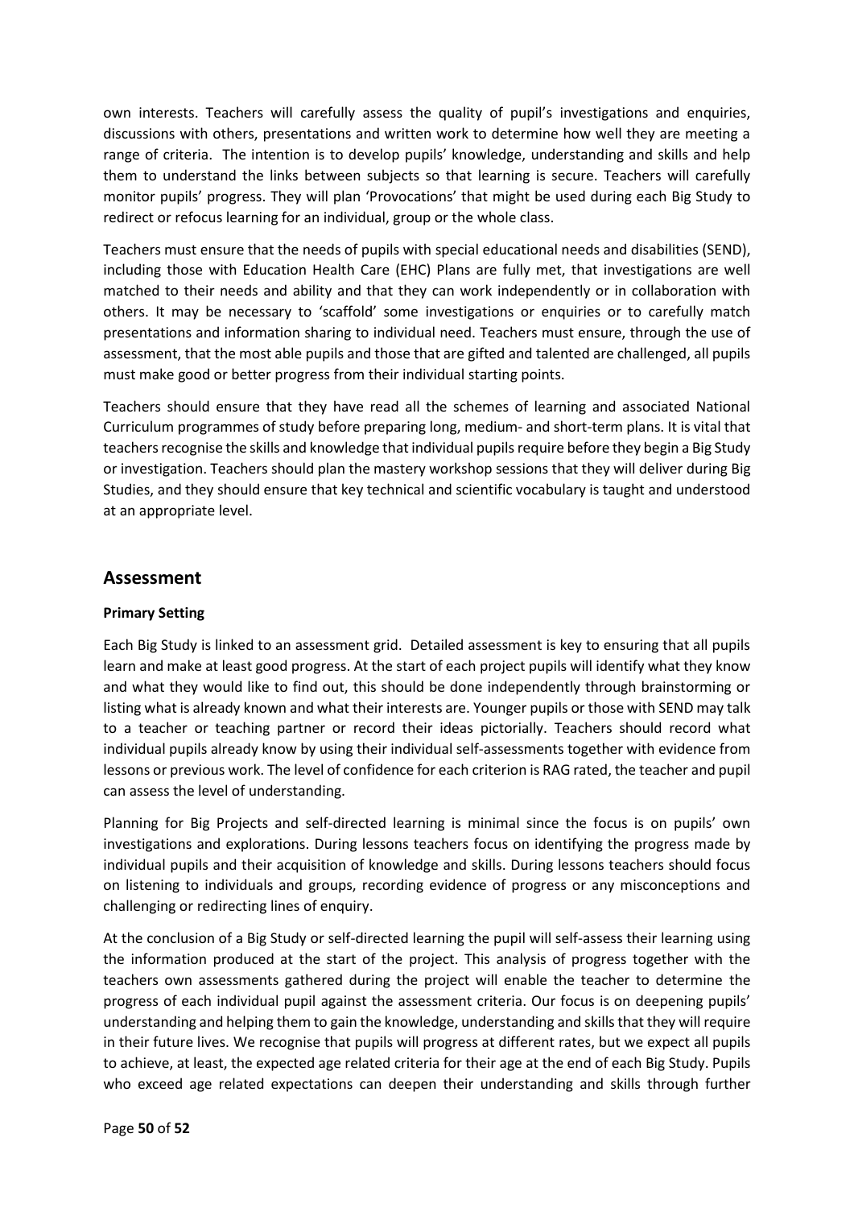own interests. Teachers will carefully assess the quality of pupil's investigations and enquiries, discussions with others, presentations and written work to determine how well they are meeting a range of criteria. The intention is to develop pupils' knowledge, understanding and skills and help them to understand the links between subjects so that learning is secure. Teachers will carefully monitor pupils' progress. They will plan 'Provocations' that might be used during each Big Study to redirect or refocus learning for an individual, group or the whole class.

Teachers must ensure that the needs of pupils with special educational needs and disabilities (SEND), including those with Education Health Care (EHC) Plans are fully met, that investigations are well matched to their needs and ability and that they can work independently or in collaboration with others. It may be necessary to 'scaffold' some investigations or enquiries or to carefully match presentations and information sharing to individual need. Teachers must ensure, through the use of assessment, that the most able pupils and those that are gifted and talented are challenged, all pupils must make good or better progress from their individual starting points.

Teachers should ensure that they have read all the schemes of learning and associated National Curriculum programmes of study before preparing long, medium- and short-term plans. It is vital that teachers recognise the skills and knowledge that individual pupils require before they begin a Big Study or investigation. Teachers should plan the mastery workshop sessions that they will deliver during Big Studies, and they should ensure that key technical and scientific vocabulary is taught and understood at an appropriate level.

## Assessment

**Primary Setting**

Each Big Study is linked to an assessment grid. Detailed assessment is key to ensuring that all pupils learn and make at least good progress. At the start of each project pupils will identify what they know and what they would like to find out, this should be done independently through brainstorming or listing what is already known and what their interests are. Younger pupils or those with SEND may talk to a teacher or teaching partner or record their ideas pictorially. Teachers should record what individual pupils already know by using their individual self-assessments together with evidence from lessons or previous work. The level of confidence for each criterion is RAG rated, the teacher and pupil can assess the level of understanding.

Planning for Big Projects and self-directed learning is minimal since the focus is on pupils' own investigations and explorations. During lessons teachers focus on identifying the progress made by individual pupils and their acquisition of knowledge and skills. During lessons teachers should focus on listening to individuals and groups, recording evidence of progress or any misconceptions and challenging or redirecting lines of enquiry.

At the conclusion of a Big Study or self-directed learning the pupil will self-assess their learning using the information produced at the start of the project. This analysis of progress together with the teachers own assessments gathered during the project will enable the teacher to determine the progress of each individual pupil against the assessment criteria. Our focus is on deepening pupils' understanding and helping them to gain the knowledge, understanding and skills that they will require in their future lives. We recognise that pupils will progress at different rates, but we expect all pupils to achieve, at least, the expected age related criteria for their age at the end of each Big Study. Pupils who exceed age related expectations can deepen their understanding and skills through further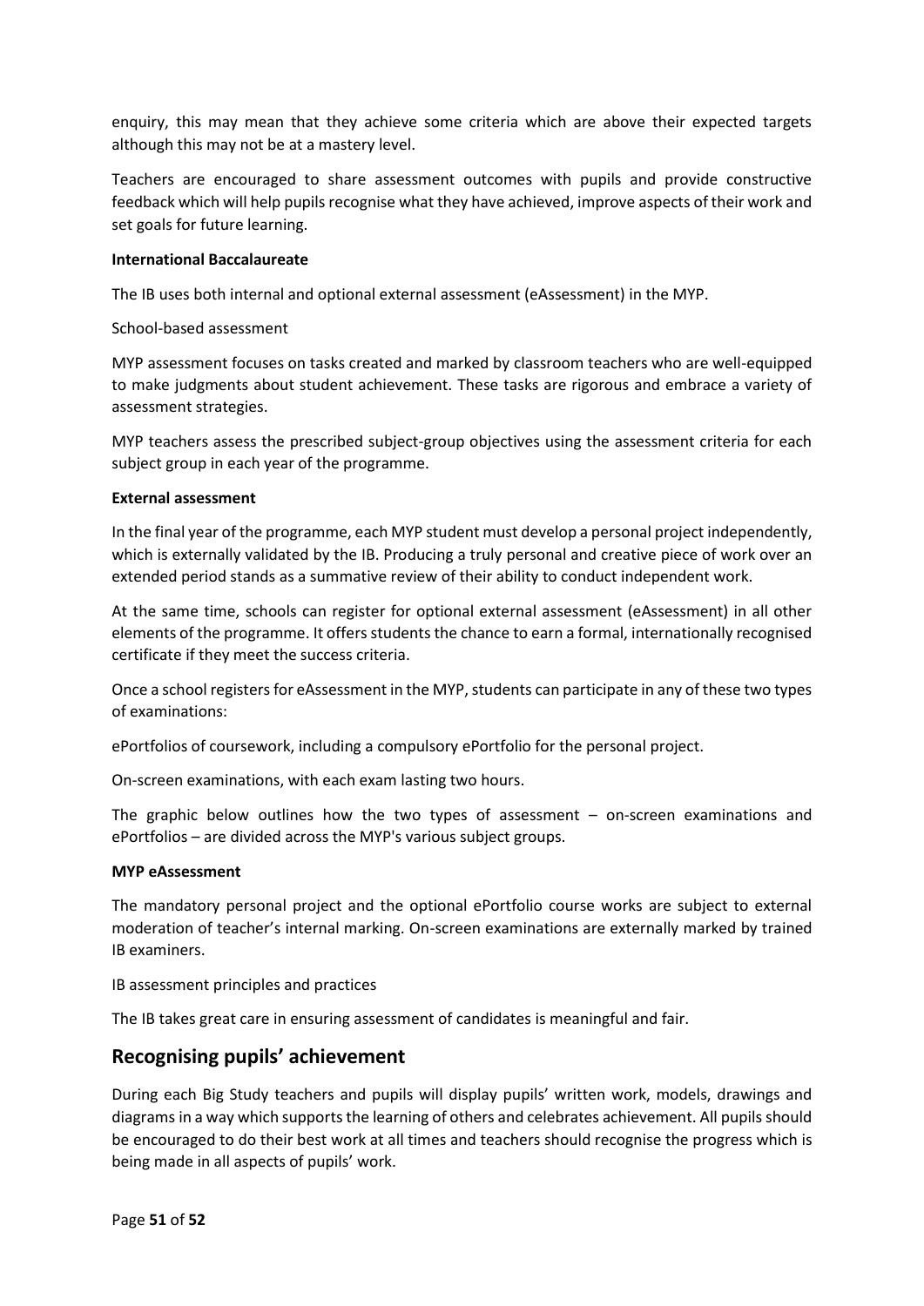enquiry, this may mean that they achieve some criteria which are above their expected targets although this may not be at a mastery level.

Teachers are encouraged to share assessment outcomes with pupils and provide constructive feedback which will help pupils recognise what they have achieved, improve aspects of their work and set goals for future learning.

**International Baccalaureate**

The IB uses both internal and optional external assessment (eAssessment) in the MYP.

School-based assessment

MYP assessment focuses on tasks created and marked by classroom teachers who are well-equipped to make judgments about student achievement. These tasks are rigorous and embrace a variety of assessment strategies.

MYP teachers assess the prescribed subject-group objectives using the assessment criteria for each subject group in each year of the programme.

**External assessment**

In the final year of the programme, each MYP student must develop a personal project independently, which is externally validated by the IB. Producing a truly personal and creative piece of work over an extended period stands as a summative review of their ability to conduct independent work.

At the same time, schools can register for optional external assessment (eAssessment) in all other elements of the programme. It offers students the chance to earn a formal, internationally recognised certificate if they meet the success criteria.

Once a school registers for eAssessment in the MYP, students can participate in any of these two types of examinations:

ePortfolios of coursework, including a compulsory ePortfolio for the personal project.

On-screen examinations, with each exam lasting two hours.

The graphic below outlines how the two types of assessment – on-screen examinations and ePortfolios – are divided across the MYP's various subject groups.

**MYP eAssessment**

The mandatory personal project and the optional ePortfolio course works are subject to external moderation of teacher's internal marking. On-screen examinations are externally marked by trained IB examiners.

IB assessment principles and practices

The IB takes great care in ensuring assessment of candidates is meaningful and fair.

## Recognising pupils' achievement

During each Big Study teachers and pupils will display pupils' written work, models, drawings and diagrams in a way which supports the learning of others and celebrates achievement. All pupils should be encouraged to do their best work at all times and teachers should recognise the progress which is being made in all aspects of pupils' work.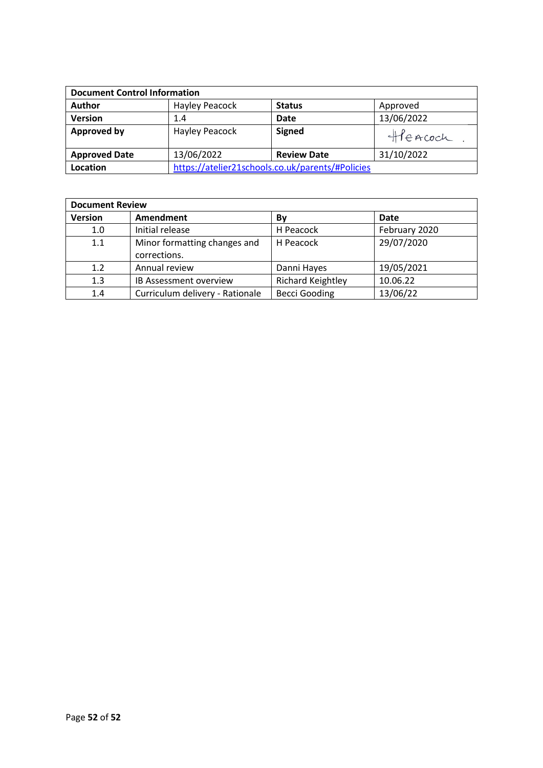| Document Control Information | | | |
|---|---|---|---|
| **Author** | Hayley Peacock | **Status** | Approved |
| **Version** | 1.4 | **Date** | 13/06/2022 |
| **Approved by** | Hayley Peacock | **Signed** | HPeacock |
| **Approved Date** | 13/06/2022 | **Review Date** | 31/10/2022 |
| **Location** | https://atelier21schools.co.uk/parents/#Policies | | |

| Document Review | | | |
|---|---|---|---|
| **Version** | **Amendment** | **By** | **Date** |
| 1.0 | Initial release | H Peacock | February 2020 |
| 1.1 | Minor formatting changes and corrections. | H Peacock | 29/07/2020 |
| 1.2 | Annual review | Danni Hayes | 19/05/2021 |
| 1.3 | IB Assessment overview | Richard Keightley | 10.06.22 |
| 1.4 | Curriculum delivery - Rationale | Becci Gooding | 13/06/22 |